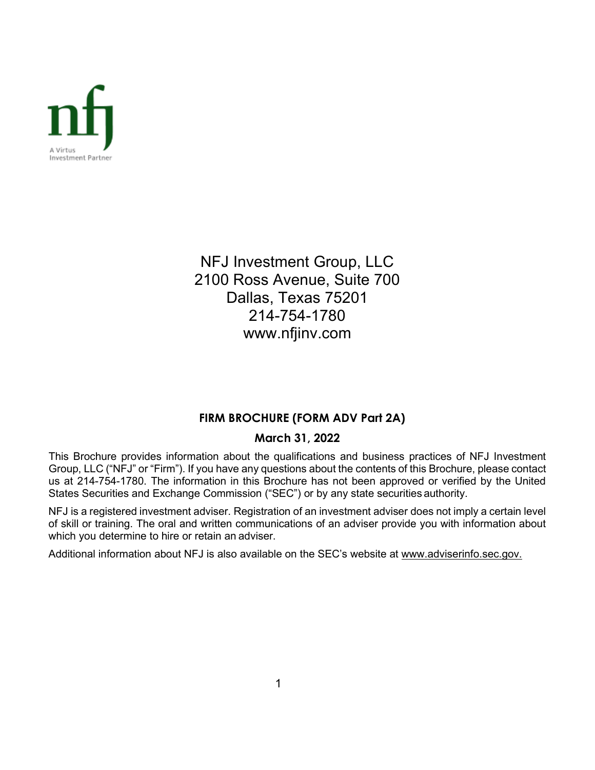nfj

A Virtus Investment Partner

NFJ Investment Group, LLC
2100 Ross Avenue, Suite 700
Dallas, Texas 75201
214-754-1780
www.nfjinv.com

**FIRM BROCHURE (FORM ADV Part 2A)**

**March 31, 2022**

This Brochure provides information about the qualifications and business practices of NFJ Investment Group, LLC ("NFJ" or "Firm"). If you have any questions about the contents of this Brochure, please contact us at 214-754-1780. The information in this Brochure has not been approved or verified by the United States Securities and Exchange Commission ("SEC") or by any state securities authority.

NFJ is a registered investment adviser. Registration of an investment adviser does not imply a certain level of skill or training. The oral and written communications of an adviser provide you with information about which you determine to hire or retain an adviser.

Additional information about NFJ is also available on the SEC's website at www.adviserinfo.sec.gov.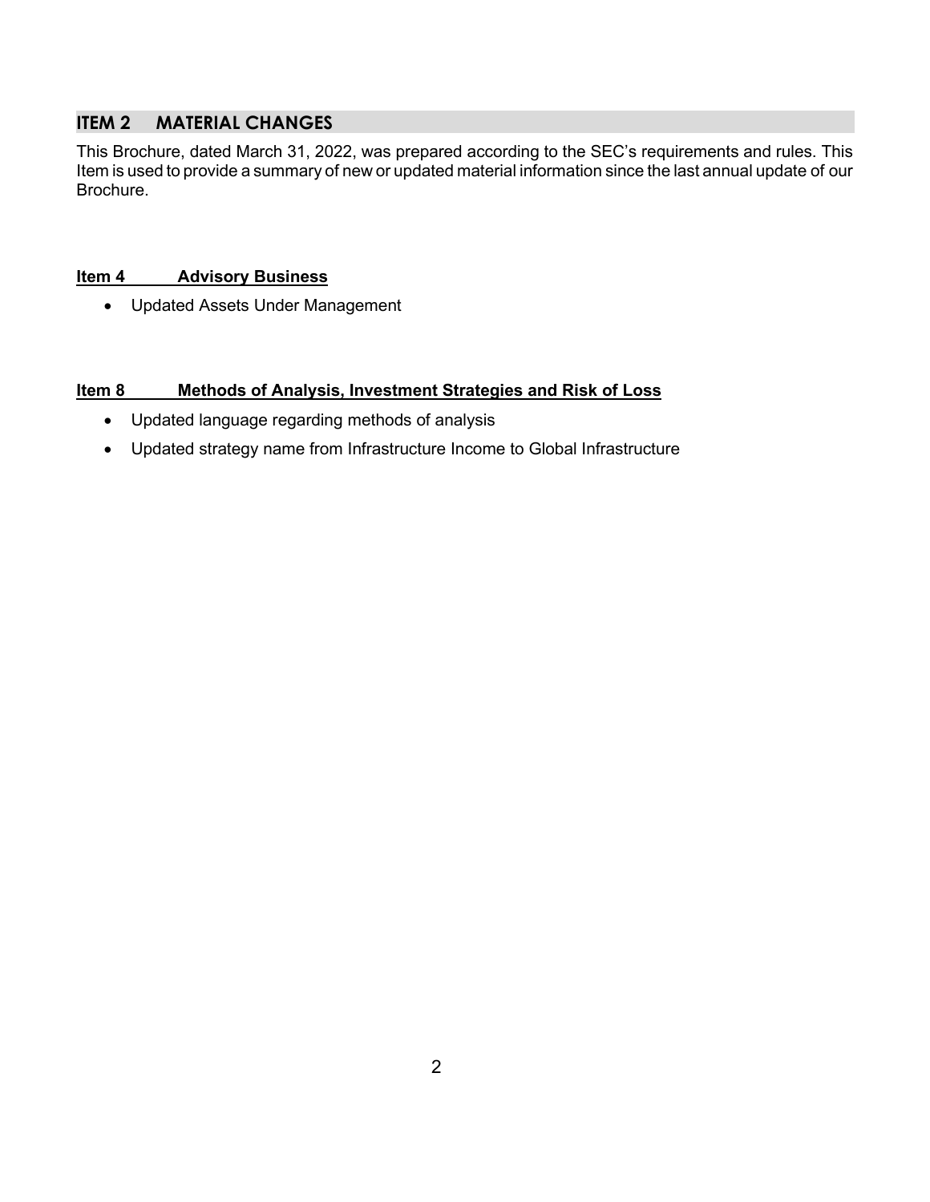## ITEM 2 MATERIAL CHANGES

This Brochure, dated March 31, 2022, was prepared according to the SEC's requirements and rules. This Item is used to provide a summary of new or updated material information since the last annual update of our Brochure.

**Item 4 Advisory Business**

- Updated Assets Under Management

**Item 8 Methods of Analysis, Investment Strategies and Risk of Loss**

- Updated language regarding methods of analysis
- Updated strategy name from Infrastructure Income to Global Infrastructure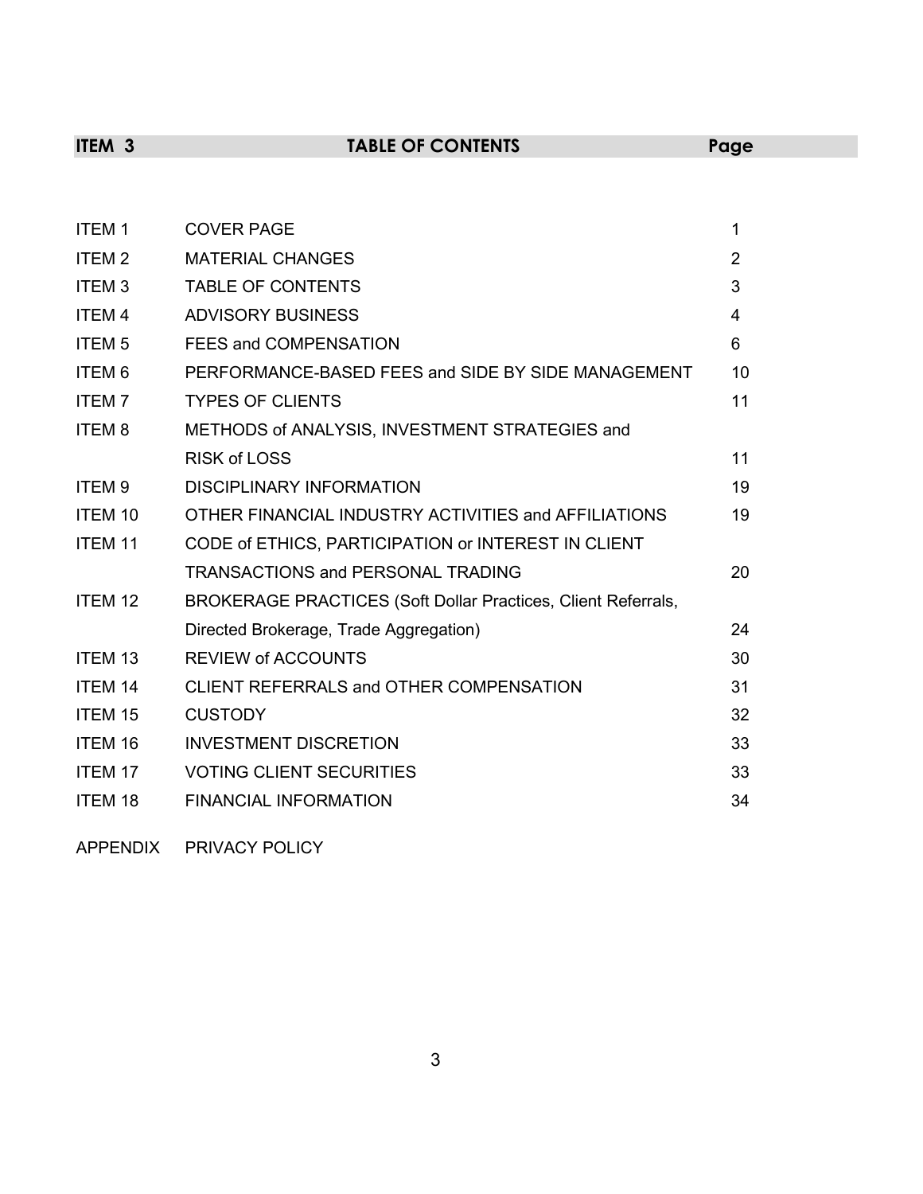| ITEM 3 | TABLE OF CONTENTS | Page |
| --- | --- | --- |
| ITEM 1 | COVER PAGE | 1 |
| ITEM 2 | MATERIAL CHANGES | 2 |
| ITEM 3 | TABLE OF CONTENTS | 3 |
| ITEM 4 | ADVISORY BUSINESS | 4 |
| ITEM 5 | FEES and COMPENSATION | 6 |
| ITEM 6 | PERFORMANCE-BASED FEES and SIDE BY SIDE MANAGEMENT | 10 |
| ITEM 7 | TYPES OF CLIENTS | 11 |
| ITEM 8 | METHODS of ANALYSIS, INVESTMENT STRATEGIES and RISK of LOSS | 11 |
| ITEM 9 | DISCIPLINARY INFORMATION | 19 |
| ITEM 10 | OTHER FINANCIAL INDUSTRY ACTIVITIES and AFFILIATIONS | 19 |
| ITEM 11 | CODE of ETHICS, PARTICIPATION or INTEREST IN CLIENT TRANSACTIONS and PERSONAL TRADING | 20 |
| ITEM 12 | BROKERAGE PRACTICES (Soft Dollar Practices, Client Referrals, Directed Brokerage, Trade Aggregation) | 24 |
| ITEM 13 | REVIEW of ACCOUNTS | 30 |
| ITEM 14 | CLIENT REFERRALS and OTHER COMPENSATION | 31 |
| ITEM 15 | CUSTODY | 32 |
| ITEM 16 | INVESTMENT DISCRETION | 33 |
| ITEM 17 | VOTING CLIENT SECURITIES | 33 |
| ITEM 18 | FINANCIAL INFORMATION | 34 |
| APPENDIX | PRIVACY POLICY | |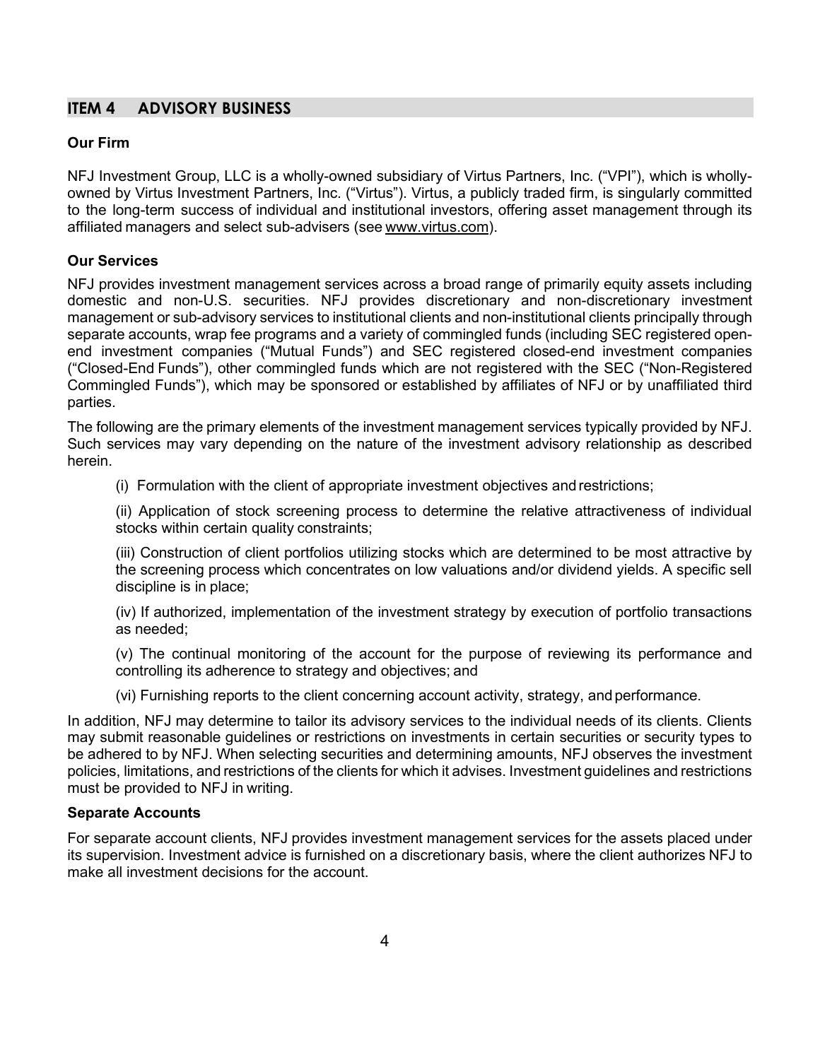## ITEM 4 ADVISORY BUSINESS

### Our Firm

NFJ Investment Group, LLC is a wholly-owned subsidiary of Virtus Partners, Inc. ("VPI"), which is wholly-owned by Virtus Investment Partners, Inc. ("Virtus"). Virtus, a publicly traded firm, is singularly committed to the long-term success of individual and institutional investors, offering asset management through its affiliated managers and select sub-advisers (see www.virtus.com).

### Our Services

NFJ provides investment management services across a broad range of primarily equity assets including domestic and non-U.S. securities. NFJ provides discretionary and non-discretionary investment management or sub-advisory services to institutional clients and non-institutional clients principally through separate accounts, wrap fee programs and a variety of commingled funds (including SEC registered open-end investment companies ("Mutual Funds") and SEC registered closed-end investment companies ("Closed-End Funds"), other commingled funds which are not registered with the SEC ("Non-Registered Commingled Funds"), which may be sponsored or established by affiliates of NFJ or by unaffiliated third parties.

The following are the primary elements of the investment management services typically provided by NFJ. Such services may vary depending on the nature of the investment advisory relationship as described herein.

(i) Formulation with the client of appropriate investment objectives and restrictions;

(ii) Application of stock screening process to determine the relative attractiveness of individual stocks within certain quality constraints;

(iii) Construction of client portfolios utilizing stocks which are determined to be most attractive by the screening process which concentrates on low valuations and/or dividend yields. A specific sell discipline is in place;

(iv) If authorized, implementation of the investment strategy by execution of portfolio transactions as needed;

(v) The continual monitoring of the account for the purpose of reviewing its performance and controlling its adherence to strategy and objectives; and

(vi) Furnishing reports to the client concerning account activity, strategy, and performance.

In addition, NFJ may determine to tailor its advisory services to the individual needs of its clients. Clients may submit reasonable guidelines or restrictions on investments in certain securities or security types to be adhered to by NFJ. When selecting securities and determining amounts, NFJ observes the investment policies, limitations, and restrictions of the clients for which it advises. Investment guidelines and restrictions must be provided to NFJ in writing.

### Separate Accounts

For separate account clients, NFJ provides investment management services for the assets placed under its supervision. Investment advice is furnished on a discretionary basis, where the client authorizes NFJ to make all investment decisions for the account.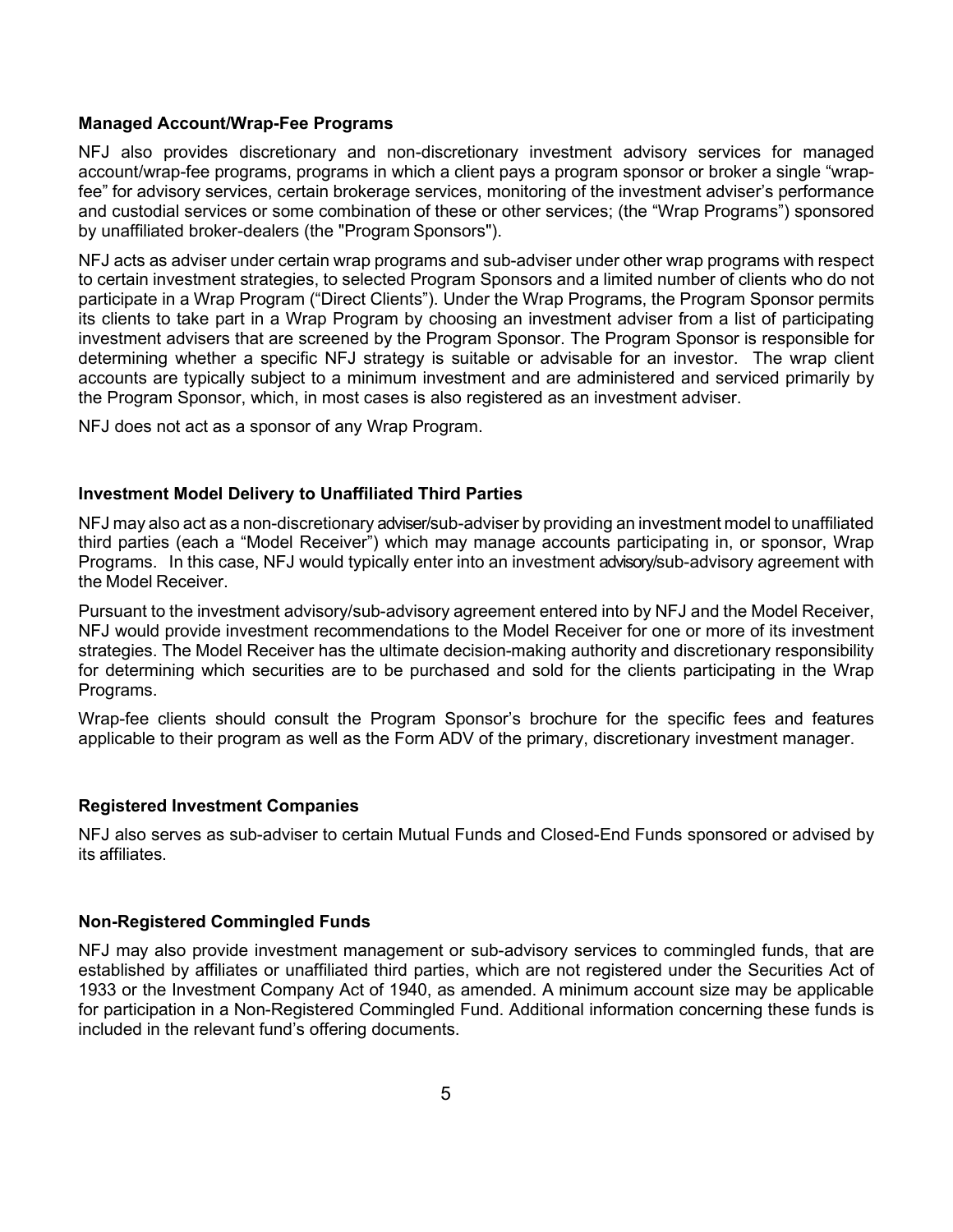**Managed Account/Wrap-Fee Programs**

NFJ also provides discretionary and non-discretionary investment advisory services for managed account/wrap-fee programs, programs in which a client pays a program sponsor or broker a single "wrap-fee" for advisory services, certain brokerage services, monitoring of the investment adviser's performance and custodial services or some combination of these or other services; (the "Wrap Programs") sponsored by unaffiliated broker-dealers (the "Program Sponsors").

NFJ acts as adviser under certain wrap programs and sub-adviser under other wrap programs with respect to certain investment strategies, to selected Program Sponsors and a limited number of clients who do not participate in a Wrap Program ("Direct Clients"). Under the Wrap Programs, the Program Sponsor permits its clients to take part in a Wrap Program by choosing an investment adviser from a list of participating investment advisers that are screened by the Program Sponsor. The Program Sponsor is responsible for determining whether a specific NFJ strategy is suitable or advisable for an investor. The wrap client accounts are typically subject to a minimum investment and are administered and serviced primarily by the Program Sponsor, which, in most cases is also registered as an investment adviser.

NFJ does not act as a sponsor of any Wrap Program.

**Investment Model Delivery to Unaffiliated Third Parties**

NFJ may also act as a non-discretionary adviser/sub-adviser by providing an investment model to unaffiliated third parties (each a "Model Receiver") which may manage accounts participating in, or sponsor, Wrap Programs. In this case, NFJ would typically enter into an investment advisory/sub-advisory agreement with the Model Receiver.

Pursuant to the investment advisory/sub-advisory agreement entered into by NFJ and the Model Receiver, NFJ would provide investment recommendations to the Model Receiver for one or more of its investment strategies. The Model Receiver has the ultimate decision-making authority and discretionary responsibility for determining which securities are to be purchased and sold for the clients participating in the Wrap Programs.

Wrap-fee clients should consult the Program Sponsor's brochure for the specific fees and features applicable to their program as well as the Form ADV of the primary, discretionary investment manager.

**Registered Investment Companies**

NFJ also serves as sub-adviser to certain Mutual Funds and Closed-End Funds sponsored or advised by its affiliates.

**Non-Registered Commingled Funds**

NFJ may also provide investment management or sub-advisory services to commingled funds, that are established by affiliates or unaffiliated third parties, which are not registered under the Securities Act of 1933 or the Investment Company Act of 1940, as amended. A minimum account size may be applicable for participation in a Non-Registered Commingled Fund. Additional information concerning these funds is included in the relevant fund's offering documents.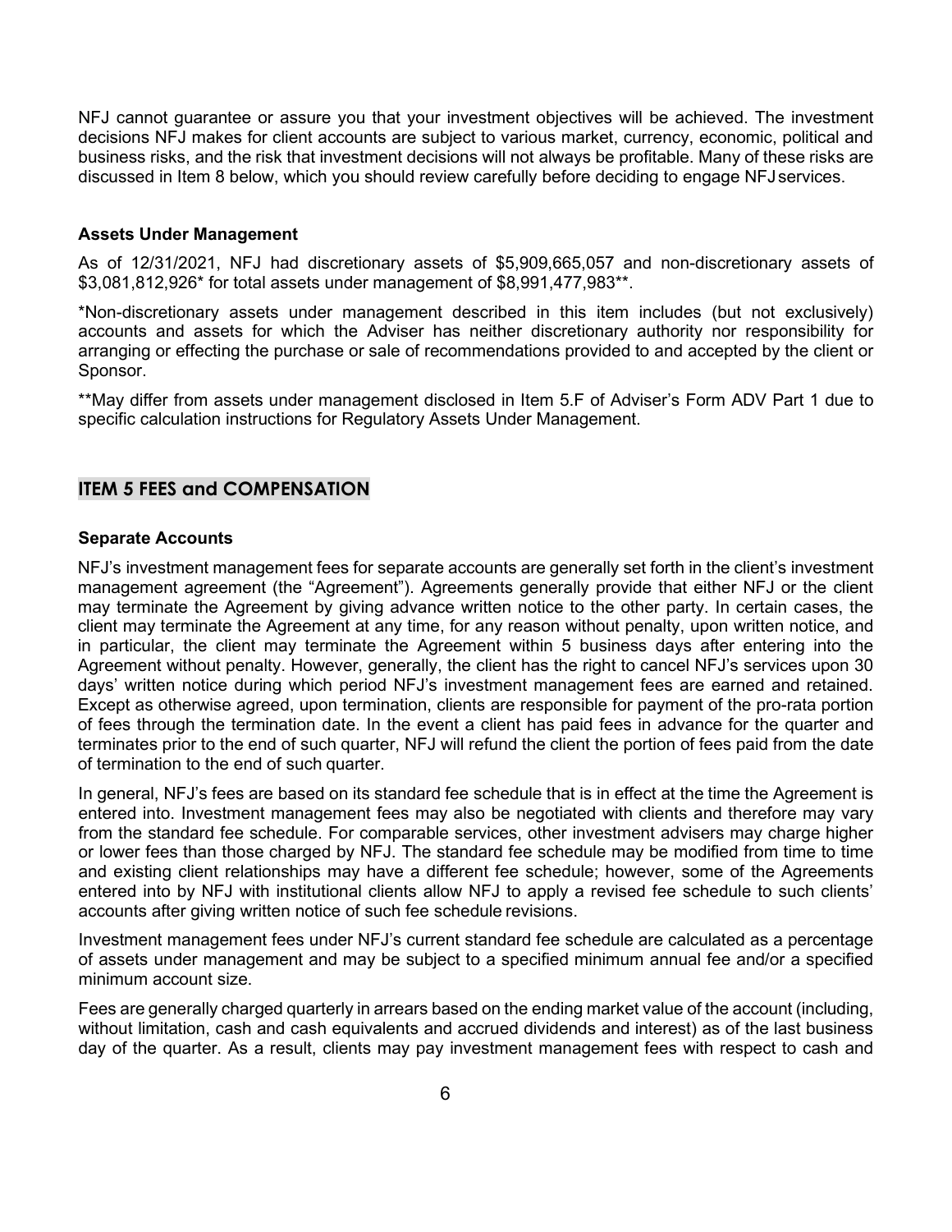NFJ cannot guarantee or assure you that your investment objectives will be achieved. The investment decisions NFJ makes for client accounts are subject to various market, currency, economic, political and business risks, and the risk that investment decisions will not always be profitable. Many of these risks are discussed in Item 8 below, which you should review carefully before deciding to engage NFJ services.

**Assets Under Management**

As of 12/31/2021, NFJ had discretionary assets of $5,909,665,057 and non-discretionary assets of $3,081,812,926* for total assets under management of $8,991,477,983**.

*Non-discretionary assets under management described in this item includes (but not exclusively) accounts and assets for which the Adviser has neither discretionary authority nor responsibility for arranging or effecting the purchase or sale of recommendations provided to and accepted by the client or Sponsor.

**May differ from assets under management disclosed in Item 5.F of Adviser's Form ADV Part 1 due to specific calculation instructions for Regulatory Assets Under Management.

## ITEM 5 FEES and COMPENSATION

**Separate Accounts**

NFJ's investment management fees for separate accounts are generally set forth in the client's investment management agreement (the "Agreement"). Agreements generally provide that either NFJ or the client may terminate the Agreement by giving advance written notice to the other party. In certain cases, the client may terminate the Agreement at any time, for any reason without penalty, upon written notice, and in particular, the client may terminate the Agreement within 5 business days after entering into the Agreement without penalty. However, generally, the client has the right to cancel NFJ's services upon 30 days' written notice during which period NFJ's investment management fees are earned and retained. Except as otherwise agreed, upon termination, clients are responsible for payment of the pro-rata portion of fees through the termination date. In the event a client has paid fees in advance for the quarter and terminates prior to the end of such quarter, NFJ will refund the client the portion of fees paid from the date of termination to the end of such quarter.

In general, NFJ's fees are based on its standard fee schedule that is in effect at the time the Agreement is entered into. Investment management fees may also be negotiated with clients and therefore may vary from the standard fee schedule. For comparable services, other investment advisers may charge higher or lower fees than those charged by NFJ. The standard fee schedule may be modified from time to time and existing client relationships may have a different fee schedule; however, some of the Agreements entered into by NFJ with institutional clients allow NFJ to apply a revised fee schedule to such clients' accounts after giving written notice of such fee schedule revisions.

Investment management fees under NFJ's current standard fee schedule are calculated as a percentage of assets under management and may be subject to a specified minimum annual fee and/or a specified minimum account size.

Fees are generally charged quarterly in arrears based on the ending market value of the account (including, without limitation, cash and cash equivalents and accrued dividends and interest) as of the last business day of the quarter. As a result, clients may pay investment management fees with respect to cash and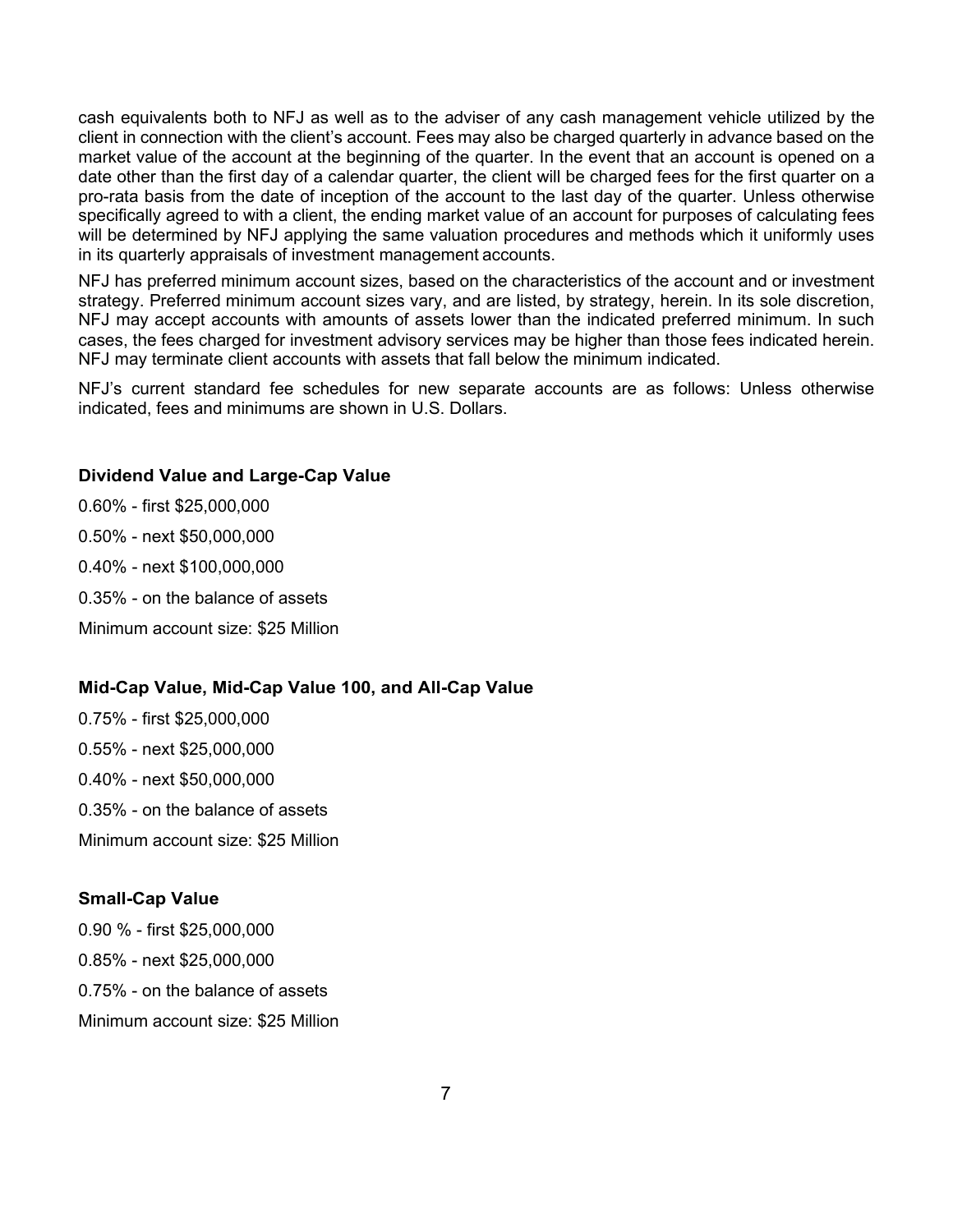cash equivalents both to NFJ as well as to the adviser of any cash management vehicle utilized by the client in connection with the client's account. Fees may also be charged quarterly in advance based on the market value of the account at the beginning of the quarter. In the event that an account is opened on a date other than the first day of a calendar quarter, the client will be charged fees for the first quarter on a pro-rata basis from the date of inception of the account to the last day of the quarter. Unless otherwise specifically agreed to with a client, the ending market value of an account for purposes of calculating fees will be determined by NFJ applying the same valuation procedures and methods which it uniformly uses in its quarterly appraisals of investment management accounts.

NFJ has preferred minimum account sizes, based on the characteristics of the account and or investment strategy. Preferred minimum account sizes vary, and are listed, by strategy, herein. In its sole discretion, NFJ may accept accounts with amounts of assets lower than the indicated preferred minimum. In such cases, the fees charged for investment advisory services may be higher than those fees indicated herein. NFJ may terminate client accounts with assets that fall below the minimum indicated.

NFJ's current standard fee schedules for new separate accounts are as follows: Unless otherwise indicated, fees and minimums are shown in U.S. Dollars.

**Dividend Value and Large-Cap Value**

0.60% - first $25,000,000

0.50% - next $50,000,000

0.40% - next $100,000,000

0.35% - on the balance of assets

Minimum account size: $25 Million

**Mid-Cap Value, Mid-Cap Value 100, and All-Cap Value**

0.75% - first $25,000,000

0.55% - next $25,000,000

0.40% - next $50,000,000

0.35% - on the balance of assets

Minimum account size: $25 Million

**Small-Cap Value**

0.90 % - first $25,000,000

0.85% - next $25,000,000

0.75% - on the balance of assets

Minimum account size: $25 Million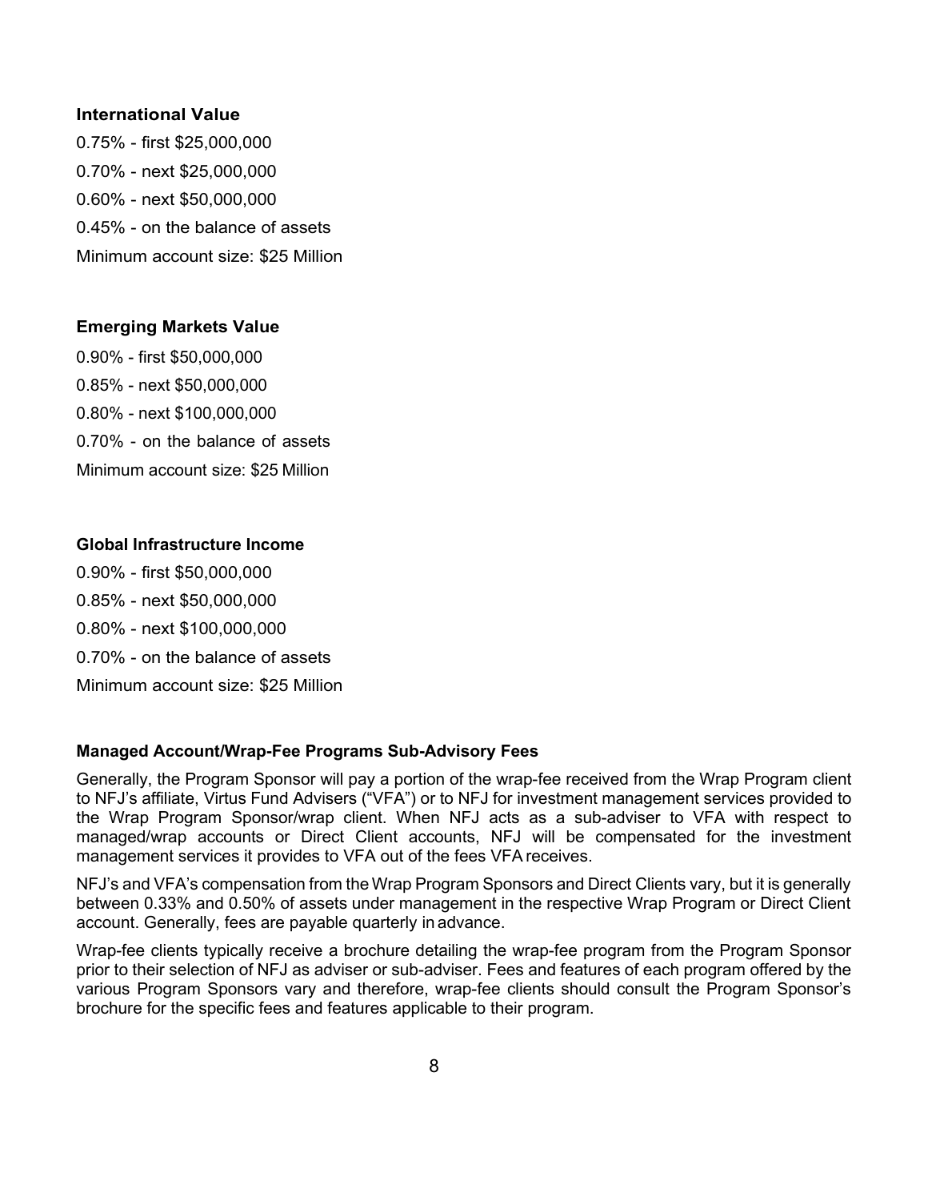**International Value**

0.75% - first $25,000,000

0.70% - next $25,000,000

0.60% - next $50,000,000

0.45% - on the balance of assets

Minimum account size: $25 Million

**Emerging Markets Value**

0.90% - first $50,000,000

0.85% - next $50,000,000

0.80% - next $100,000,000

0.70% - on the balance of assets

Minimum account size: $25 Million

**Global Infrastructure Income**

0.90% - first $50,000,000

0.85% - next $50,000,000

0.80% - next $100,000,000

0.70% - on the balance of assets

Minimum account size: $25 Million

**Managed Account/Wrap-Fee Programs Sub-Advisory Fees**

Generally, the Program Sponsor will pay a portion of the wrap-fee received from the Wrap Program client to NFJ's affiliate, Virtus Fund Advisers ("VFA") or to NFJ for investment management services provided to the Wrap Program Sponsor/wrap client. When NFJ acts as a sub-adviser to VFA with respect to managed/wrap accounts or Direct Client accounts, NFJ will be compensated for the investment management services it provides to VFA out of the fees VFA receives.

NFJ's and VFA's compensation from the Wrap Program Sponsors and Direct Clients vary, but it is generally between 0.33% and 0.50% of assets under management in the respective Wrap Program or Direct Client account. Generally, fees are payable quarterly in advance.

Wrap-fee clients typically receive a brochure detailing the wrap-fee program from the Program Sponsor prior to their selection of NFJ as adviser or sub-adviser. Fees and features of each program offered by the various Program Sponsors vary and therefore, wrap-fee clients should consult the Program Sponsor's brochure for the specific fees and features applicable to their program.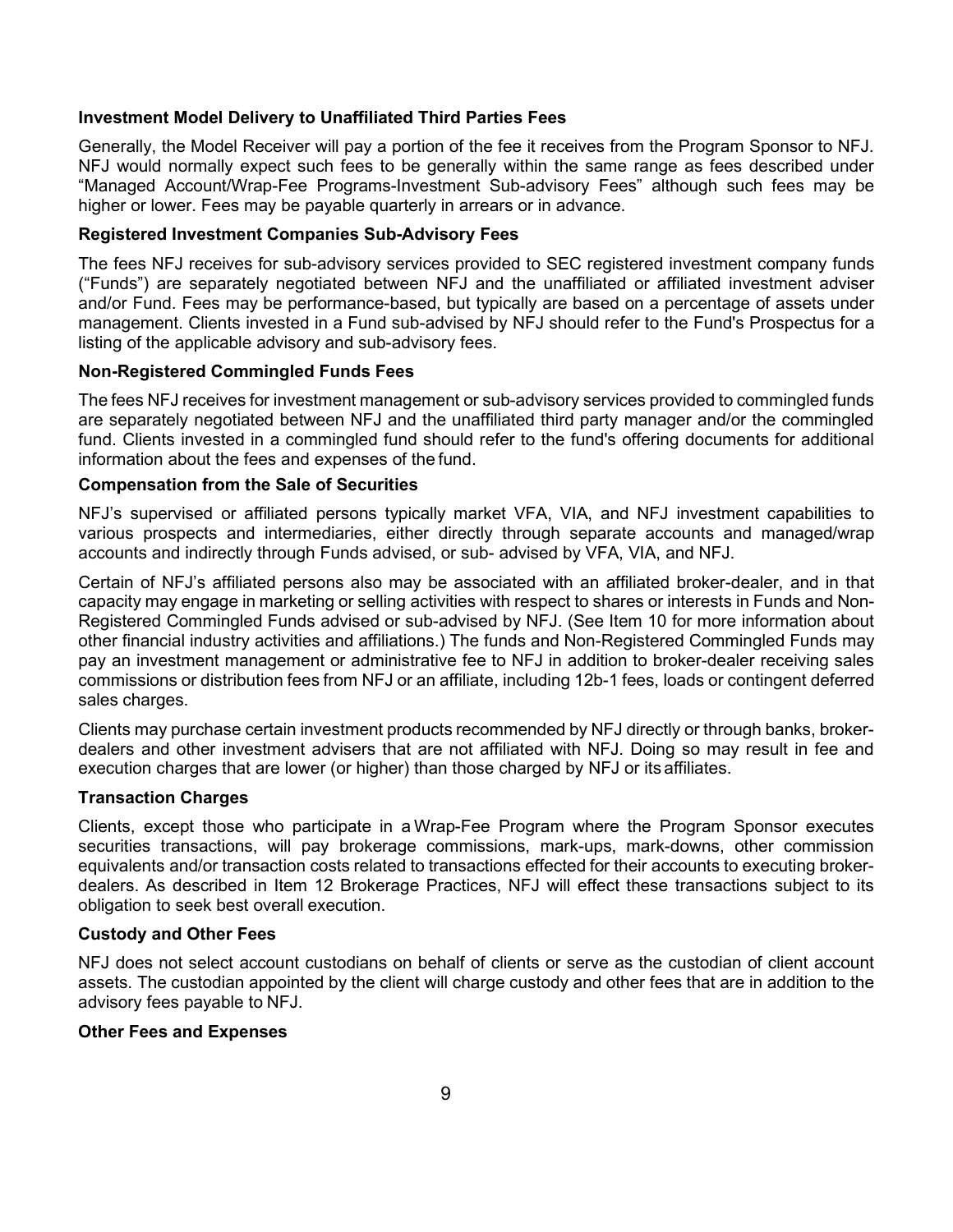**Investment Model Delivery to Unaffiliated Third Parties Fees**

Generally, the Model Receiver will pay a portion of the fee it receives from the Program Sponsor to NFJ. NFJ would normally expect such fees to be generally within the same range as fees described under "Managed Account/Wrap-Fee Programs-Investment Sub-advisory Fees" although such fees may be higher or lower. Fees may be payable quarterly in arrears or in advance.

**Registered Investment Companies Sub-Advisory Fees**

The fees NFJ receives for sub-advisory services provided to SEC registered investment company funds ("Funds") are separately negotiated between NFJ and the unaffiliated or affiliated investment adviser and/or Fund. Fees may be performance-based, but typically are based on a percentage of assets under management. Clients invested in a Fund sub-advised by NFJ should refer to the Fund's Prospectus for a listing of the applicable advisory and sub-advisory fees.

**Non-Registered Commingled Funds Fees**

The fees NFJ receives for investment management or sub-advisory services provided to commingled funds are separately negotiated between NFJ and the unaffiliated third party manager and/or the commingled fund. Clients invested in a commingled fund should refer to the fund's offering documents for additional information about the fees and expenses of the fund.

**Compensation from the Sale of Securities**

NFJ's supervised or affiliated persons typically market VFA, VIA, and NFJ investment capabilities to various prospects and intermediaries, either directly through separate accounts and managed/wrap accounts and indirectly through Funds advised, or sub- advised by VFA, VIA, and NFJ.

Certain of NFJ's affiliated persons also may be associated with an affiliated broker-dealer, and in that capacity may engage in marketing or selling activities with respect to shares or interests in Funds and Non-Registered Commingled Funds advised or sub-advised by NFJ. (See Item 10 for more information about other financial industry activities and affiliations.) The funds and Non-Registered Commingled Funds may pay an investment management or administrative fee to NFJ in addition to broker-dealer receiving sales commissions or distribution fees from NFJ or an affiliate, including 12b-1 fees, loads or contingent deferred sales charges.

Clients may purchase certain investment products recommended by NFJ directly or through banks, broker-dealers and other investment advisers that are not affiliated with NFJ. Doing so may result in fee and execution charges that are lower (or higher) than those charged by NFJ or its affiliates.

**Transaction Charges**

Clients, except those who participate in a Wrap-Fee Program where the Program Sponsor executes securities transactions, will pay brokerage commissions, mark-ups, mark-downs, other commission equivalents and/or transaction costs related to transactions effected for their accounts to executing broker-dealers. As described in Item 12 Brokerage Practices, NFJ will effect these transactions subject to its obligation to seek best overall execution.

**Custody and Other Fees**

NFJ does not select account custodians on behalf of clients or serve as the custodian of client account assets. The custodian appointed by the client will charge custody and other fees that are in addition to the advisory fees payable to NFJ.

**Other Fees and Expenses**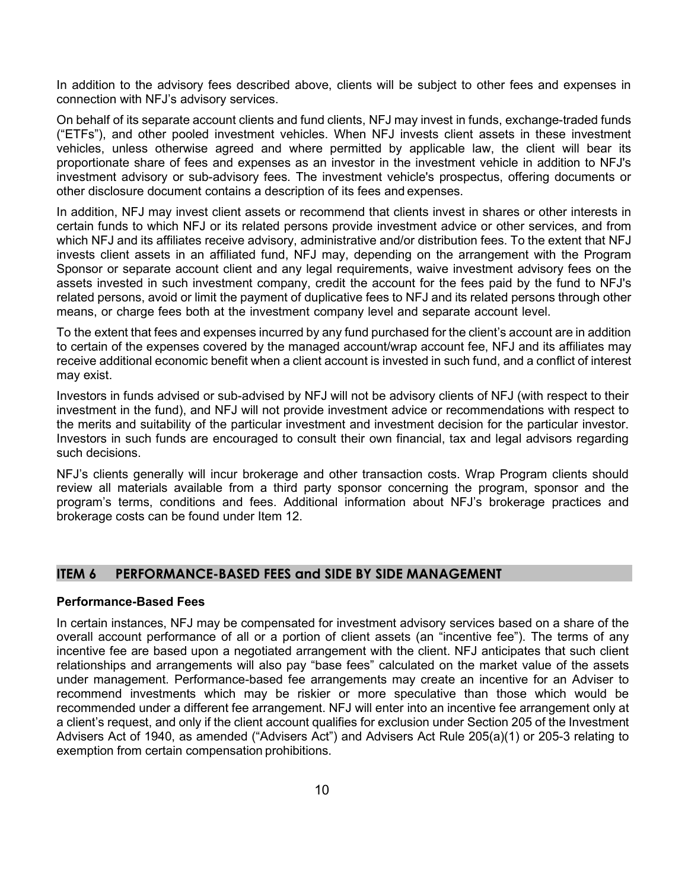In addition to the advisory fees described above, clients will be subject to other fees and expenses in connection with NFJ's advisory services.

On behalf of its separate account clients and fund clients, NFJ may invest in funds, exchange-traded funds ("ETFs"), and other pooled investment vehicles. When NFJ invests client assets in these investment vehicles, unless otherwise agreed and where permitted by applicable law, the client will bear its proportionate share of fees and expenses as an investor in the investment vehicle in addition to NFJ's investment advisory or sub-advisory fees. The investment vehicle's prospectus, offering documents or other disclosure document contains a description of its fees and expenses.

In addition, NFJ may invest client assets or recommend that clients invest in shares or other interests in certain funds to which NFJ or its related persons provide investment advice or other services, and from which NFJ and its affiliates receive advisory, administrative and/or distribution fees. To the extent that NFJ invests client assets in an affiliated fund, NFJ may, depending on the arrangement with the Program Sponsor or separate account client and any legal requirements, waive investment advisory fees on the assets invested in such investment company, credit the account for the fees paid by the fund to NFJ's related persons, avoid or limit the payment of duplicative fees to NFJ and its related persons through other means, or charge fees both at the investment company level and separate account level.

To the extent that fees and expenses incurred by any fund purchased for the client's account are in addition to certain of the expenses covered by the managed account/wrap account fee, NFJ and its affiliates may receive additional economic benefit when a client account is invested in such fund, and a conflict of interest may exist.

Investors in funds advised or sub-advised by NFJ will not be advisory clients of NFJ (with respect to their investment in the fund), and NFJ will not provide investment advice or recommendations with respect to the merits and suitability of the particular investment and investment decision for the particular investor. Investors in such funds are encouraged to consult their own financial, tax and legal advisors regarding such decisions.

NFJ's clients generally will incur brokerage and other transaction costs. Wrap Program clients should review all materials available from a third party sponsor concerning the program, sponsor and the program's terms, conditions and fees. Additional information about NFJ's brokerage practices and brokerage costs can be found under Item 12.

## ITEM 6 PERFORMANCE-BASED FEES and SIDE BY SIDE MANAGEMENT

**Performance-Based Fees**

In certain instances, NFJ may be compensated for investment advisory services based on a share of the overall account performance of all or a portion of client assets (an "incentive fee"). The terms of any incentive fee are based upon a negotiated arrangement with the client. NFJ anticipates that such client relationships and arrangements will also pay "base fees" calculated on the market value of the assets under management. Performance-based fee arrangements may create an incentive for an Adviser to recommend investments which may be riskier or more speculative than those which would be recommended under a different fee arrangement. NFJ will enter into an incentive fee arrangement only at a client's request, and only if the client account qualifies for exclusion under Section 205 of the Investment Advisers Act of 1940, as amended ("Advisers Act") and Advisers Act Rule 205(a)(1) or 205-3 relating to exemption from certain compensation prohibitions.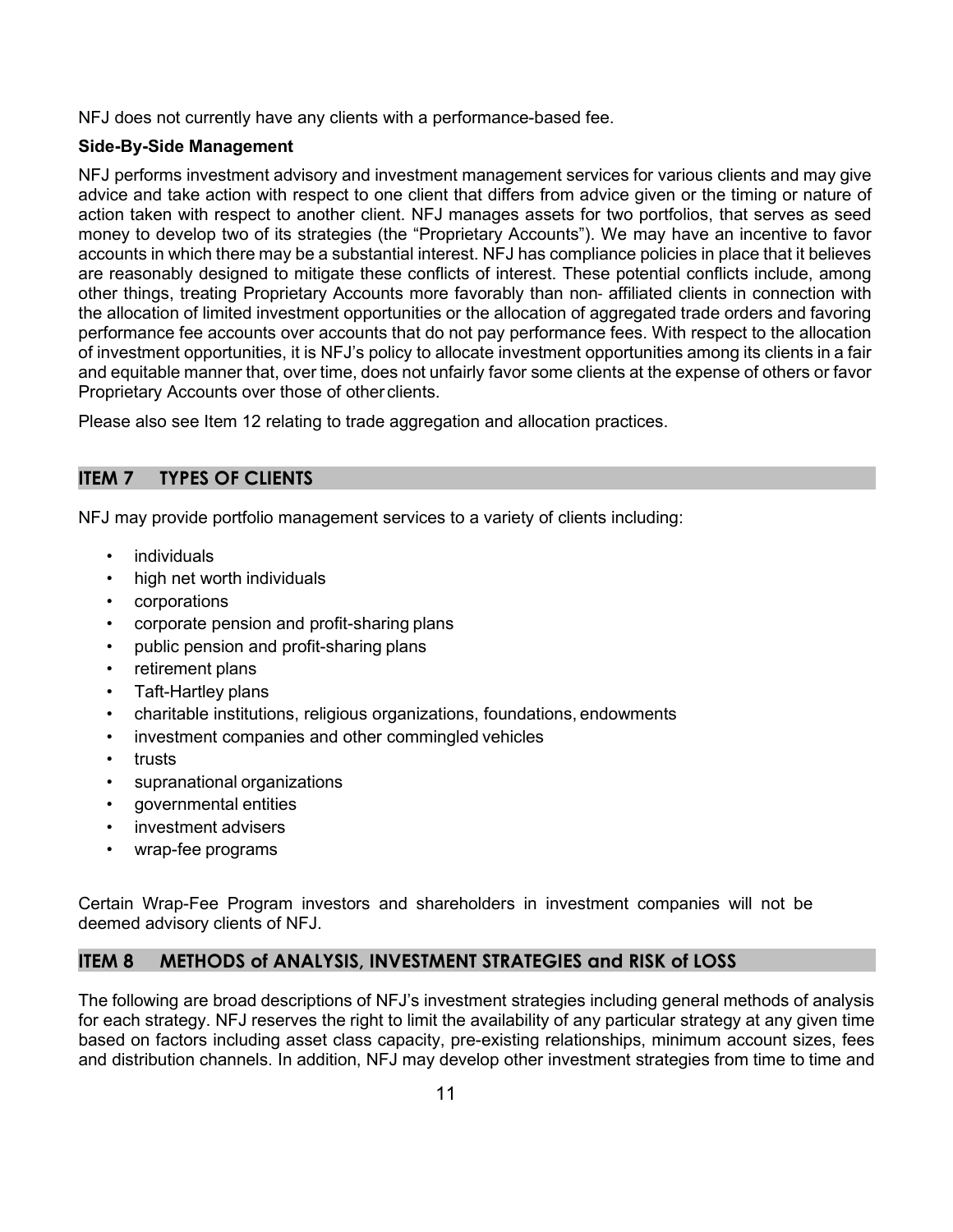NFJ does not currently have any clients with a performance-based fee.

**Side-By-Side Management**

NFJ performs investment advisory and investment management services for various clients and may give advice and take action with respect to one client that differs from advice given or the timing or nature of action taken with respect to another client. NFJ manages assets for two portfolios, that serves as seed money to develop two of its strategies (the "Proprietary Accounts"). We may have an incentive to favor accounts in which there may be a substantial interest. NFJ has compliance policies in place that it believes are reasonably designed to mitigate these conflicts of interest. These potential conflicts include, among other things, treating Proprietary Accounts more favorably than non- affiliated clients in connection with the allocation of limited investment opportunities or the allocation of aggregated trade orders and favoring performance fee accounts over accounts that do not pay performance fees. With respect to the allocation of investment opportunities, it is NFJ's policy to allocate investment opportunities among its clients in a fair and equitable manner that, over time, does not unfairly favor some clients at the expense of others or favor Proprietary Accounts over those of other clients.

Please also see Item 12 relating to trade aggregation and allocation practices.

## ITEM 7 TYPES OF CLIENTS

NFJ may provide portfolio management services to a variety of clients including:

- individuals
- high net worth individuals
- corporations
- corporate pension and profit-sharing plans
- public pension and profit-sharing plans
- retirement plans
- Taft-Hartley plans
- charitable institutions, religious organizations, foundations, endowments
- investment companies and other commingled vehicles
- trusts
- supranational organizations
- governmental entities
- investment advisers
- wrap-fee programs

Certain Wrap-Fee Program investors and shareholders in investment companies will not be deemed advisory clients of NFJ.

## ITEM 8 METHODS of ANALYSIS, INVESTMENT STRATEGIES and RISK of LOSS

The following are broad descriptions of NFJ's investment strategies including general methods of analysis for each strategy. NFJ reserves the right to limit the availability of any particular strategy at any given time based on factors including asset class capacity, pre-existing relationships, minimum account sizes, fees and distribution channels. In addition, NFJ may develop other investment strategies from time to time and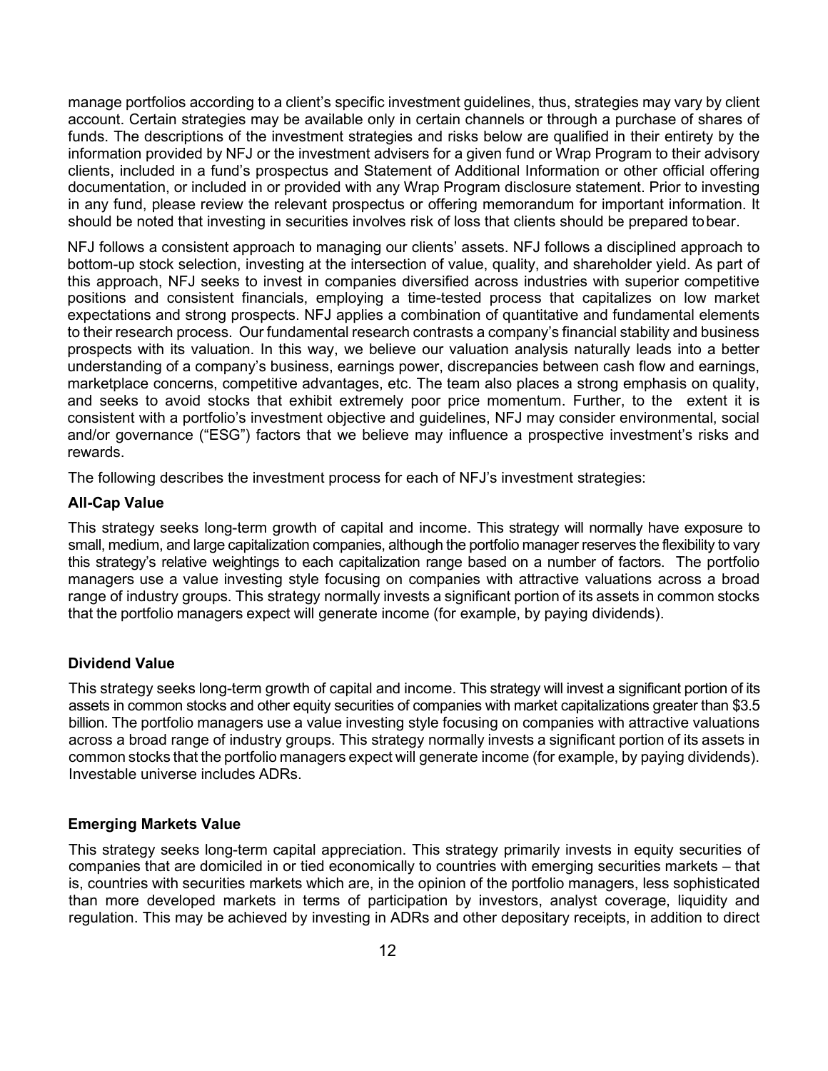manage portfolios according to a client's specific investment guidelines, thus, strategies may vary by client account. Certain strategies may be available only in certain channels or through a purchase of shares of funds. The descriptions of the investment strategies and risks below are qualified in their entirety by the information provided by NFJ or the investment advisers for a given fund or Wrap Program to their advisory clients, included in a fund's prospectus and Statement of Additional Information or other official offering documentation, or included in or provided with any Wrap Program disclosure statement. Prior to investing in any fund, please review the relevant prospectus or offering memorandum for important information. It should be noted that investing in securities involves risk of loss that clients should be prepared to bear.

NFJ follows a consistent approach to managing our clients' assets. NFJ follows a disciplined approach to bottom-up stock selection, investing at the intersection of value, quality, and shareholder yield. As part of this approach, NFJ seeks to invest in companies diversified across industries with superior competitive positions and consistent financials, employing a time-tested process that capitalizes on low market expectations and strong prospects. NFJ applies a combination of quantitative and fundamental elements to their research process. Our fundamental research contrasts a company's financial stability and business prospects with its valuation. In this way, we believe our valuation analysis naturally leads into a better understanding of a company's business, earnings power, discrepancies between cash flow and earnings, marketplace concerns, competitive advantages, etc. The team also places a strong emphasis on quality, and seeks to avoid stocks that exhibit extremely poor price momentum. Further, to the extent it is consistent with a portfolio's investment objective and guidelines, NFJ may consider environmental, social and/or governance ("ESG") factors that we believe may influence a prospective investment's risks and rewards.

The following describes the investment process for each of NFJ's investment strategies:

**All-Cap Value**

This strategy seeks long-term growth of capital and income. This strategy will normally have exposure to small, medium, and large capitalization companies, although the portfolio manager reserves the flexibility to vary this strategy's relative weightings to each capitalization range based on a number of factors. The portfolio managers use a value investing style focusing on companies with attractive valuations across a broad range of industry groups. This strategy normally invests a significant portion of its assets in common stocks that the portfolio managers expect will generate income (for example, by paying dividends).

**Dividend Value**

This strategy seeks long-term growth of capital and income. This strategy will invest a significant portion of its assets in common stocks and other equity securities of companies with market capitalizations greater than $3.5 billion. The portfolio managers use a value investing style focusing on companies with attractive valuations across a broad range of industry groups. This strategy normally invests a significant portion of its assets in common stocks that the portfolio managers expect will generate income (for example, by paying dividends). Investable universe includes ADRs.

**Emerging Markets Value**

This strategy seeks long-term capital appreciation. This strategy primarily invests in equity securities of companies that are domiciled in or tied economically to countries with emerging securities markets – that is, countries with securities markets which are, in the opinion of the portfolio managers, less sophisticated than more developed markets in terms of participation by investors, analyst coverage, liquidity and regulation. This may be achieved by investing in ADRs and other depositary receipts, in addition to direct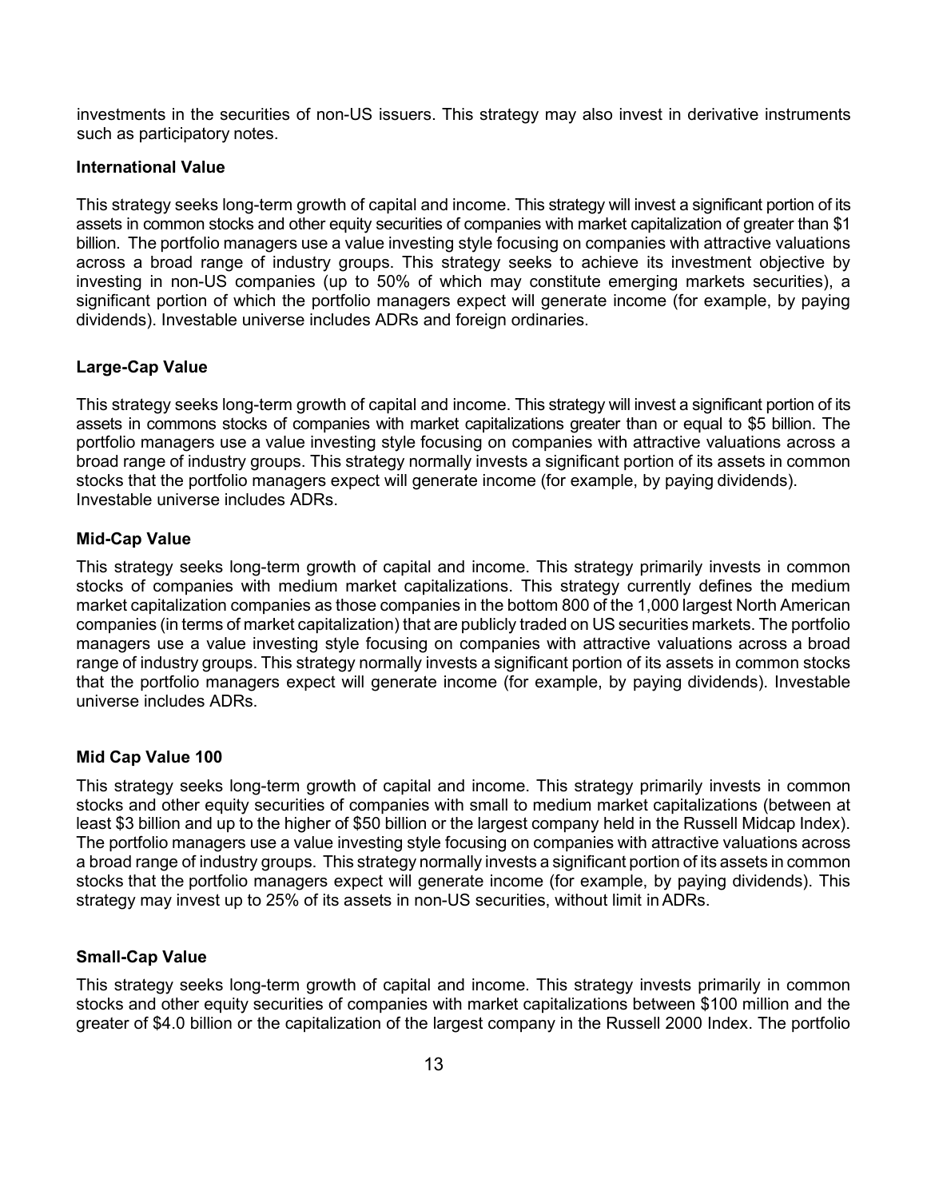investments in the securities of non-US issuers. This strategy may also invest in derivative instruments such as participatory notes.

**International Value**

This strategy seeks long-term growth of capital and income. This strategy will invest a significant portion of its assets in common stocks and other equity securities of companies with market capitalization of greater than $1 billion. The portfolio managers use a value investing style focusing on companies with attractive valuations across a broad range of industry groups. This strategy seeks to achieve its investment objective by investing in non-US companies (up to 50% of which may constitute emerging markets securities), a significant portion of which the portfolio managers expect will generate income (for example, by paying dividends). Investable universe includes ADRs and foreign ordinaries.

**Large-Cap Value**

This strategy seeks long-term growth of capital and income. This strategy will invest a significant portion of its assets in commons stocks of companies with market capitalizations greater than or equal to $5 billion. The portfolio managers use a value investing style focusing on companies with attractive valuations across a broad range of industry groups. This strategy normally invests a significant portion of its assets in common stocks that the portfolio managers expect will generate income (for example, by paying dividends). Investable universe includes ADRs.

**Mid-Cap Value**

This strategy seeks long-term growth of capital and income. This strategy primarily invests in common stocks of companies with medium market capitalizations. This strategy currently defines the medium market capitalization companies as those companies in the bottom 800 of the 1,000 largest North American companies (in terms of market capitalization) that are publicly traded on US securities markets. The portfolio managers use a value investing style focusing on companies with attractive valuations across a broad range of industry groups. This strategy normally invests a significant portion of its assets in common stocks that the portfolio managers expect will generate income (for example, by paying dividends). Investable universe includes ADRs.

**Mid Cap Value 100**

This strategy seeks long-term growth of capital and income. This strategy primarily invests in common stocks and other equity securities of companies with small to medium market capitalizations (between at least $3 billion and up to the higher of $50 billion or the largest company held in the Russell Midcap Index). The portfolio managers use a value investing style focusing on companies with attractive valuations across a broad range of industry groups. This strategy normally invests a significant portion of its assets in common stocks that the portfolio managers expect will generate income (for example, by paying dividends). This strategy may invest up to 25% of its assets in non-US securities, without limit in ADRs.

**Small-Cap Value**

This strategy seeks long-term growth of capital and income. This strategy invests primarily in common stocks and other equity securities of companies with market capitalizations between $100 million and the greater of $4.0 billion or the capitalization of the largest company in the Russell 2000 Index. The portfolio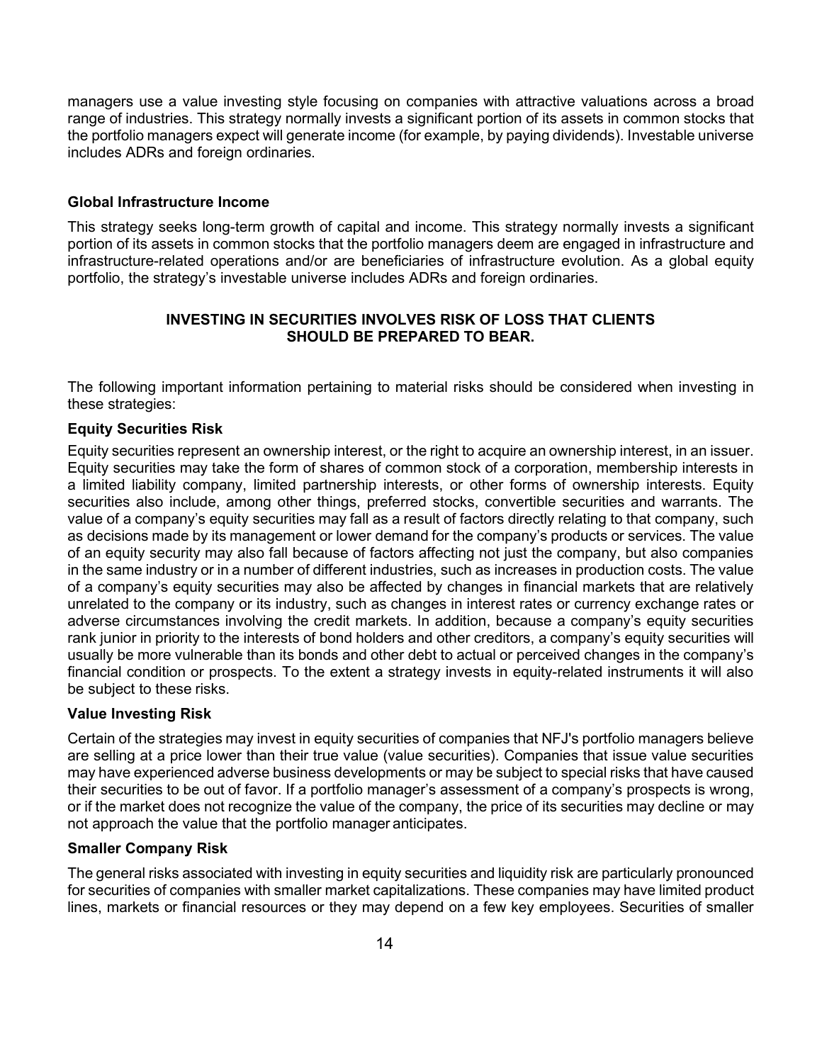managers use a value investing style focusing on companies with attractive valuations across a broad range of industries. This strategy normally invests a significant portion of its assets in common stocks that the portfolio managers expect will generate income (for example, by paying dividends). Investable universe includes ADRs and foreign ordinaries.

**Global Infrastructure Income**

This strategy seeks long-term growth of capital and income. This strategy normally invests a significant portion of its assets in common stocks that the portfolio managers deem are engaged in infrastructure and infrastructure-related operations and/or are beneficiaries of infrastructure evolution. As a global equity portfolio, the strategy's investable universe includes ADRs and foreign ordinaries.

**INVESTING IN SECURITIES INVOLVES RISK OF LOSS THAT CLIENTS SHOULD BE PREPARED TO BEAR.**

The following important information pertaining to material risks should be considered when investing in these strategies:

**Equity Securities Risk**

Equity securities represent an ownership interest, or the right to acquire an ownership interest, in an issuer. Equity securities may take the form of shares of common stock of a corporation, membership interests in a limited liability company, limited partnership interests, or other forms of ownership interests. Equity securities also include, among other things, preferred stocks, convertible securities and warrants. The value of a company's equity securities may fall as a result of factors directly relating to that company, such as decisions made by its management or lower demand for the company's products or services. The value of an equity security may also fall because of factors affecting not just the company, but also companies in the same industry or in a number of different industries, such as increases in production costs. The value of a company's equity securities may also be affected by changes in financial markets that are relatively unrelated to the company or its industry, such as changes in interest rates or currency exchange rates or adverse circumstances involving the credit markets. In addition, because a company's equity securities rank junior in priority to the interests of bond holders and other creditors, a company's equity securities will usually be more vulnerable than its bonds and other debt to actual or perceived changes in the company's financial condition or prospects. To the extent a strategy invests in equity-related instruments it will also be subject to these risks.

**Value Investing Risk**

Certain of the strategies may invest in equity securities of companies that NFJ's portfolio managers believe are selling at a price lower than their true value (value securities). Companies that issue value securities may have experienced adverse business developments or may be subject to special risks that have caused their securities to be out of favor. If a portfolio manager's assessment of a company's prospects is wrong, or if the market does not recognize the value of the company, the price of its securities may decline or may not approach the value that the portfolio manager anticipates.

**Smaller Company Risk**

The general risks associated with investing in equity securities and liquidity risk are particularly pronounced for securities of companies with smaller market capitalizations. These companies may have limited product lines, markets or financial resources or they may depend on a few key employees. Securities of smaller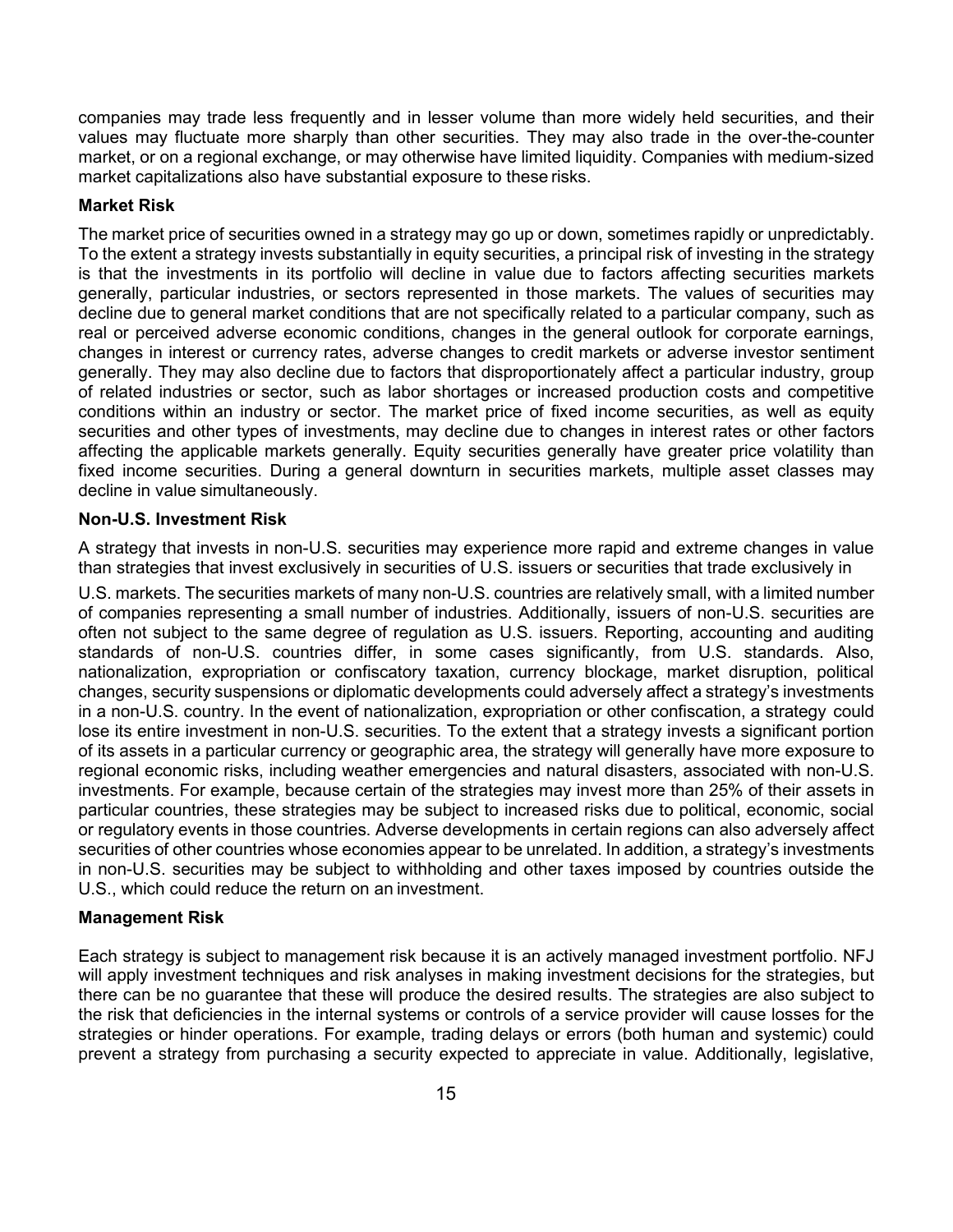companies may trade less frequently and in lesser volume than more widely held securities, and their values may fluctuate more sharply than other securities. They may also trade in the over-the-counter market, or on a regional exchange, or may otherwise have limited liquidity. Companies with medium-sized market capitalizations also have substantial exposure to these risks.

**Market Risk**

The market price of securities owned in a strategy may go up or down, sometimes rapidly or unpredictably. To the extent a strategy invests substantially in equity securities, a principal risk of investing in the strategy is that the investments in its portfolio will decline in value due to factors affecting securities markets generally, particular industries, or sectors represented in those markets. The values of securities may decline due to general market conditions that are not specifically related to a particular company, such as real or perceived adverse economic conditions, changes in the general outlook for corporate earnings, changes in interest or currency rates, adverse changes to credit markets or adverse investor sentiment generally. They may also decline due to factors that disproportionately affect a particular industry, group of related industries or sector, such as labor shortages or increased production costs and competitive conditions within an industry or sector. The market price of fixed income securities, as well as equity securities and other types of investments, may decline due to changes in interest rates or other factors affecting the applicable markets generally. Equity securities generally have greater price volatility than fixed income securities. During a general downturn in securities markets, multiple asset classes may decline in value simultaneously.

**Non-U.S. Investment Risk**

A strategy that invests in non-U.S. securities may experience more rapid and extreme changes in value than strategies that invest exclusively in securities of U.S. issuers or securities that trade exclusively in U.S. markets. The securities markets of many non-U.S. countries are relatively small, with a limited number of companies representing a small number of industries. Additionally, issuers of non-U.S. securities are often not subject to the same degree of regulation as U.S. issuers. Reporting, accounting and auditing standards of non-U.S. countries differ, in some cases significantly, from U.S. standards. Also, nationalization, expropriation or confiscatory taxation, currency blockage, market disruption, political changes, security suspensions or diplomatic developments could adversely affect a strategy's investments in a non-U.S. country. In the event of nationalization, expropriation or other confiscation, a strategy could lose its entire investment in non-U.S. securities. To the extent that a strategy invests a significant portion of its assets in a particular currency or geographic area, the strategy will generally have more exposure to regional economic risks, including weather emergencies and natural disasters, associated with non-U.S. investments. For example, because certain of the strategies may invest more than 25% of their assets in particular countries, these strategies may be subject to increased risks due to political, economic, social or regulatory events in those countries. Adverse developments in certain regions can also adversely affect securities of other countries whose economies appear to be unrelated. In addition, a strategy's investments in non-U.S. securities may be subject to withholding and other taxes imposed by countries outside the U.S., which could reduce the return on an investment.

**Management Risk**

Each strategy is subject to management risk because it is an actively managed investment portfolio. NFJ will apply investment techniques and risk analyses in making investment decisions for the strategies, but there can be no guarantee that these will produce the desired results. The strategies are also subject to the risk that deficiencies in the internal systems or controls of a service provider will cause losses for the strategies or hinder operations. For example, trading delays or errors (both human and systemic) could prevent a strategy from purchasing a security expected to appreciate in value. Additionally, legislative,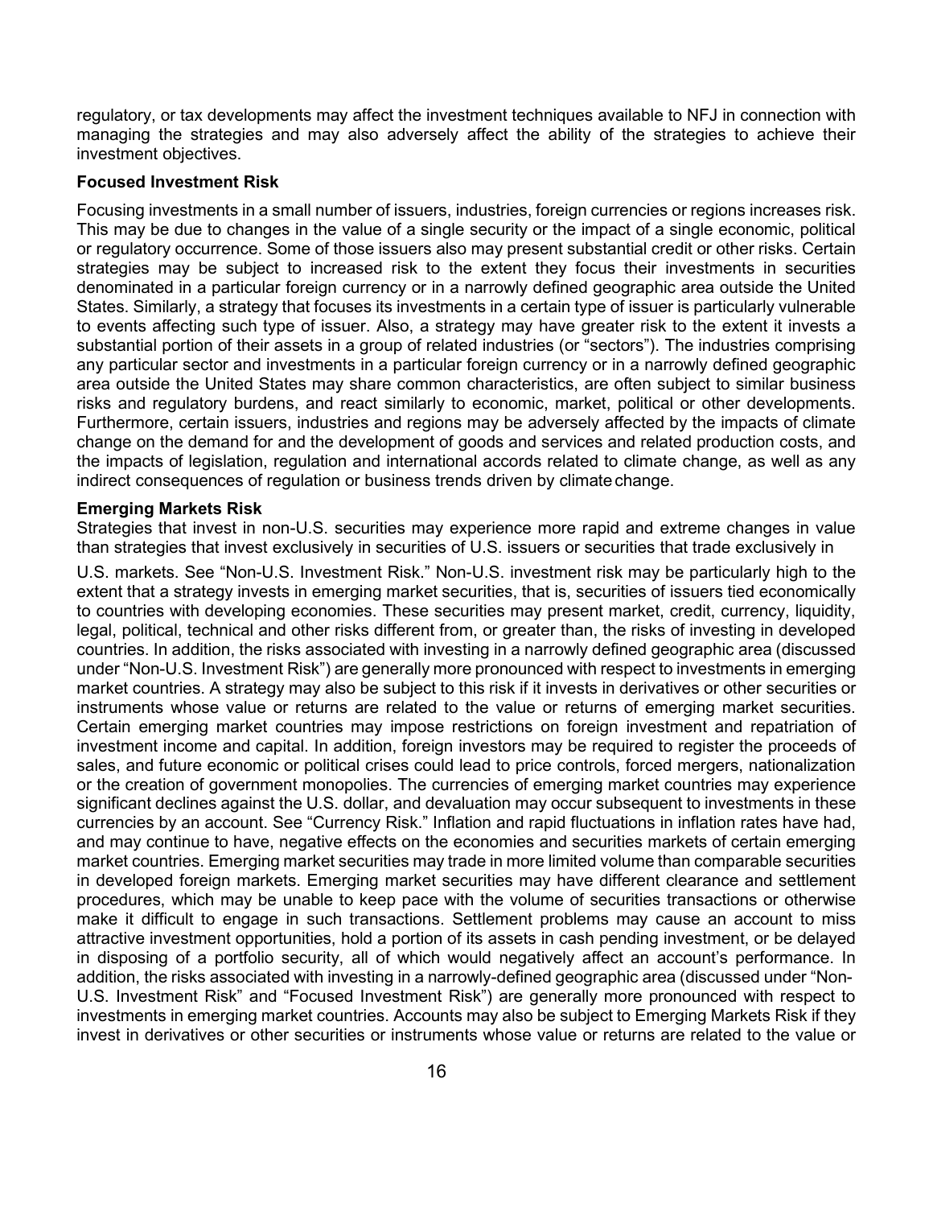regulatory, or tax developments may affect the investment techniques available to NFJ in connection with managing the strategies and may also adversely affect the ability of the strategies to achieve their investment objectives.

**Focused Investment Risk**

Focusing investments in a small number of issuers, industries, foreign currencies or regions increases risk. This may be due to changes in the value of a single security or the impact of a single economic, political or regulatory occurrence. Some of those issuers also may present substantial credit or other risks. Certain strategies may be subject to increased risk to the extent they focus their investments in securities denominated in a particular foreign currency or in a narrowly defined geographic area outside the United States. Similarly, a strategy that focuses its investments in a certain type of issuer is particularly vulnerable to events affecting such type of issuer. Also, a strategy may have greater risk to the extent it invests a substantial portion of their assets in a group of related industries (or "sectors"). The industries comprising any particular sector and investments in a particular foreign currency or in a narrowly defined geographic area outside the United States may share common characteristics, are often subject to similar business risks and regulatory burdens, and react similarly to economic, market, political or other developments. Furthermore, certain issuers, industries and regions may be adversely affected by the impacts of climate change on the demand for and the development of goods and services and related production costs, and the impacts of legislation, regulation and international accords related to climate change, as well as any indirect consequences of regulation or business trends driven by climate change.

**Emerging Markets Risk**

Strategies that invest in non-U.S. securities may experience more rapid and extreme changes in value than strategies that invest exclusively in securities of U.S. issuers or securities that trade exclusively in U.S. markets. See "Non-U.S. Investment Risk." Non-U.S. investment risk may be particularly high to the extent that a strategy invests in emerging market securities, that is, securities of issuers tied economically to countries with developing economies. These securities may present market, credit, currency, liquidity, legal, political, technical and other risks different from, or greater than, the risks of investing in developed countries. In addition, the risks associated with investing in a narrowly defined geographic area (discussed under "Non-U.S. Investment Risk") are generally more pronounced with respect to investments in emerging market countries. A strategy may also be subject to this risk if it invests in derivatives or other securities or instruments whose value or returns are related to the value or returns of emerging market securities. Certain emerging market countries may impose restrictions on foreign investment and repatriation of investment income and capital. In addition, foreign investors may be required to register the proceeds of sales, and future economic or political crises could lead to price controls, forced mergers, nationalization or the creation of government monopolies. The currencies of emerging market countries may experience significant declines against the U.S. dollar, and devaluation may occur subsequent to investments in these currencies by an account. See "Currency Risk." Inflation and rapid fluctuations in inflation rates have had, and may continue to have, negative effects on the economies and securities markets of certain emerging market countries. Emerging market securities may trade in more limited volume than comparable securities in developed foreign markets. Emerging market securities may have different clearance and settlement procedures, which may be unable to keep pace with the volume of securities transactions or otherwise make it difficult to engage in such transactions. Settlement problems may cause an account to miss attractive investment opportunities, hold a portion of its assets in cash pending investment, or be delayed in disposing of a portfolio security, all of which would negatively affect an account's performance. In addition, the risks associated with investing in a narrowly-defined geographic area (discussed under "Non-U.S. Investment Risk" and "Focused Investment Risk") are generally more pronounced with respect to investments in emerging market countries. Accounts may also be subject to Emerging Markets Risk if they invest in derivatives or other securities or instruments whose value or returns are related to the value or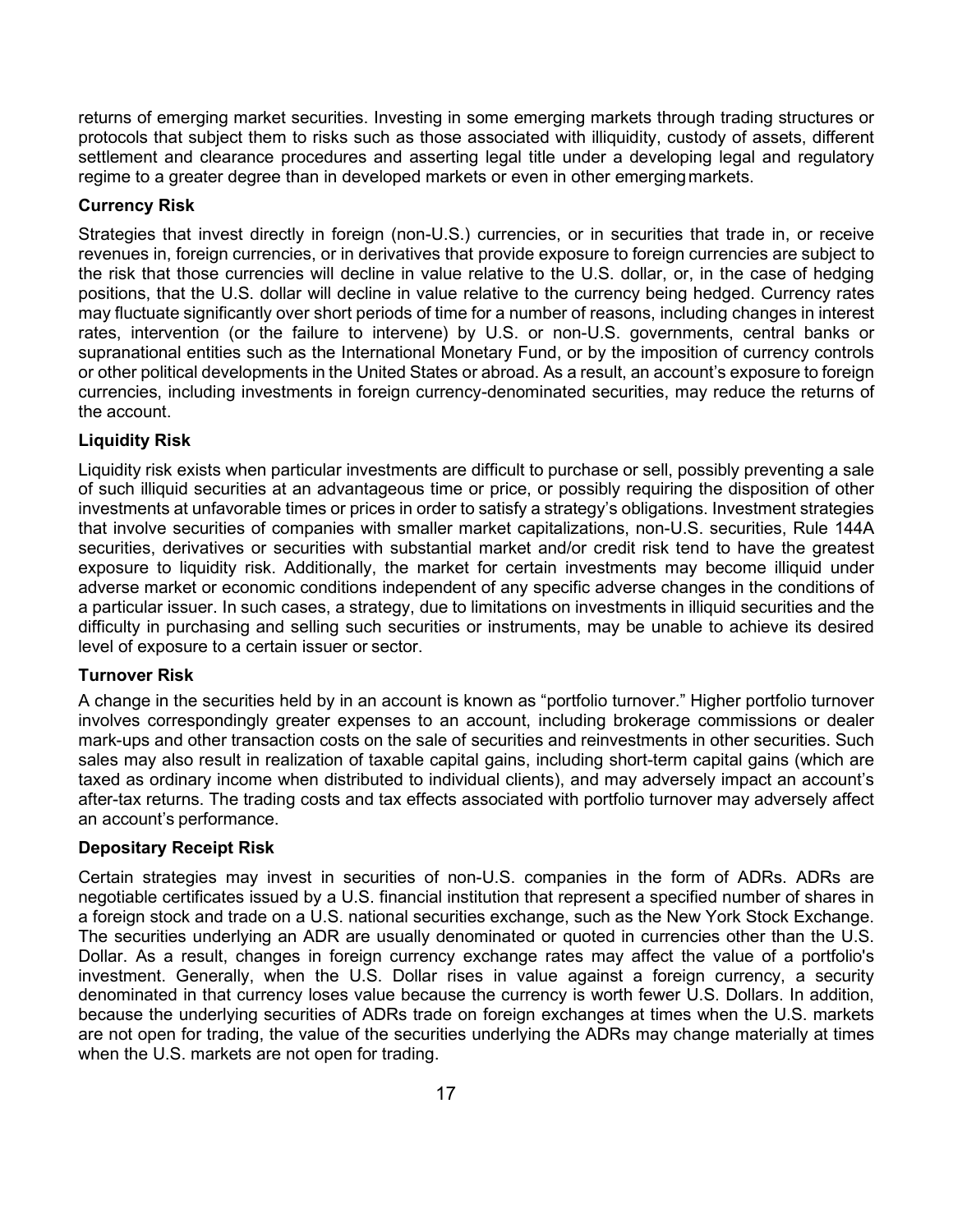returns of emerging market securities. Investing in some emerging markets through trading structures or protocols that subject them to risks such as those associated with illiquidity, custody of assets, different settlement and clearance procedures and asserting legal title under a developing legal and regulatory regime to a greater degree than in developed markets or even in other emerging markets.

**Currency Risk**

Strategies that invest directly in foreign (non-U.S.) currencies, or in securities that trade in, or receive revenues in, foreign currencies, or in derivatives that provide exposure to foreign currencies are subject to the risk that those currencies will decline in value relative to the U.S. dollar, or, in the case of hedging positions, that the U.S. dollar will decline in value relative to the currency being hedged. Currency rates may fluctuate significantly over short periods of time for a number of reasons, including changes in interest rates, intervention (or the failure to intervene) by U.S. or non-U.S. governments, central banks or supranational entities such as the International Monetary Fund, or by the imposition of currency controls or other political developments in the United States or abroad. As a result, an account's exposure to foreign currencies, including investments in foreign currency-denominated securities, may reduce the returns of the account.

**Liquidity Risk**

Liquidity risk exists when particular investments are difficult to purchase or sell, possibly preventing a sale of such illiquid securities at an advantageous time or price, or possibly requiring the disposition of other investments at unfavorable times or prices in order to satisfy a strategy's obligations. Investment strategies that involve securities of companies with smaller market capitalizations, non-U.S. securities, Rule 144A securities, derivatives or securities with substantial market and/or credit risk tend to have the greatest exposure to liquidity risk. Additionally, the market for certain investments may become illiquid under adverse market or economic conditions independent of any specific adverse changes in the conditions of a particular issuer. In such cases, a strategy, due to limitations on investments in illiquid securities and the difficulty in purchasing and selling such securities or instruments, may be unable to achieve its desired level of exposure to a certain issuer or sector.

**Turnover Risk**

A change in the securities held by in an account is known as "portfolio turnover." Higher portfolio turnover involves correspondingly greater expenses to an account, including brokerage commissions or dealer mark-ups and other transaction costs on the sale of securities and reinvestments in other securities. Such sales may also result in realization of taxable capital gains, including short-term capital gains (which are taxed as ordinary income when distributed to individual clients), and may adversely impact an account's after-tax returns. The trading costs and tax effects associated with portfolio turnover may adversely affect an account's performance.

**Depositary Receipt Risk**

Certain strategies may invest in securities of non-U.S. companies in the form of ADRs. ADRs are negotiable certificates issued by a U.S. financial institution that represent a specified number of shares in a foreign stock and trade on a U.S. national securities exchange, such as the New York Stock Exchange. The securities underlying an ADR are usually denominated or quoted in currencies other than the U.S. Dollar. As a result, changes in foreign currency exchange rates may affect the value of a portfolio's investment. Generally, when the U.S. Dollar rises in value against a foreign currency, a security denominated in that currency loses value because the currency is worth fewer U.S. Dollars. In addition, because the underlying securities of ADRs trade on foreign exchanges at times when the U.S. markets are not open for trading, the value of the securities underlying the ADRs may change materially at times when the U.S. markets are not open for trading.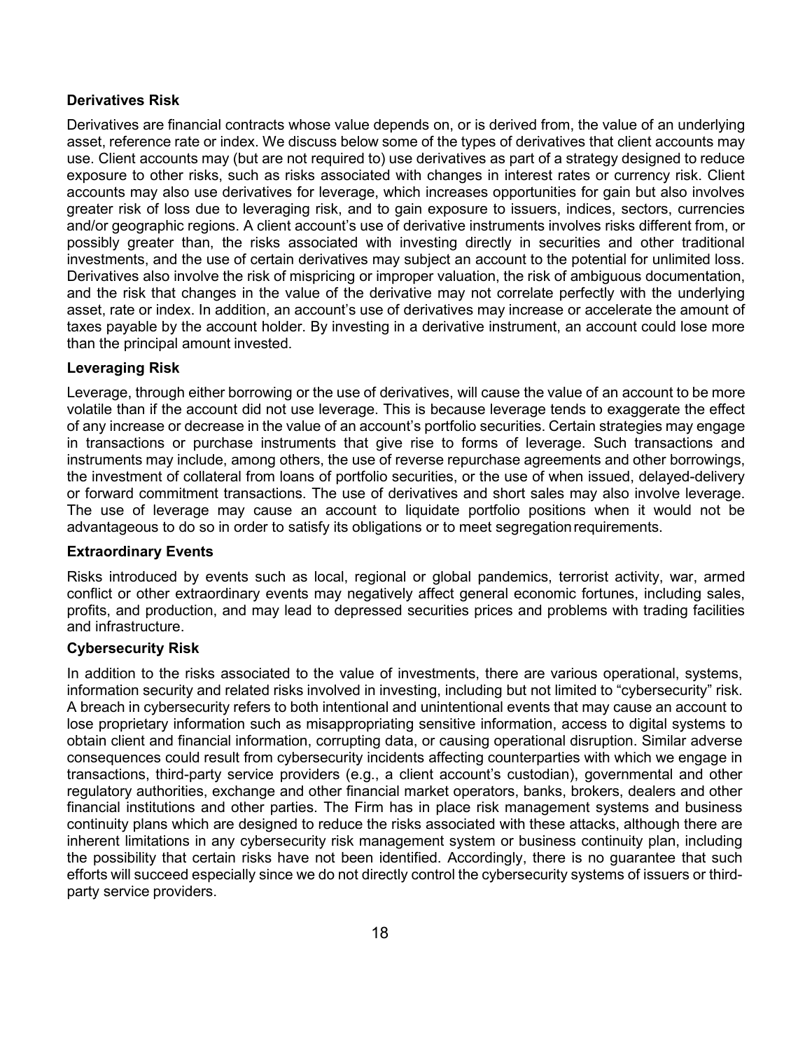**Derivatives Risk**

Derivatives are financial contracts whose value depends on, or is derived from, the value of an underlying asset, reference rate or index. We discuss below some of the types of derivatives that client accounts may use. Client accounts may (but are not required to) use derivatives as part of a strategy designed to reduce exposure to other risks, such as risks associated with changes in interest rates or currency risk. Client accounts may also use derivatives for leverage, which increases opportunities for gain but also involves greater risk of loss due to leveraging risk, and to gain exposure to issuers, indices, sectors, currencies and/or geographic regions. A client account's use of derivative instruments involves risks different from, or possibly greater than, the risks associated with investing directly in securities and other traditional investments, and the use of certain derivatives may subject an account to the potential for unlimited loss. Derivatives also involve the risk of mispricing or improper valuation, the risk of ambiguous documentation, and the risk that changes in the value of the derivative may not correlate perfectly with the underlying asset, rate or index. In addition, an account's use of derivatives may increase or accelerate the amount of taxes payable by the account holder. By investing in a derivative instrument, an account could lose more than the principal amount invested.

**Leveraging Risk**

Leverage, through either borrowing or the use of derivatives, will cause the value of an account to be more volatile than if the account did not use leverage. This is because leverage tends to exaggerate the effect of any increase or decrease in the value of an account's portfolio securities. Certain strategies may engage in transactions or purchase instruments that give rise to forms of leverage. Such transactions and instruments may include, among others, the use of reverse repurchase agreements and other borrowings, the investment of collateral from loans of portfolio securities, or the use of when issued, delayed-delivery or forward commitment transactions. The use of derivatives and short sales may also involve leverage. The use of leverage may cause an account to liquidate portfolio positions when it would not be advantageous to do so in order to satisfy its obligations or to meet segregation requirements.

**Extraordinary Events**

Risks introduced by events such as local, regional or global pandemics, terrorist activity, war, armed conflict or other extraordinary events may negatively affect general economic fortunes, including sales, profits, and production, and may lead to depressed securities prices and problems with trading facilities and infrastructure.

**Cybersecurity Risk**

In addition to the risks associated to the value of investments, there are various operational, systems, information security and related risks involved in investing, including but not limited to "cybersecurity" risk. A breach in cybersecurity refers to both intentional and unintentional events that may cause an account to lose proprietary information such as misappropriating sensitive information, access to digital systems to obtain client and financial information, corrupting data, or causing operational disruption. Similar adverse consequences could result from cybersecurity incidents affecting counterparties with which we engage in transactions, third-party service providers (e.g., a client account's custodian), governmental and other regulatory authorities, exchange and other financial market operators, banks, brokers, dealers and other financial institutions and other parties. The Firm has in place risk management systems and business continuity plans which are designed to reduce the risks associated with these attacks, although there are inherent limitations in any cybersecurity risk management system or business continuity plan, including the possibility that certain risks have not been identified. Accordingly, there is no guarantee that such efforts will succeed especially since we do not directly control the cybersecurity systems of issuers or third-party service providers.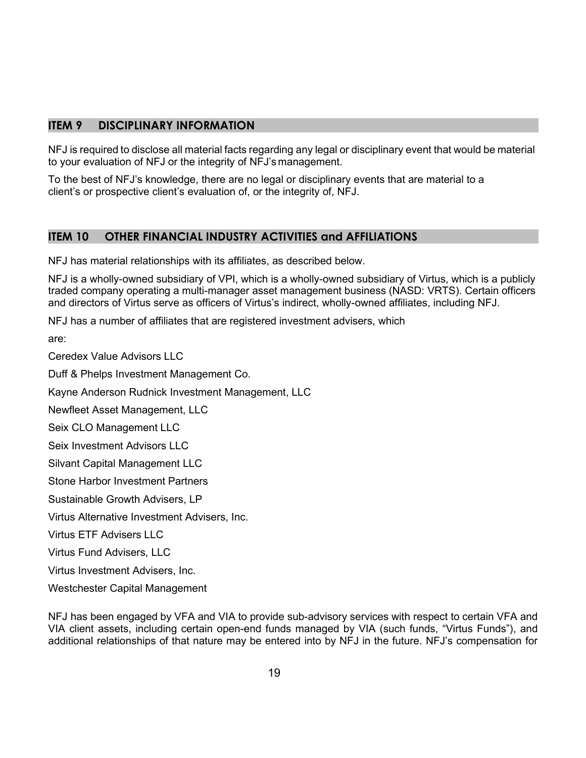## ITEM 9 DISCIPLINARY INFORMATION

NFJ is required to disclose all material facts regarding any legal or disciplinary event that would be material to your evaluation of NFJ or the integrity of NFJ's management.

To the best of NFJ's knowledge, there are no legal or disciplinary events that are material to a client's or prospective client's evaluation of, or the integrity of, NFJ.

## ITEM 10 OTHER FINANCIAL INDUSTRY ACTIVITIES and AFFILIATIONS

NFJ has material relationships with its affiliates, as described below.

NFJ is a wholly-owned subsidiary of VPI, which is a wholly-owned subsidiary of Virtus, which is a publicly traded company operating a multi-manager asset management business (NASD: VRTS). Certain officers and directors of Virtus serve as officers of Virtus's indirect, wholly-owned affiliates, including NFJ.

NFJ has a number of affiliates that are registered investment advisers, which are:

Ceredex Value Advisors LLC

Duff & Phelps Investment Management Co.

Kayne Anderson Rudnick Investment Management, LLC

Newfleet Asset Management, LLC

Seix CLO Management LLC

Seix Investment Advisors LLC

Silvant Capital Management LLC

Stone Harbor Investment Partners

Sustainable Growth Advisers, LP

Virtus Alternative Investment Advisers, Inc.

Virtus ETF Advisers LLC

Virtus Fund Advisers, LLC

Virtus Investment Advisers, Inc.

Westchester Capital Management

NFJ has been engaged by VFA and VIA to provide sub-advisory services with respect to certain VFA and VIA client assets, including certain open-end funds managed by VIA (such funds, "Virtus Funds"), and additional relationships of that nature may be entered into by NFJ in the future. NFJ's compensation for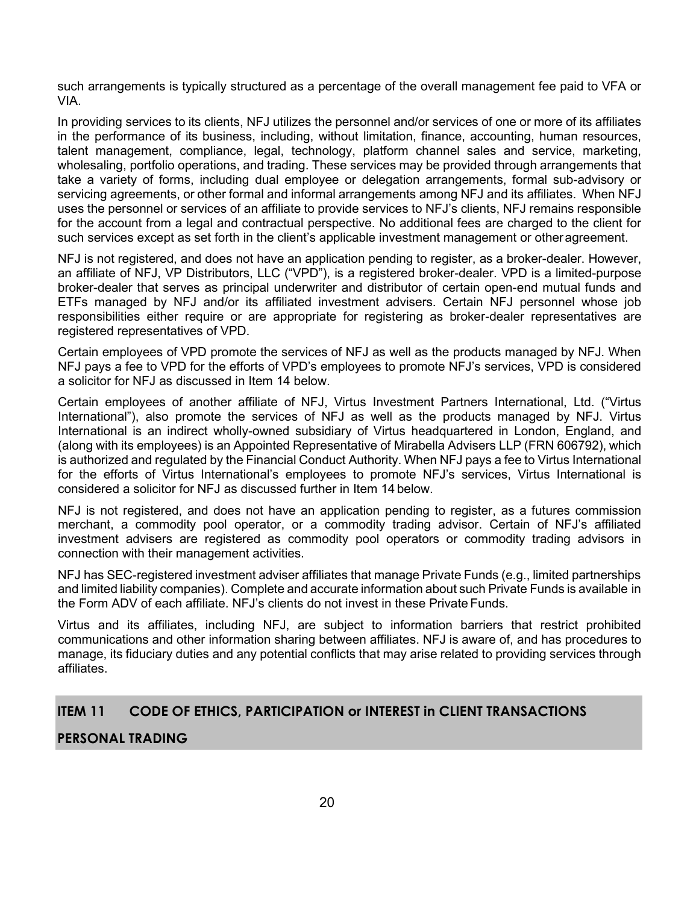such arrangements is typically structured as a percentage of the overall management fee paid to VFA or VIA.

In providing services to its clients, NFJ utilizes the personnel and/or services of one or more of its affiliates in the performance of its business, including, without limitation, finance, accounting, human resources, talent management, compliance, legal, technology, platform channel sales and service, marketing, wholesaling, portfolio operations, and trading. These services may be provided through arrangements that take a variety of forms, including dual employee or delegation arrangements, formal sub-advisory or servicing agreements, or other formal and informal arrangements among NFJ and its affiliates. When NFJ uses the personnel or services of an affiliate to provide services to NFJ's clients, NFJ remains responsible for the account from a legal and contractual perspective. No additional fees are charged to the client for such services except as set forth in the client's applicable investment management or other agreement.

NFJ is not registered, and does not have an application pending to register, as a broker-dealer. However, an affiliate of NFJ, VP Distributors, LLC ("VPD"), is a registered broker-dealer. VPD is a limited-purpose broker-dealer that serves as principal underwriter and distributor of certain open-end mutual funds and ETFs managed by NFJ and/or its affiliated investment advisers. Certain NFJ personnel whose job responsibilities either require or are appropriate for registering as broker-dealer representatives are registered representatives of VPD.

Certain employees of VPD promote the services of NFJ as well as the products managed by NFJ. When NFJ pays a fee to VPD for the efforts of VPD's employees to promote NFJ's services, VPD is considered a solicitor for NFJ as discussed in Item 14 below.

Certain employees of another affiliate of NFJ, Virtus Investment Partners International, Ltd. ("Virtus International"), also promote the services of NFJ as well as the products managed by NFJ. Virtus International is an indirect wholly-owned subsidiary of Virtus headquartered in London, England, and (along with its employees) is an Appointed Representative of Mirabella Advisers LLP (FRN 606792), which is authorized and regulated by the Financial Conduct Authority. When NFJ pays a fee to Virtus International for the efforts of Virtus International's employees to promote NFJ's services, Virtus International is considered a solicitor for NFJ as discussed further in Item 14 below.

NFJ is not registered, and does not have an application pending to register, as a futures commission merchant, a commodity pool operator, or a commodity trading advisor. Certain of NFJ's affiliated investment advisers are registered as commodity pool operators or commodity trading advisors in connection with their management activities.

NFJ has SEC-registered investment adviser affiliates that manage Private Funds (e.g., limited partnerships and limited liability companies). Complete and accurate information about such Private Funds is available in the Form ADV of each affiliate. NFJ's clients do not invest in these Private Funds.

Virtus and its affiliates, including NFJ, are subject to information barriers that restrict prohibited communications and other information sharing between affiliates. NFJ is aware of, and has procedures to manage, its fiduciary duties and any potential conflicts that may arise related to providing services through affiliates.

## ITEM 11 CODE OF ETHICS, PARTICIPATION or INTEREST in CLIENT TRANSACTIONS

## PERSONAL TRADING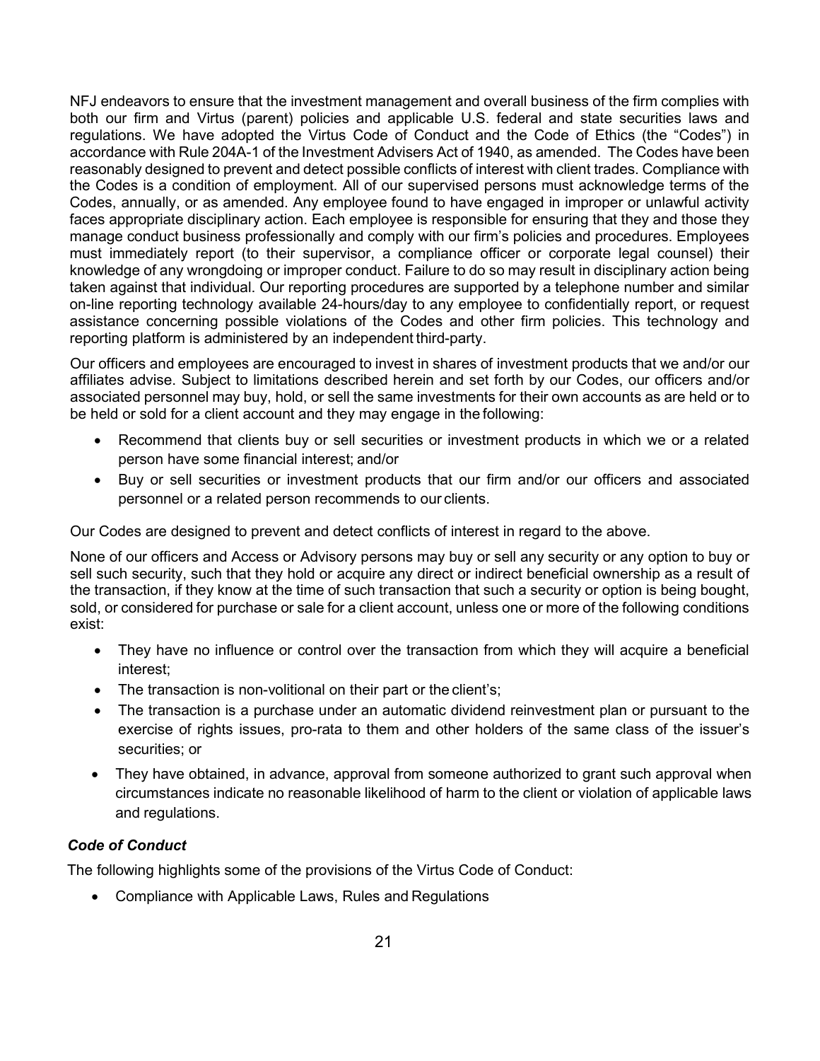NFJ endeavors to ensure that the investment management and overall business of the firm complies with both our firm and Virtus (parent) policies and applicable U.S. federal and state securities laws and regulations. We have adopted the Virtus Code of Conduct and the Code of Ethics (the "Codes") in accordance with Rule 204A-1 of the Investment Advisers Act of 1940, as amended. The Codes have been reasonably designed to prevent and detect possible conflicts of interest with client trades. Compliance with the Codes is a condition of employment. All of our supervised persons must acknowledge terms of the Codes, annually, or as amended. Any employee found to have engaged in improper or unlawful activity faces appropriate disciplinary action. Each employee is responsible for ensuring that they and those they manage conduct business professionally and comply with our firm's policies and procedures. Employees must immediately report (to their supervisor, a compliance officer or corporate legal counsel) their knowledge of any wrongdoing or improper conduct. Failure to do so may result in disciplinary action being taken against that individual. Our reporting procedures are supported by a telephone number and similar on-line reporting technology available 24-hours/day to any employee to confidentially report, or request assistance concerning possible violations of the Codes and other firm policies. This technology and reporting platform is administered by an independent third-party.

Our officers and employees are encouraged to invest in shares of investment products that we and/or our affiliates advise. Subject to limitations described herein and set forth by our Codes, our officers and/or associated personnel may buy, hold, or sell the same investments for their own accounts as are held or to be held or sold for a client account and they may engage in the following:

- Recommend that clients buy or sell securities or investment products in which we or a related person have some financial interest; and/or
- Buy or sell securities or investment products that our firm and/or our officers and associated personnel or a related person recommends to our clients.

Our Codes are designed to prevent and detect conflicts of interest in regard to the above.

None of our officers and Access or Advisory persons may buy or sell any security or any option to buy or sell such security, such that they hold or acquire any direct or indirect beneficial ownership as a result of the transaction, if they know at the time of such transaction that such a security or option is being bought, sold, or considered for purchase or sale for a client account, unless one or more of the following conditions exist:

- They have no influence or control over the transaction from which they will acquire a beneficial interest;
- The transaction is non-volitional on their part or the client's;
- The transaction is a purchase under an automatic dividend reinvestment plan or pursuant to the exercise of rights issues, pro-rata to them and other holders of the same class of the issuer's securities; or
- They have obtained, in advance, approval from someone authorized to grant such approval when circumstances indicate no reasonable likelihood of harm to the client or violation of applicable laws and regulations.

### *Code of Conduct*

The following highlights some of the provisions of the Virtus Code of Conduct:

- Compliance with Applicable Laws, Rules and Regulations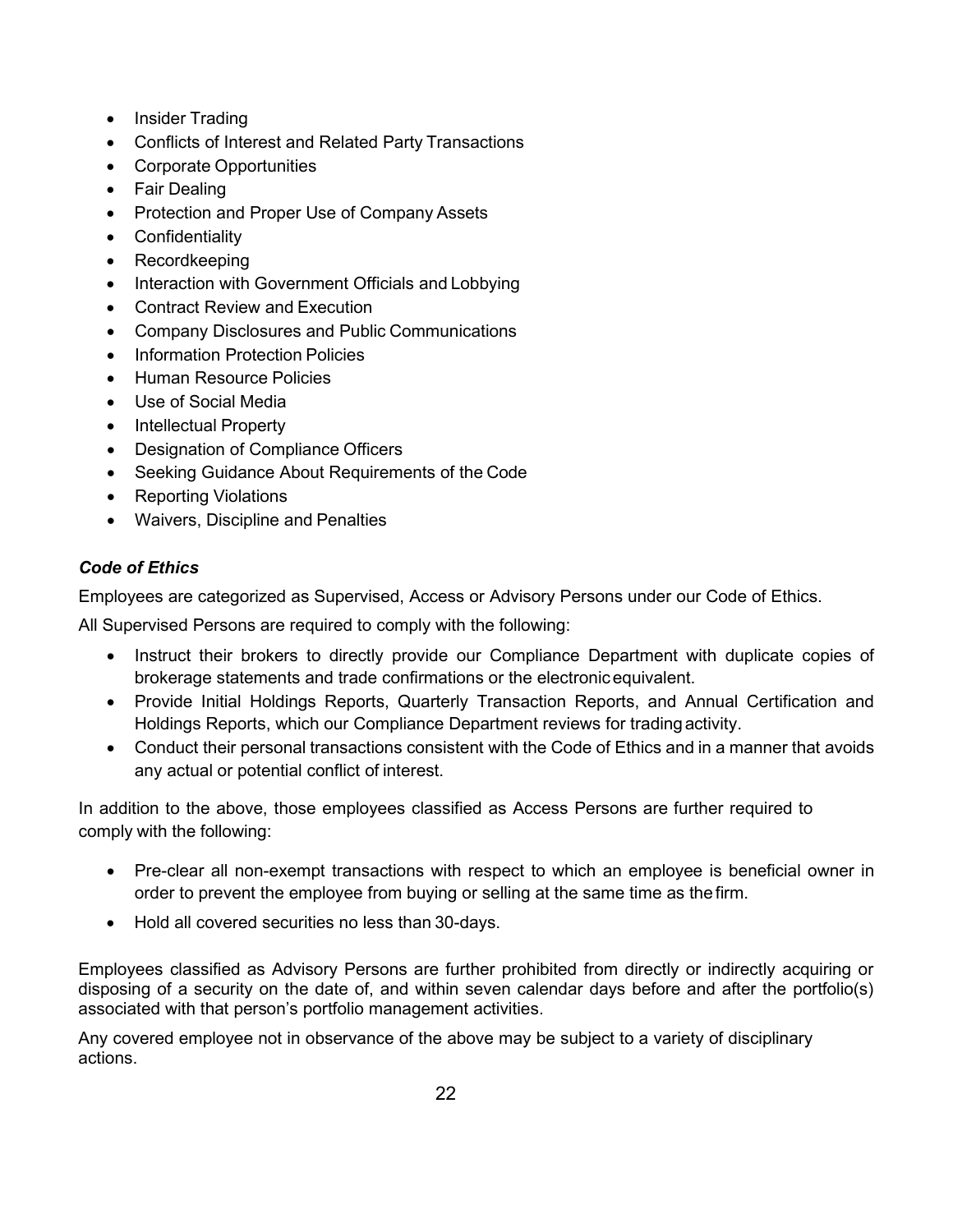- Insider Trading
- Conflicts of Interest and Related Party Transactions
- Corporate Opportunities
- Fair Dealing
- Protection and Proper Use of Company Assets
- Confidentiality
- Recordkeeping
- Interaction with Government Officials and Lobbying
- Contract Review and Execution
- Company Disclosures and Public Communications
- Information Protection Policies
- Human Resource Policies
- Use of Social Media
- Intellectual Property
- Designation of Compliance Officers
- Seeking Guidance About Requirements of the Code
- Reporting Violations
- Waivers, Discipline and Penalties

***Code of Ethics***

Employees are categorized as Supervised, Access or Advisory Persons under our Code of Ethics.

All Supervised Persons are required to comply with the following:

- Instruct their brokers to directly provide our Compliance Department with duplicate copies of brokerage statements and trade confirmations or the electronic equivalent.
- Provide Initial Holdings Reports, Quarterly Transaction Reports, and Annual Certification and Holdings Reports, which our Compliance Department reviews for trading activity.
- Conduct their personal transactions consistent with the Code of Ethics and in a manner that avoids any actual or potential conflict of interest.

In addition to the above, those employees classified as Access Persons are further required to comply with the following:

- Pre-clear all non-exempt transactions with respect to which an employee is beneficial owner in order to prevent the employee from buying or selling at the same time as the firm.
- Hold all covered securities no less than 30-days.

Employees classified as Advisory Persons are further prohibited from directly or indirectly acquiring or disposing of a security on the date of, and within seven calendar days before and after the portfolio(s) associated with that person's portfolio management activities.

Any covered employee not in observance of the above may be subject to a variety of disciplinary actions.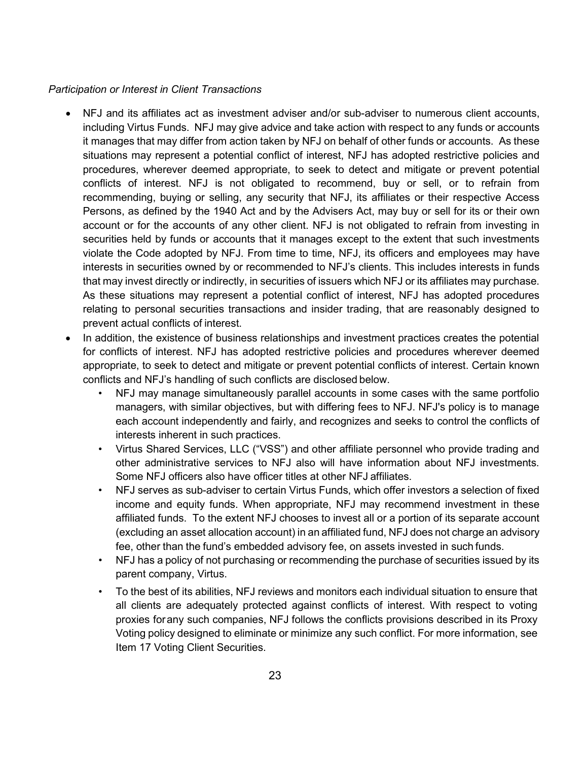*Participation or Interest in Client Transactions*

- NFJ and its affiliates act as investment adviser and/or sub-adviser to numerous client accounts, including Virtus Funds. NFJ may give advice and take action with respect to any funds or accounts it manages that may differ from action taken by NFJ on behalf of other funds or accounts. As these situations may represent a potential conflict of interest, NFJ has adopted restrictive policies and procedures, wherever deemed appropriate, to seek to detect and mitigate or prevent potential conflicts of interest. NFJ is not obligated to recommend, buy or sell, or to refrain from recommending, buying or selling, any security that NFJ, its affiliates or their respective Access Persons, as defined by the 1940 Act and by the Advisers Act, may buy or sell for its or their own account or for the accounts of any other client. NFJ is not obligated to refrain from investing in securities held by funds or accounts that it manages except to the extent that such investments violate the Code adopted by NFJ. From time to time, NFJ, its officers and employees may have interests in securities owned by or recommended to NFJ's clients. This includes interests in funds that may invest directly or indirectly, in securities of issuers which NFJ or its affiliates may purchase. As these situations may represent a potential conflict of interest, NFJ has adopted procedures relating to personal securities transactions and insider trading, that are reasonably designed to prevent actual conflicts of interest.
- In addition, the existence of business relationships and investment practices creates the potential for conflicts of interest. NFJ has adopted restrictive policies and procedures wherever deemed appropriate, to seek to detect and mitigate or prevent potential conflicts of interest. Certain known conflicts and NFJ's handling of such conflicts are disclosed below.
  - NFJ may manage simultaneously parallel accounts in some cases with the same portfolio managers, with similar objectives, but with differing fees to NFJ. NFJ's policy is to manage each account independently and fairly, and recognizes and seeks to control the conflicts of interests inherent in such practices.
  - Virtus Shared Services, LLC ("VSS") and other affiliate personnel who provide trading and other administrative services to NFJ also will have information about NFJ investments. Some NFJ officers also have officer titles at other NFJ affiliates.
  - NFJ serves as sub-adviser to certain Virtus Funds, which offer investors a selection of fixed income and equity funds. When appropriate, NFJ may recommend investment in these affiliated funds. To the extent NFJ chooses to invest all or a portion of its separate account (excluding an asset allocation account) in an affiliated fund, NFJ does not charge an advisory fee, other than the fund's embedded advisory fee, on assets invested in such funds.
  - NFJ has a policy of not purchasing or recommending the purchase of securities issued by its parent company, Virtus.
  - To the best of its abilities, NFJ reviews and monitors each individual situation to ensure that all clients are adequately protected against conflicts of interest. With respect to voting proxies for any such companies, NFJ follows the conflicts provisions described in its Proxy Voting policy designed to eliminate or minimize any such conflict. For more information, see Item 17 Voting Client Securities.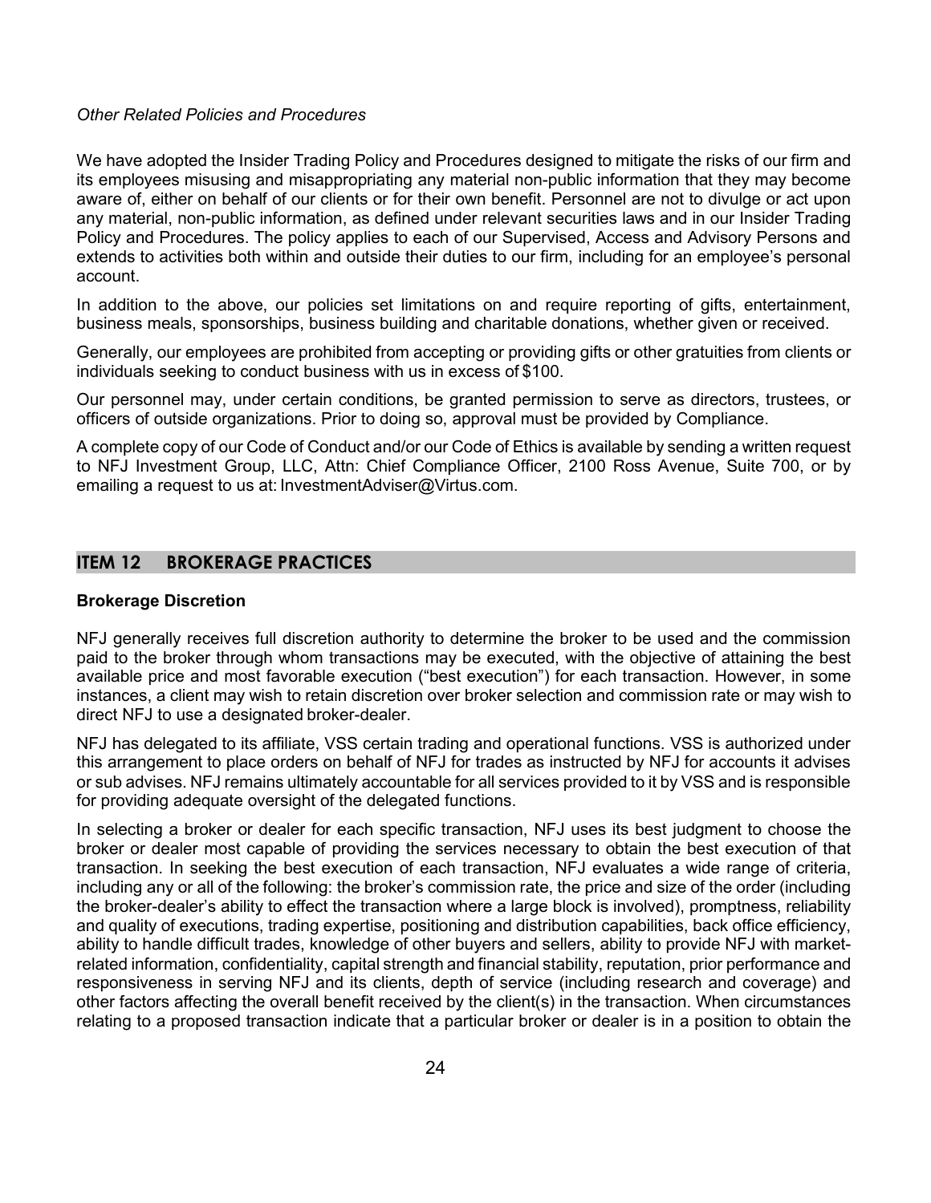*Other Related Policies and Procedures*

We have adopted the Insider Trading Policy and Procedures designed to mitigate the risks of our firm and its employees misusing and misappropriating any material non-public information that they may become aware of, either on behalf of our clients or for their own benefit. Personnel are not to divulge or act upon any material, non-public information, as defined under relevant securities laws and in our Insider Trading Policy and Procedures. The policy applies to each of our Supervised, Access and Advisory Persons and extends to activities both within and outside their duties to our firm, including for an employee's personal account.

In addition to the above, our policies set limitations on and require reporting of gifts, entertainment, business meals, sponsorships, business building and charitable donations, whether given or received.

Generally, our employees are prohibited from accepting or providing gifts or other gratuities from clients or individuals seeking to conduct business with us in excess of $100.

Our personnel may, under certain conditions, be granted permission to serve as directors, trustees, or officers of outside organizations. Prior to doing so, approval must be provided by Compliance.

A complete copy of our Code of Conduct and/or our Code of Ethics is available by sending a written request to NFJ Investment Group, LLC, Attn: Chief Compliance Officer, 2100 Ross Avenue, Suite 700, or by emailing a request to us at: InvestmentAdviser@Virtus.com.

## ITEM 12 BROKERAGE PRACTICES

**Brokerage Discretion**

NFJ generally receives full discretion authority to determine the broker to be used and the commission paid to the broker through whom transactions may be executed, with the objective of attaining the best available price and most favorable execution ("best execution") for each transaction. However, in some instances, a client may wish to retain discretion over broker selection and commission rate or may wish to direct NFJ to use a designated broker-dealer.

NFJ has delegated to its affiliate, VSS certain trading and operational functions. VSS is authorized under this arrangement to place orders on behalf of NFJ for trades as instructed by NFJ for accounts it advises or sub advises. NFJ remains ultimately accountable for all services provided to it by VSS and is responsible for providing adequate oversight of the delegated functions.

In selecting a broker or dealer for each specific transaction, NFJ uses its best judgment to choose the broker or dealer most capable of providing the services necessary to obtain the best execution of that transaction. In seeking the best execution of each transaction, NFJ evaluates a wide range of criteria, including any or all of the following: the broker's commission rate, the price and size of the order (including the broker-dealer's ability to effect the transaction where a large block is involved), promptness, reliability and quality of executions, trading expertise, positioning and distribution capabilities, back office efficiency, ability to handle difficult trades, knowledge of other buyers and sellers, ability to provide NFJ with market-related information, confidentiality, capital strength and financial stability, reputation, prior performance and responsiveness in serving NFJ and its clients, depth of service (including research and coverage) and other factors affecting the overall benefit received by the client(s) in the transaction. When circumstances relating to a proposed transaction indicate that a particular broker or dealer is in a position to obtain the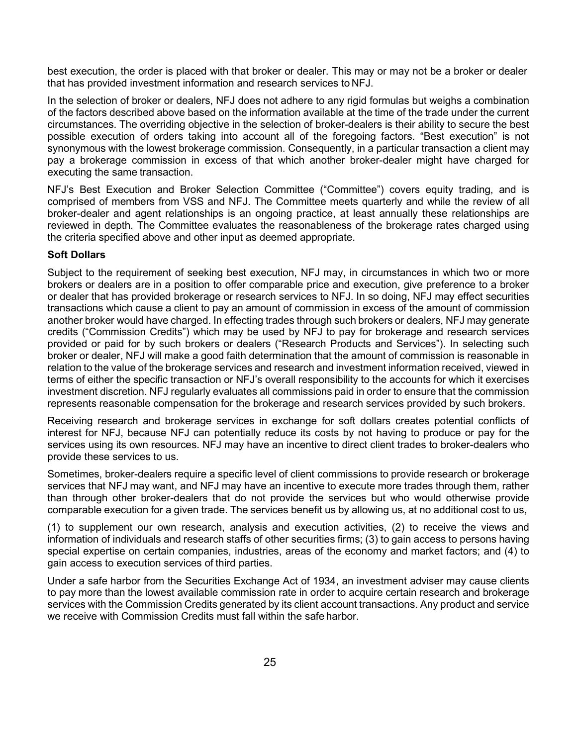best execution, the order is placed with that broker or dealer. This may or may not be a broker or dealer that has provided investment information and research services to NFJ.

In the selection of broker or dealers, NFJ does not adhere to any rigid formulas but weighs a combination of the factors described above based on the information available at the time of the trade under the current circumstances. The overriding objective in the selection of broker-dealers is their ability to secure the best possible execution of orders taking into account all of the foregoing factors. "Best execution" is not synonymous with the lowest brokerage commission. Consequently, in a particular transaction a client may pay a brokerage commission in excess of that which another broker-dealer might have charged for executing the same transaction.

NFJ's Best Execution and Broker Selection Committee ("Committee") covers equity trading, and is comprised of members from VSS and NFJ. The Committee meets quarterly and while the review of all broker-dealer and agent relationships is an ongoing practice, at least annually these relationships are reviewed in depth. The Committee evaluates the reasonableness of the brokerage rates charged using the criteria specified above and other input as deemed appropriate.

**Soft Dollars**

Subject to the requirement of seeking best execution, NFJ may, in circumstances in which two or more brokers or dealers are in a position to offer comparable price and execution, give preference to a broker or dealer that has provided brokerage or research services to NFJ. In so doing, NFJ may effect securities transactions which cause a client to pay an amount of commission in excess of the amount of commission another broker would have charged. In effecting trades through such brokers or dealers, NFJ may generate credits ("Commission Credits") which may be used by NFJ to pay for brokerage and research services provided or paid for by such brokers or dealers ("Research Products and Services"). In selecting such broker or dealer, NFJ will make a good faith determination that the amount of commission is reasonable in relation to the value of the brokerage services and research and investment information received, viewed in terms of either the specific transaction or NFJ's overall responsibility to the accounts for which it exercises investment discretion. NFJ regularly evaluates all commissions paid in order to ensure that the commission represents reasonable compensation for the brokerage and research services provided by such brokers.

Receiving research and brokerage services in exchange for soft dollars creates potential conflicts of interest for NFJ, because NFJ can potentially reduce its costs by not having to produce or pay for the services using its own resources. NFJ may have an incentive to direct client trades to broker-dealers who provide these services to us.

Sometimes, broker-dealers require a specific level of client commissions to provide research or brokerage services that NFJ may want, and NFJ may have an incentive to execute more trades through them, rather than through other broker-dealers that do not provide the services but who would otherwise provide comparable execution for a given trade. The services benefit us by allowing us, at no additional cost to us,

(1) to supplement our own research, analysis and execution activities, (2) to receive the views and information of individuals and research staffs of other securities firms; (3) to gain access to persons having special expertise on certain companies, industries, areas of the economy and market factors; and (4) to gain access to execution services of third parties.

Under a safe harbor from the Securities Exchange Act of 1934, an investment adviser may cause clients to pay more than the lowest available commission rate in order to acquire certain research and brokerage services with the Commission Credits generated by its client account transactions. Any product and service we receive with Commission Credits must fall within the safe harbor.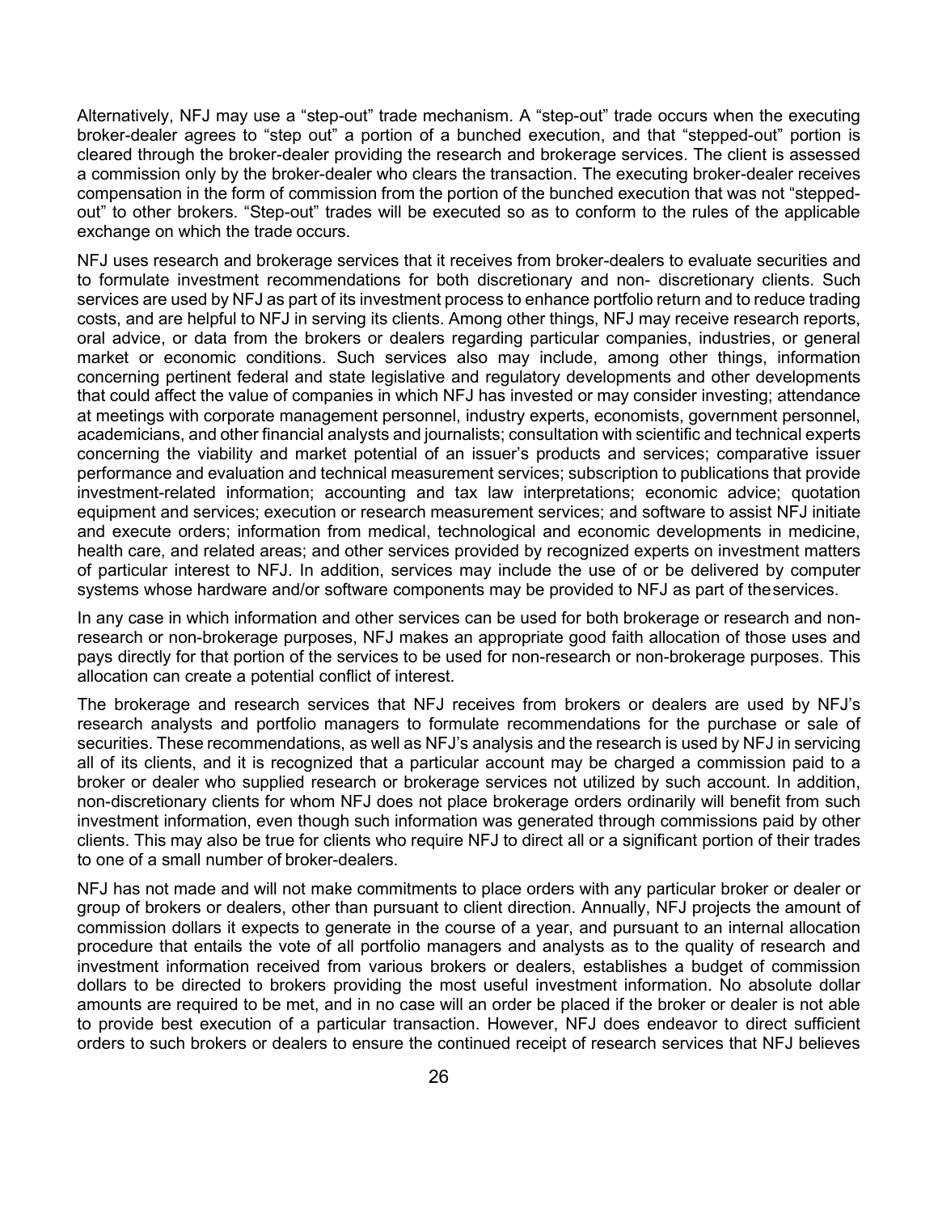Alternatively, NFJ may use a "step-out" trade mechanism. A "step-out" trade occurs when the executing broker-dealer agrees to "step out" a portion of a bunched execution, and that "stepped-out" portion is cleared through the broker-dealer providing the research and brokerage services. The client is assessed a commission only by the broker-dealer who clears the transaction. The executing broker-dealer receives compensation in the form of commission from the portion of the bunched execution that was not "stepped-out" to other brokers. "Step-out" trades will be executed so as to conform to the rules of the applicable exchange on which the trade occurs.

NFJ uses research and brokerage services that it receives from broker-dealers to evaluate securities and to formulate investment recommendations for both discretionary and non- discretionary clients. Such services are used by NFJ as part of its investment process to enhance portfolio return and to reduce trading costs, and are helpful to NFJ in serving its clients. Among other things, NFJ may receive research reports, oral advice, or data from the brokers or dealers regarding particular companies, industries, or general market or economic conditions. Such services also may include, among other things, information concerning pertinent federal and state legislative and regulatory developments and other developments that could affect the value of companies in which NFJ has invested or may consider investing; attendance at meetings with corporate management personnel, industry experts, economists, government personnel, academicians, and other financial analysts and journalists; consultation with scientific and technical experts concerning the viability and market potential of an issuer's products and services; comparative issuer performance and evaluation and technical measurement services; subscription to publications that provide investment-related information; accounting and tax law interpretations; economic advice; quotation equipment and services; execution or research measurement services; and software to assist NFJ initiate and execute orders; information from medical, technological and economic developments in medicine, health care, and related areas; and other services provided by recognized experts on investment matters of particular interest to NFJ. In addition, services may include the use of or be delivered by computer systems whose hardware and/or software components may be provided to NFJ as part of the services.

In any case in which information and other services can be used for both brokerage or research and non-research or non-brokerage purposes, NFJ makes an appropriate good faith allocation of those uses and pays directly for that portion of the services to be used for non-research or non-brokerage purposes. This allocation can create a potential conflict of interest.

The brokerage and research services that NFJ receives from brokers or dealers are used by NFJ's research analysts and portfolio managers to formulate recommendations for the purchase or sale of securities. These recommendations, as well as NFJ's analysis and the research is used by NFJ in servicing all of its clients, and it is recognized that a particular account may be charged a commission paid to a broker or dealer who supplied research or brokerage services not utilized by such account. In addition, non-discretionary clients for whom NFJ does not place brokerage orders ordinarily will benefit from such investment information, even though such information was generated through commissions paid by other clients. This may also be true for clients who require NFJ to direct all or a significant portion of their trades to one of a small number of broker-dealers.

NFJ has not made and will not make commitments to place orders with any particular broker or dealer or group of brokers or dealers, other than pursuant to client direction. Annually, NFJ projects the amount of commission dollars it expects to generate in the course of a year, and pursuant to an internal allocation procedure that entails the vote of all portfolio managers and analysts as to the quality of research and investment information received from various brokers or dealers, establishes a budget of commission dollars to be directed to brokers providing the most useful investment information. No absolute dollar amounts are required to be met, and in no case will an order be placed if the broker or dealer is not able to provide best execution of a particular transaction. However, NFJ does endeavor to direct sufficient orders to such brokers or dealers to ensure the continued receipt of research services that NFJ believes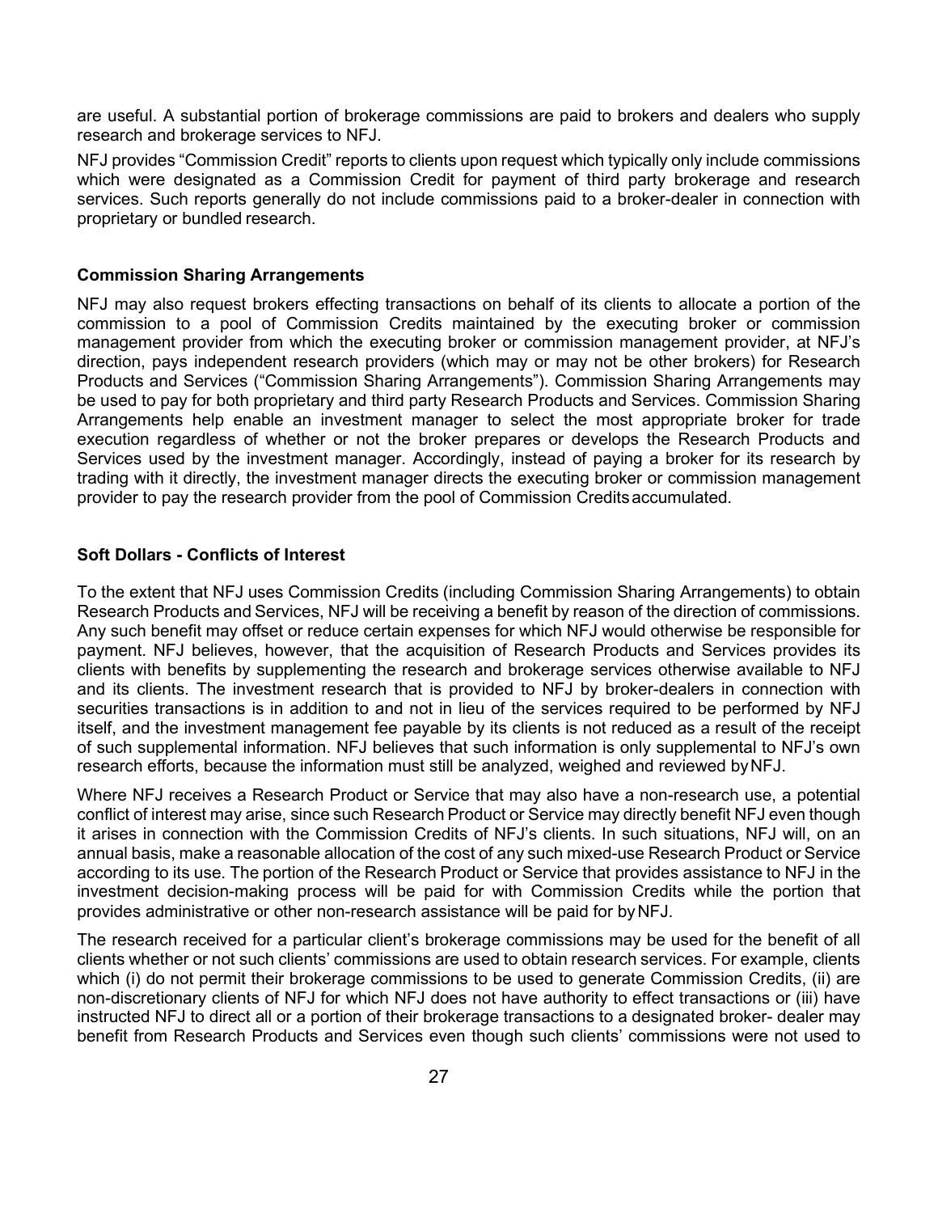are useful. A substantial portion of brokerage commissions are paid to brokers and dealers who supply research and brokerage services to NFJ.

NFJ provides "Commission Credit" reports to clients upon request which typically only include commissions which were designated as a Commission Credit for payment of third party brokerage and research services. Such reports generally do not include commissions paid to a broker-dealer in connection with proprietary or bundled research.

**Commission Sharing Arrangements**

NFJ may also request brokers effecting transactions on behalf of its clients to allocate a portion of the commission to a pool of Commission Credits maintained by the executing broker or commission management provider from which the executing broker or commission management provider, at NFJ's direction, pays independent research providers (which may or may not be other brokers) for Research Products and Services ("Commission Sharing Arrangements"). Commission Sharing Arrangements may be used to pay for both proprietary and third party Research Products and Services. Commission Sharing Arrangements help enable an investment manager to select the most appropriate broker for trade execution regardless of whether or not the broker prepares or develops the Research Products and Services used by the investment manager. Accordingly, instead of paying a broker for its research by trading with it directly, the investment manager directs the executing broker or commission management provider to pay the research provider from the pool of Commission Credits accumulated.

**Soft Dollars - Conflicts of Interest**

To the extent that NFJ uses Commission Credits (including Commission Sharing Arrangements) to obtain Research Products and Services, NFJ will be receiving a benefit by reason of the direction of commissions. Any such benefit may offset or reduce certain expenses for which NFJ would otherwise be responsible for payment. NFJ believes, however, that the acquisition of Research Products and Services provides its clients with benefits by supplementing the research and brokerage services otherwise available to NFJ and its clients. The investment research that is provided to NFJ by broker-dealers in connection with securities transactions is in addition to and not in lieu of the services required to be performed by NFJ itself, and the investment management fee payable by its clients is not reduced as a result of the receipt of such supplemental information. NFJ believes that such information is only supplemental to NFJ's own research efforts, because the information must still be analyzed, weighed and reviewed by NFJ.

Where NFJ receives a Research Product or Service that may also have a non-research use, a potential conflict of interest may arise, since such Research Product or Service may directly benefit NFJ even though it arises in connection with the Commission Credits of NFJ's clients. In such situations, NFJ will, on an annual basis, make a reasonable allocation of the cost of any such mixed-use Research Product or Service according to its use. The portion of the Research Product or Service that provides assistance to NFJ in the investment decision-making process will be paid for with Commission Credits while the portion that provides administrative or other non-research assistance will be paid for by NFJ.

The research received for a particular client's brokerage commissions may be used for the benefit of all clients whether or not such clients' commissions are used to obtain research services. For example, clients which (i) do not permit their brokerage commissions to be used to generate Commission Credits, (ii) are non-discretionary clients of NFJ for which NFJ does not have authority to effect transactions or (iii) have instructed NFJ to direct all or a portion of their brokerage transactions to a designated broker- dealer may benefit from Research Products and Services even though such clients' commissions were not used to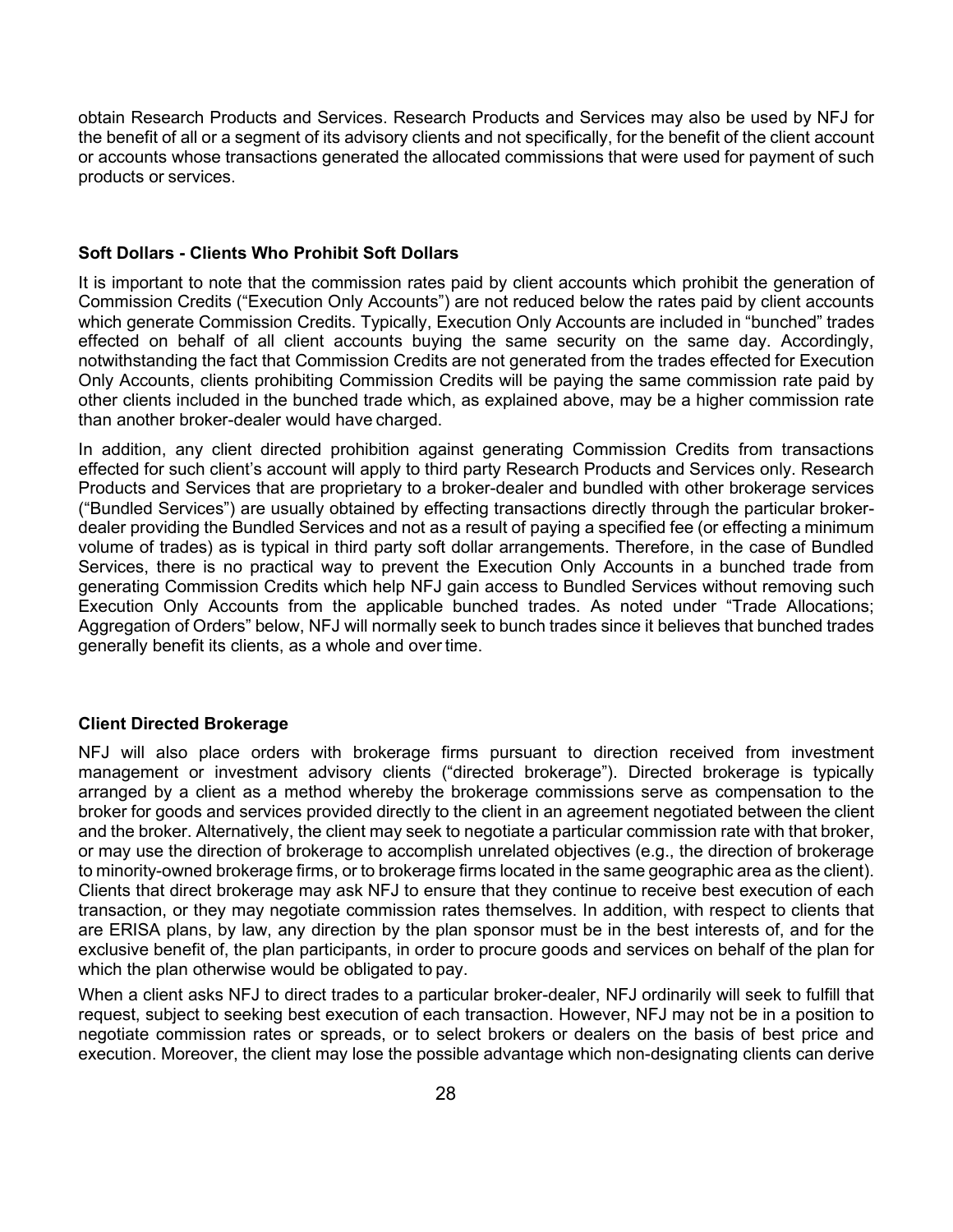obtain Research Products and Services. Research Products and Services may also be used by NFJ for the benefit of all or a segment of its advisory clients and not specifically, for the benefit of the client account or accounts whose transactions generated the allocated commissions that were used for payment of such products or services.

### Soft Dollars - Clients Who Prohibit Soft Dollars

It is important to note that the commission rates paid by client accounts which prohibit the generation of Commission Credits ("Execution Only Accounts") are not reduced below the rates paid by client accounts which generate Commission Credits. Typically, Execution Only Accounts are included in "bunched" trades effected on behalf of all client accounts buying the same security on the same day. Accordingly, notwithstanding the fact that Commission Credits are not generated from the trades effected for Execution Only Accounts, clients prohibiting Commission Credits will be paying the same commission rate paid by other clients included in the bunched trade which, as explained above, may be a higher commission rate than another broker-dealer would have charged.

In addition, any client directed prohibition against generating Commission Credits from transactions effected for such client's account will apply to third party Research Products and Services only. Research Products and Services that are proprietary to a broker-dealer and bundled with other brokerage services ("Bundled Services") are usually obtained by effecting transactions directly through the particular broker-dealer providing the Bundled Services and not as a result of paying a specified fee (or effecting a minimum volume of trades) as is typical in third party soft dollar arrangements. Therefore, in the case of Bundled Services, there is no practical way to prevent the Execution Only Accounts in a bunched trade from generating Commission Credits which help NFJ gain access to Bundled Services without removing such Execution Only Accounts from the applicable bunched trades. As noted under "Trade Allocations; Aggregation of Orders" below, NFJ will normally seek to bunch trades since it believes that bunched trades generally benefit its clients, as a whole and over time.

### Client Directed Brokerage

NFJ will also place orders with brokerage firms pursuant to direction received from investment management or investment advisory clients ("directed brokerage"). Directed brokerage is typically arranged by a client as a method whereby the brokerage commissions serve as compensation to the broker for goods and services provided directly to the client in an agreement negotiated between the client and the broker. Alternatively, the client may seek to negotiate a particular commission rate with that broker, or may use the direction of brokerage to accomplish unrelated objectives (e.g., the direction of brokerage to minority-owned brokerage firms, or to brokerage firms located in the same geographic area as the client). Clients that direct brokerage may ask NFJ to ensure that they continue to receive best execution of each transaction, or they may negotiate commission rates themselves. In addition, with respect to clients that are ERISA plans, by law, any direction by the plan sponsor must be in the best interests of, and for the exclusive benefit of, the plan participants, in order to procure goods and services on behalf of the plan for which the plan otherwise would be obligated to pay.

When a client asks NFJ to direct trades to a particular broker-dealer, NFJ ordinarily will seek to fulfill that request, subject to seeking best execution of each transaction. However, NFJ may not be in a position to negotiate commission rates or spreads, or to select brokers or dealers on the basis of best price and execution. Moreover, the client may lose the possible advantage which non-designating clients can derive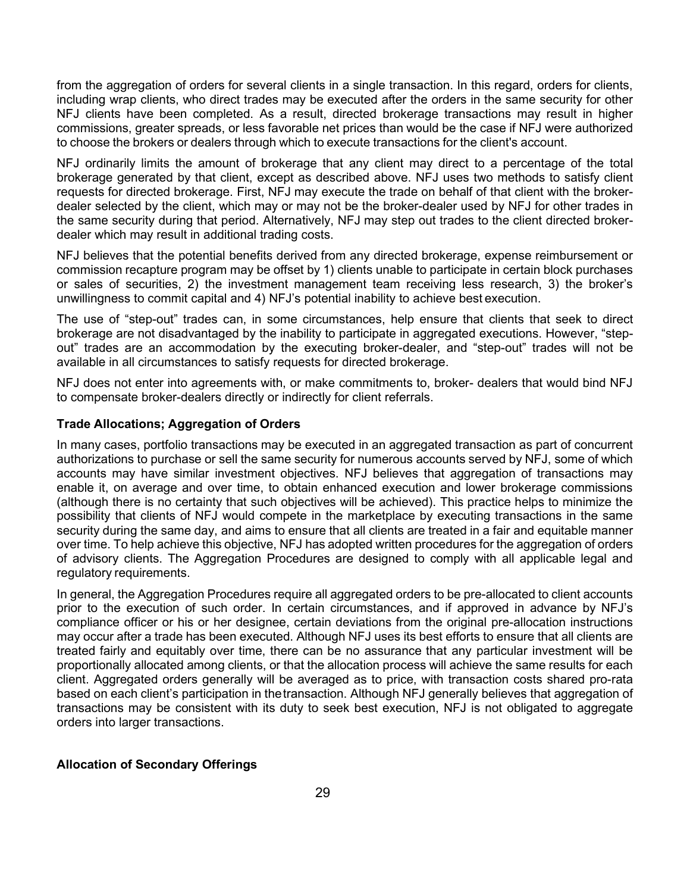from the aggregation of orders for several clients in a single transaction. In this regard, orders for clients, including wrap clients, who direct trades may be executed after the orders in the same security for other NFJ clients have been completed. As a result, directed brokerage transactions may result in higher commissions, greater spreads, or less favorable net prices than would be the case if NFJ were authorized to choose the brokers or dealers through which to execute transactions for the client's account.

NFJ ordinarily limits the amount of brokerage that any client may direct to a percentage of the total brokerage generated by that client, except as described above. NFJ uses two methods to satisfy client requests for directed brokerage. First, NFJ may execute the trade on behalf of that client with the broker-dealer selected by the client, which may or may not be the broker-dealer used by NFJ for other trades in the same security during that period. Alternatively, NFJ may step out trades to the client directed broker-dealer which may result in additional trading costs.

NFJ believes that the potential benefits derived from any directed brokerage, expense reimbursement or commission recapture program may be offset by 1) clients unable to participate in certain block purchases or sales of securities, 2) the investment management team receiving less research, 3) the broker's unwillingness to commit capital and 4) NFJ's potential inability to achieve best execution.

The use of "step-out" trades can, in some circumstances, help ensure that clients that seek to direct brokerage are not disadvantaged by the inability to participate in aggregated executions. However, "step-out" trades are an accommodation by the executing broker-dealer, and "step-out" trades will not be available in all circumstances to satisfy requests for directed brokerage.

NFJ does not enter into agreements with, or make commitments to, broker- dealers that would bind NFJ to compensate broker-dealers directly or indirectly for client referrals.

**Trade Allocations; Aggregation of Orders**

In many cases, portfolio transactions may be executed in an aggregated transaction as part of concurrent authorizations to purchase or sell the same security for numerous accounts served by NFJ, some of which accounts may have similar investment objectives. NFJ believes that aggregation of transactions may enable it, on average and over time, to obtain enhanced execution and lower brokerage commissions (although there is no certainty that such objectives will be achieved). This practice helps to minimize the possibility that clients of NFJ would compete in the marketplace by executing transactions in the same security during the same day, and aims to ensure that all clients are treated in a fair and equitable manner over time. To help achieve this objective, NFJ has adopted written procedures for the aggregation of orders of advisory clients. The Aggregation Procedures are designed to comply with all applicable legal and regulatory requirements.

In general, the Aggregation Procedures require all aggregated orders to be pre-allocated to client accounts prior to the execution of such order. In certain circumstances, and if approved in advance by NFJ's compliance officer or his or her designee, certain deviations from the original pre-allocation instructions may occur after a trade has been executed. Although NFJ uses its best efforts to ensure that all clients are treated fairly and equitably over time, there can be no assurance that any particular investment will be proportionally allocated among clients, or that the allocation process will achieve the same results for each client. Aggregated orders generally will be averaged as to price, with transaction costs shared pro-rata based on each client's participation in the transaction. Although NFJ generally believes that aggregation of transactions may be consistent with its duty to seek best execution, NFJ is not obligated to aggregate orders into larger transactions.

**Allocation of Secondary Offerings**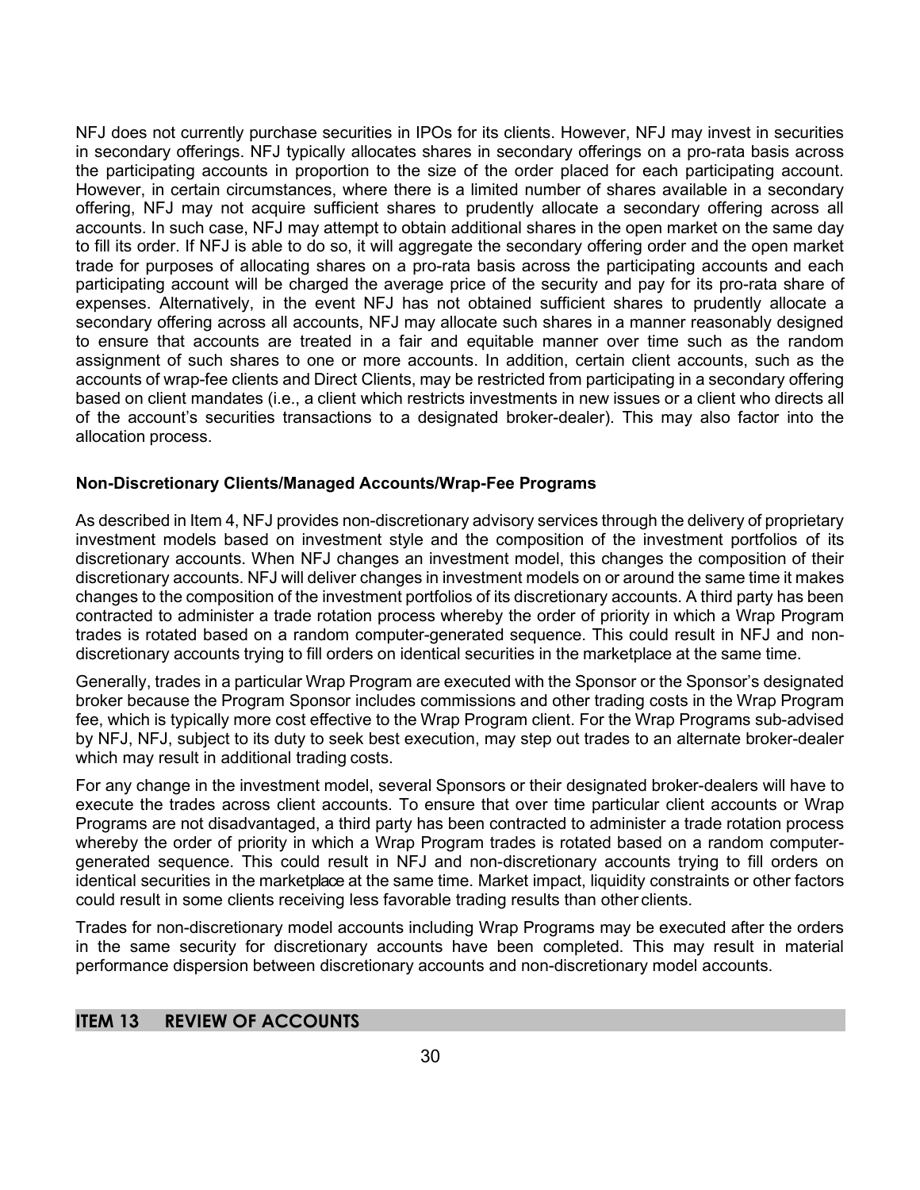NFJ does not currently purchase securities in IPOs for its clients. However, NFJ may invest in securities in secondary offerings. NFJ typically allocates shares in secondary offerings on a pro-rata basis across the participating accounts in proportion to the size of the order placed for each participating account. However, in certain circumstances, where there is a limited number of shares available in a secondary offering, NFJ may not acquire sufficient shares to prudently allocate a secondary offering across all accounts. In such case, NFJ may attempt to obtain additional shares in the open market on the same day to fill its order. If NFJ is able to do so, it will aggregate the secondary offering order and the open market trade for purposes of allocating shares on a pro-rata basis across the participating accounts and each participating account will be charged the average price of the security and pay for its pro-rata share of expenses. Alternatively, in the event NFJ has not obtained sufficient shares to prudently allocate a secondary offering across all accounts, NFJ may allocate such shares in a manner reasonably designed to ensure that accounts are treated in a fair and equitable manner over time such as the random assignment of such shares to one or more accounts. In addition, certain client accounts, such as the accounts of wrap-fee clients and Direct Clients, may be restricted from participating in a secondary offering based on client mandates (i.e., a client which restricts investments in new issues or a client who directs all of the account's securities transactions to a designated broker-dealer). This may also factor into the allocation process.

### Non-Discretionary Clients/Managed Accounts/Wrap-Fee Programs

As described in Item 4, NFJ provides non-discretionary advisory services through the delivery of proprietary investment models based on investment style and the composition of the investment portfolios of its discretionary accounts. When NFJ changes an investment model, this changes the composition of their discretionary accounts. NFJ will deliver changes in investment models on or around the same time it makes changes to the composition of the investment portfolios of its discretionary accounts. A third party has been contracted to administer a trade rotation process whereby the order of priority in which a Wrap Program trades is rotated based on a random computer-generated sequence. This could result in NFJ and non-discretionary accounts trying to fill orders on identical securities in the marketplace at the same time.

Generally, trades in a particular Wrap Program are executed with the Sponsor or the Sponsor's designated broker because the Program Sponsor includes commissions and other trading costs in the Wrap Program fee, which is typically more cost effective to the Wrap Program client. For the Wrap Programs sub-advised by NFJ, NFJ, subject to its duty to seek best execution, may step out trades to an alternate broker-dealer which may result in additional trading costs.

For any change in the investment model, several Sponsors or their designated broker-dealers will have to execute the trades across client accounts. To ensure that over time particular client accounts or Wrap Programs are not disadvantaged, a third party has been contracted to administer a trade rotation process whereby the order of priority in which a Wrap Program trades is rotated based on a random computer-generated sequence. This could result in NFJ and non-discretionary accounts trying to fill orders on identical securities in the marketplace at the same time. Market impact, liquidity constraints or other factors could result in some clients receiving less favorable trading results than other clients.

Trades for non-discretionary model accounts including Wrap Programs may be executed after the orders in the same security for discretionary accounts have been completed. This may result in material performance dispersion between discretionary accounts and non-discretionary model accounts.

## ITEM 13 REVIEW OF ACCOUNTS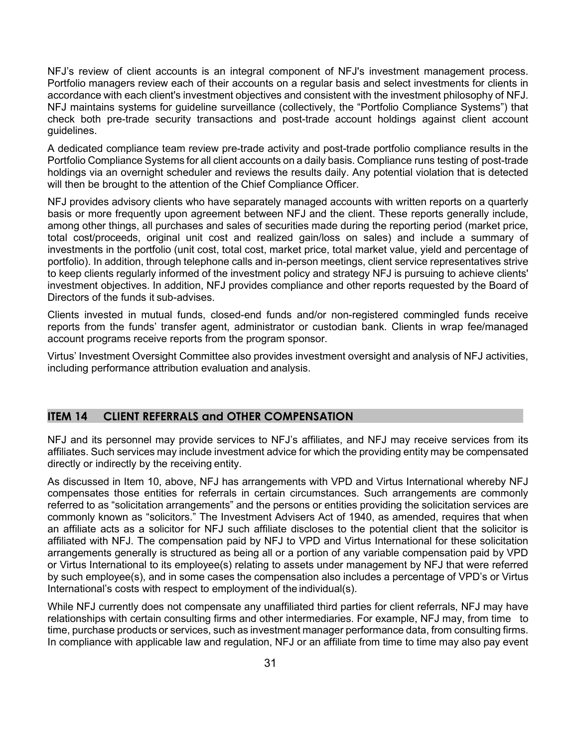NFJ's review of client accounts is an integral component of NFJ's investment management process. Portfolio managers review each of their accounts on a regular basis and select investments for clients in accordance with each client's investment objectives and consistent with the investment philosophy of NFJ. NFJ maintains systems for guideline surveillance (collectively, the "Portfolio Compliance Systems") that check both pre-trade security transactions and post-trade account holdings against client account guidelines.

A dedicated compliance team review pre-trade activity and post-trade portfolio compliance results in the Portfolio Compliance Systems for all client accounts on a daily basis. Compliance runs testing of post-trade holdings via an overnight scheduler and reviews the results daily. Any potential violation that is detected will then be brought to the attention of the Chief Compliance Officer.

NFJ provides advisory clients who have separately managed accounts with written reports on a quarterly basis or more frequently upon agreement between NFJ and the client. These reports generally include, among other things, all purchases and sales of securities made during the reporting period (market price, total cost/proceeds, original unit cost and realized gain/loss on sales) and include a summary of investments in the portfolio (unit cost, total cost, market price, total market value, yield and percentage of portfolio). In addition, through telephone calls and in-person meetings, client service representatives strive to keep clients regularly informed of the investment policy and strategy NFJ is pursuing to achieve clients' investment objectives. In addition, NFJ provides compliance and other reports requested by the Board of Directors of the funds it sub-advises.

Clients invested in mutual funds, closed-end funds and/or non-registered commingled funds receive reports from the funds' transfer agent, administrator or custodian bank. Clients in wrap fee/managed account programs receive reports from the program sponsor.

Virtus' Investment Oversight Committee also provides investment oversight and analysis of NFJ activities, including performance attribution evaluation and analysis.

## ITEM 14 CLIENT REFERRALS and OTHER COMPENSATION

NFJ and its personnel may provide services to NFJ's affiliates, and NFJ may receive services from its affiliates. Such services may include investment advice for which the providing entity may be compensated directly or indirectly by the receiving entity.

As discussed in Item 10, above, NFJ has arrangements with VPD and Virtus International whereby NFJ compensates those entities for referrals in certain circumstances. Such arrangements are commonly referred to as "solicitation arrangements" and the persons or entities providing the solicitation services are commonly known as "solicitors." The Investment Advisers Act of 1940, as amended, requires that when an affiliate acts as a solicitor for NFJ such affiliate discloses to the potential client that the solicitor is affiliated with NFJ. The compensation paid by NFJ to VPD and Virtus International for these solicitation arrangements generally is structured as being all or a portion of any variable compensation paid by VPD or Virtus International to its employee(s) relating to assets under management by NFJ that were referred by such employee(s), and in some cases the compensation also includes a percentage of VPD's or Virtus International's costs with respect to employment of the individual(s).

While NFJ currently does not compensate any unaffiliated third parties for client referrals, NFJ may have relationships with certain consulting firms and other intermediaries. For example, NFJ may, from time to time, purchase products or services, such as investment manager performance data, from consulting firms. In compliance with applicable law and regulation, NFJ or an affiliate from time to time may also pay event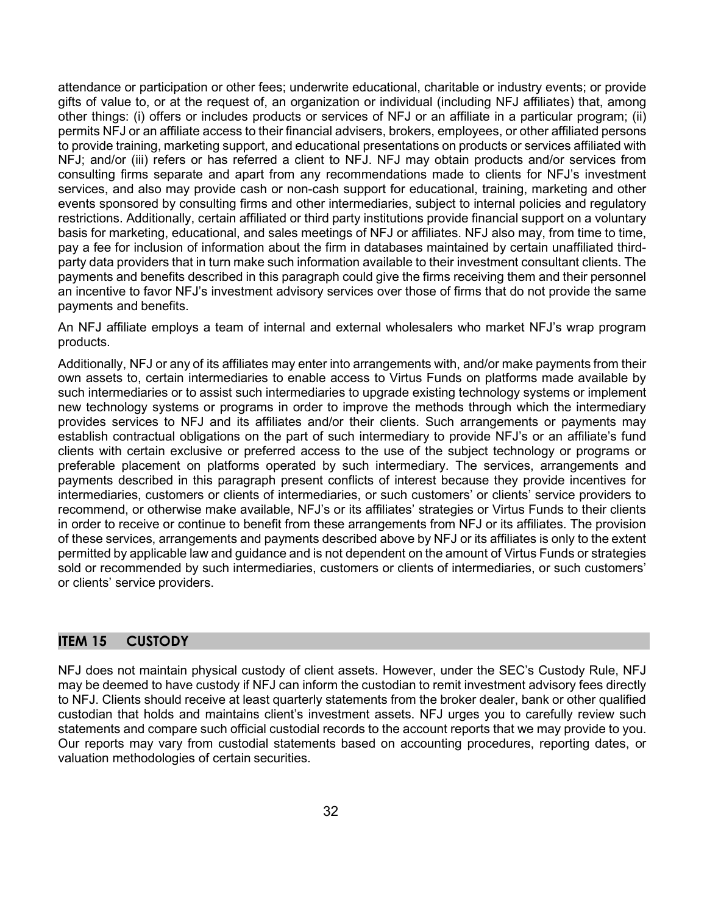attendance or participation or other fees; underwrite educational, charitable or industry events; or provide gifts of value to, or at the request of, an organization or individual (including NFJ affiliates) that, among other things: (i) offers or includes products or services of NFJ or an affiliate in a particular program; (ii) permits NFJ or an affiliate access to their financial advisers, brokers, employees, or other affiliated persons to provide training, marketing support, and educational presentations on products or services affiliated with NFJ; and/or (iii) refers or has referred a client to NFJ. NFJ may obtain products and/or services from consulting firms separate and apart from any recommendations made to clients for NFJ's investment services, and also may provide cash or non-cash support for educational, training, marketing and other events sponsored by consulting firms and other intermediaries, subject to internal policies and regulatory restrictions. Additionally, certain affiliated or third party institutions provide financial support on a voluntary basis for marketing, educational, and sales meetings of NFJ or affiliates. NFJ also may, from time to time, pay a fee for inclusion of information about the firm in databases maintained by certain unaffiliated third-party data providers that in turn make such information available to their investment consultant clients. The payments and benefits described in this paragraph could give the firms receiving them and their personnel an incentive to favor NFJ's investment advisory services over those of firms that do not provide the same payments and benefits.

An NFJ affiliate employs a team of internal and external wholesalers who market NFJ's wrap program products.

Additionally, NFJ or any of its affiliates may enter into arrangements with, and/or make payments from their own assets to, certain intermediaries to enable access to Virtus Funds on platforms made available by such intermediaries or to assist such intermediaries to upgrade existing technology systems or implement new technology systems or programs in order to improve the methods through which the intermediary provides services to NFJ and its affiliates and/or their clients. Such arrangements or payments may establish contractual obligations on the part of such intermediary to provide NFJ's or an affiliate's fund clients with certain exclusive or preferred access to the use of the subject technology or programs or preferable placement on platforms operated by such intermediary. The services, arrangements and payments described in this paragraph present conflicts of interest because they provide incentives for intermediaries, customers or clients of intermediaries, or such customers' or clients' service providers to recommend, or otherwise make available, NFJ's or its affiliates' strategies or Virtus Funds to their clients in order to receive or continue to benefit from these arrangements from NFJ or its affiliates. The provision of these services, arrangements and payments described above by NFJ or its affiliates is only to the extent permitted by applicable law and guidance and is not dependent on the amount of Virtus Funds or strategies sold or recommended by such intermediaries, customers or clients of intermediaries, or such customers' or clients' service providers.

## ITEM 15 CUSTODY

NFJ does not maintain physical custody of client assets. However, under the SEC's Custody Rule, NFJ may be deemed to have custody if NFJ can inform the custodian to remit investment advisory fees directly to NFJ. Clients should receive at least quarterly statements from the broker dealer, bank or other qualified custodian that holds and maintains client's investment assets. NFJ urges you to carefully review such statements and compare such official custodial records to the account reports that we may provide to you. Our reports may vary from custodial statements based on accounting procedures, reporting dates, or valuation methodologies of certain securities.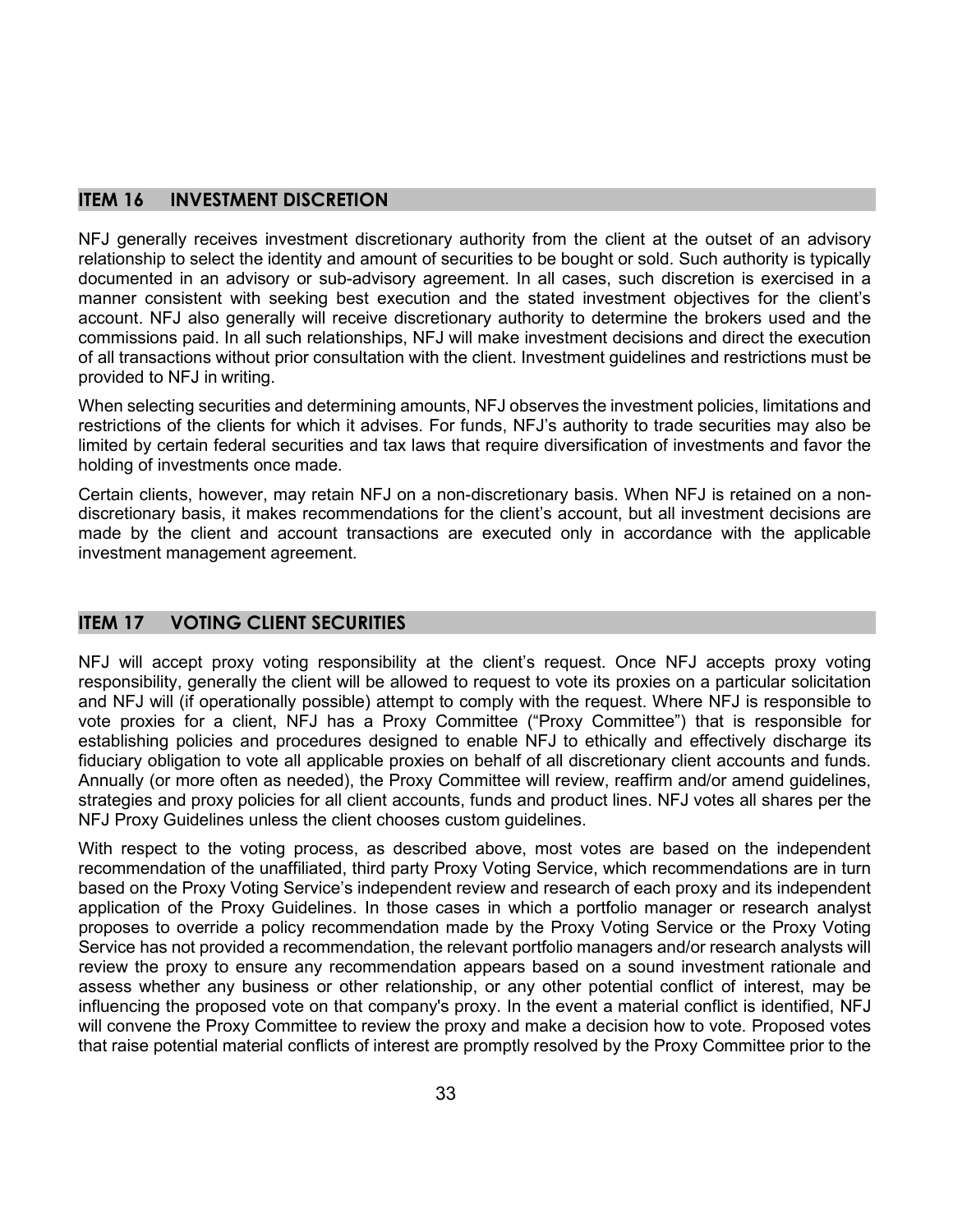## ITEM 16 INVESTMENT DISCRETION

NFJ generally receives investment discretionary authority from the client at the outset of an advisory relationship to select the identity and amount of securities to be bought or sold. Such authority is typically documented in an advisory or sub-advisory agreement. In all cases, such discretion is exercised in a manner consistent with seeking best execution and the stated investment objectives for the client's account. NFJ also generally will receive discretionary authority to determine the brokers used and the commissions paid. In all such relationships, NFJ will make investment decisions and direct the execution of all transactions without prior consultation with the client. Investment guidelines and restrictions must be provided to NFJ in writing.

When selecting securities and determining amounts, NFJ observes the investment policies, limitations and restrictions of the clients for which it advises. For funds, NFJ's authority to trade securities may also be limited by certain federal securities and tax laws that require diversification of investments and favor the holding of investments once made.

Certain clients, however, may retain NFJ on a non-discretionary basis. When NFJ is retained on a non-discretionary basis, it makes recommendations for the client's account, but all investment decisions are made by the client and account transactions are executed only in accordance with the applicable investment management agreement.

## ITEM 17 VOTING CLIENT SECURITIES

NFJ will accept proxy voting responsibility at the client's request. Once NFJ accepts proxy voting responsibility, generally the client will be allowed to request to vote its proxies on a particular solicitation and NFJ will (if operationally possible) attempt to comply with the request. Where NFJ is responsible to vote proxies for a client, NFJ has a Proxy Committee ("Proxy Committee") that is responsible for establishing policies and procedures designed to enable NFJ to ethically and effectively discharge its fiduciary obligation to vote all applicable proxies on behalf of all discretionary client accounts and funds. Annually (or more often as needed), the Proxy Committee will review, reaffirm and/or amend guidelines, strategies and proxy policies for all client accounts, funds and product lines. NFJ votes all shares per the NFJ Proxy Guidelines unless the client chooses custom guidelines.

With respect to the voting process, as described above, most votes are based on the independent recommendation of the unaffiliated, third party Proxy Voting Service, which recommendations are in turn based on the Proxy Voting Service's independent review and research of each proxy and its independent application of the Proxy Guidelines. In those cases in which a portfolio manager or research analyst proposes to override a policy recommendation made by the Proxy Voting Service or the Proxy Voting Service has not provided a recommendation, the relevant portfolio managers and/or research analysts will review the proxy to ensure any recommendation appears based on a sound investment rationale and assess whether any business or other relationship, or any other potential conflict of interest, may be influencing the proposed vote on that company's proxy. In the event a material conflict is identified, NFJ will convene the Proxy Committee to review the proxy and make a decision how to vote. Proposed votes that raise potential material conflicts of interest are promptly resolved by the Proxy Committee prior to the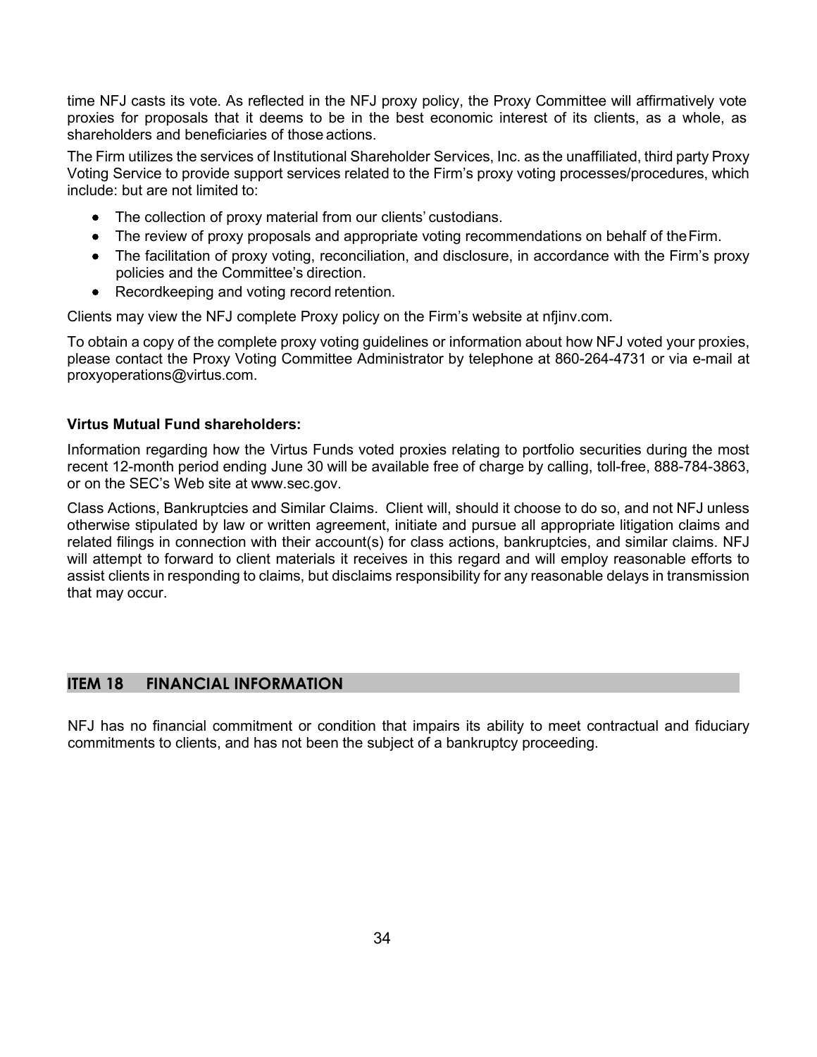time NFJ casts its vote. As reflected in the NFJ proxy policy, the Proxy Committee will affirmatively vote proxies for proposals that it deems to be in the best economic interest of its clients, as a whole, as shareholders and beneficiaries of those actions.

The Firm utilizes the services of Institutional Shareholder Services, Inc. as the unaffiliated, third party Proxy Voting Service to provide support services related to the Firm's proxy voting processes/procedures, which include: but are not limited to:

- The collection of proxy material from our clients' custodians.
- The review of proxy proposals and appropriate voting recommendations on behalf of the Firm.
- The facilitation of proxy voting, reconciliation, and disclosure, in accordance with the Firm's proxy policies and the Committee's direction.
- Recordkeeping and voting record retention.

Clients may view the NFJ complete Proxy policy on the Firm's website at nfjinv.com.

To obtain a copy of the complete proxy voting guidelines or information about how NFJ voted your proxies, please contact the Proxy Voting Committee Administrator by telephone at 860-264-4731 or via e-mail at proxyoperations@virtus.com.

**Virtus Mutual Fund shareholders:**

Information regarding how the Virtus Funds voted proxies relating to portfolio securities during the most recent 12-month period ending June 30 will be available free of charge by calling, toll-free, 888-784-3863, or on the SEC's Web site at www.sec.gov.

Class Actions, Bankruptcies and Similar Claims. Client will, should it choose to do so, and not NFJ unless otherwise stipulated by law or written agreement, initiate and pursue all appropriate litigation claims and related filings in connection with their account(s) for class actions, bankruptcies, and similar claims. NFJ will attempt to forward to client materials it receives in this regard and will employ reasonable efforts to assist clients in responding to claims, but disclaims responsibility for any reasonable delays in transmission that may occur.

## ITEM 18 FINANCIAL INFORMATION

NFJ has no financial commitment or condition that impairs its ability to meet contractual and fiduciary commitments to clients, and has not been the subject of a bankruptcy proceeding.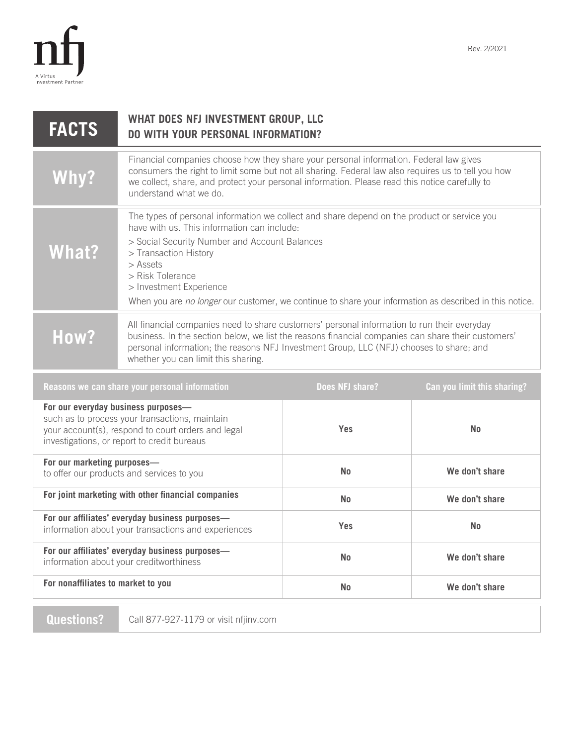nfj

A Virtus Investment Partner

Rev. 2/2021

| FACTS | WHAT DOES NFJ INVESTMENT GROUP, LLC DO WITH YOUR PERSONAL INFORMATION? |
|---|---|
| **Why?** | Financial companies choose how they share your personal information. Federal law gives consumers the right to limit some but not all sharing. Federal law also requires us to tell you how we collect, share, and protect your personal information. Please read this notice carefully to understand what we do. |
| **What?** | The types of personal information we collect and share depend on the product or service you have with us. This information can include:<br>> Social Security Number and Account Balances<br>> Transaction History<br>> Assets<br>> Risk Tolerance<br>> Investment Experience<br>When you are *no longer* our customer, we continue to share your information as described in this notice. |
| **How?** | All financial companies need to share customers' personal information to run their everyday business. In the section below, we list the reasons financial companies can share their customers' personal information; the reasons NFJ Investment Group, LLC (NFJ) chooses to share; and whether you can limit this sharing. |

| Reasons we can share your personal information | Does NFJ share? | Can you limit this sharing? |
|---|---|---|
| **For our everyday business purposes—** such as to process your transactions, maintain your account(s), respond to court orders and legal investigations, or report to credit bureaus | Yes | No |
| **For our marketing purposes—** to offer our products and services to you | No | We don't share |
| **For joint marketing with other financial companies** | No | We don't share |
| **For our affiliates' everyday business purposes—** information about your transactions and experiences | Yes | No |
| **For our affiliates' everyday business purposes—** information about your creditworthiness | No | We don't share |
| **For nonaffiliates to market to you** | No | We don't share |

| Questions? | Call 877-927-1179 or visit nfjinv.com |
|---|---|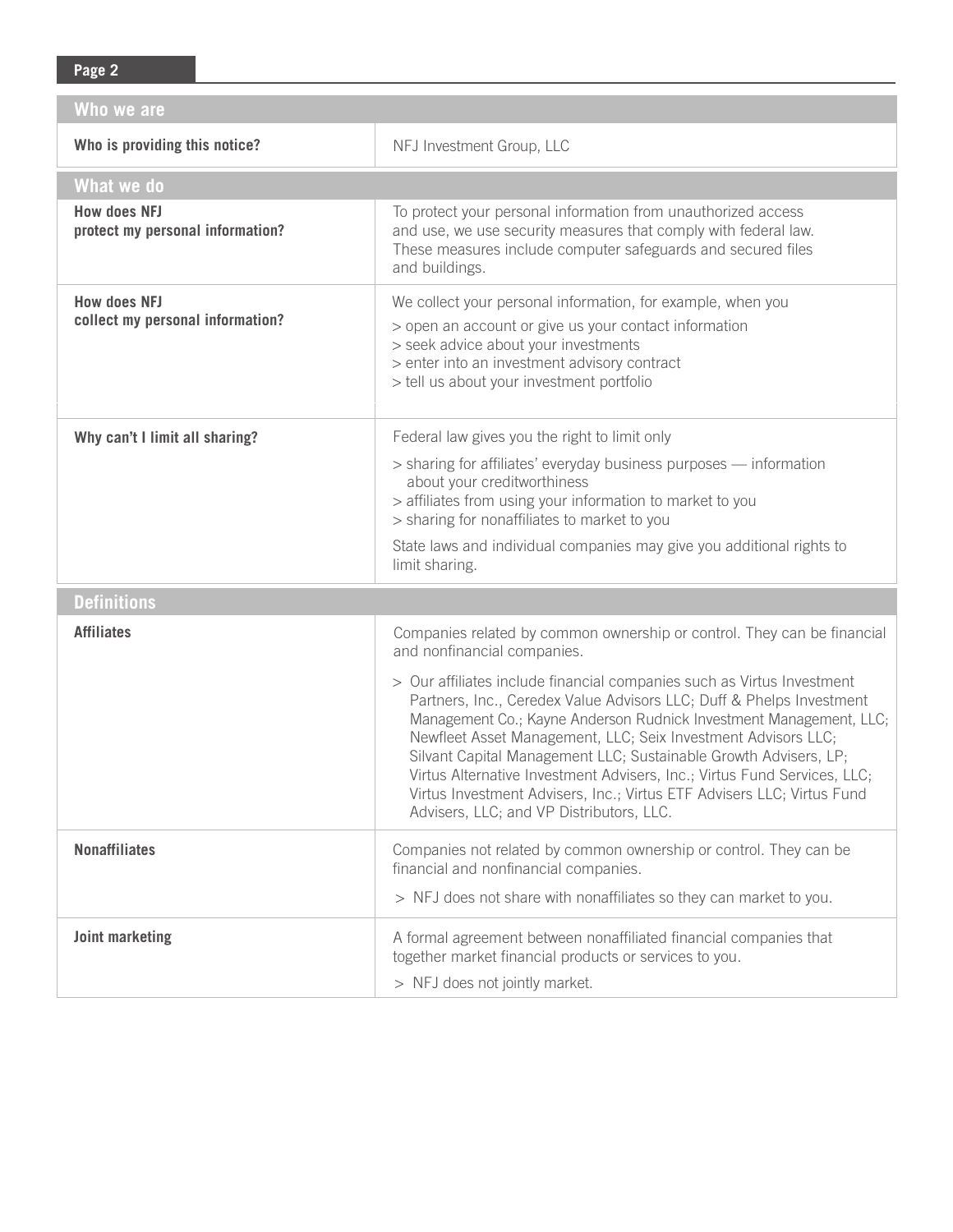## Who we are

| | |
|---|---|
| **Who is providing this notice?** | NFJ Investment Group, LLC |

## What we do

| | |
|---|---|
| **How does NFJ protect my personal information?** | To protect your personal information from unauthorized access and use, we use security measures that comply with federal law. These measures include computer safeguards and secured files and buildings. |
| **How does NFJ collect my personal information?** | We collect your personal information, for example, when you<br>> open an account or give us your contact information<br>> seek advice about your investments<br>> enter into an investment advisory contract<br>> tell us about your investment portfolio |
| **Why can't I limit all sharing?** | Federal law gives you the right to limit only<br>> sharing for affiliates' everyday business purposes — information about your creditworthiness<br>> affiliates from using your information to market to you<br>> sharing for nonaffiliates to market to you<br>State laws and individual companies may give you additional rights to limit sharing. |

## Definitions

| | |
|---|---|
| **Affiliates** | Companies related by common ownership or control. They can be financial and nonfinancial companies.<br>> Our affiliates include financial companies such as Virtus Investment Partners, Inc., Ceredex Value Advisors LLC; Duff & Phelps Investment Management Co.; Kayne Anderson Rudnick Investment Management, LLC; Newfleet Asset Management, LLC; Seix Investment Advisors LLC; Silvant Capital Management LLC; Sustainable Growth Advisers, LP; Virtus Alternative Investment Advisers, Inc.; Virtus Fund Services, LLC; Virtus Investment Advisers, Inc.; Virtus ETF Advisers LLC; Virtus Fund Advisers, LLC; and VP Distributors, LLC. |
| **Nonaffiliates** | Companies not related by common ownership or control. They can be financial and nonfinancial companies.<br>> NFJ does not share with nonaffiliates so they can market to you. |
| **Joint marketing** | A formal agreement between nonaffiliated financial companies that together market financial products or services to you.<br>> NFJ does not jointly market. |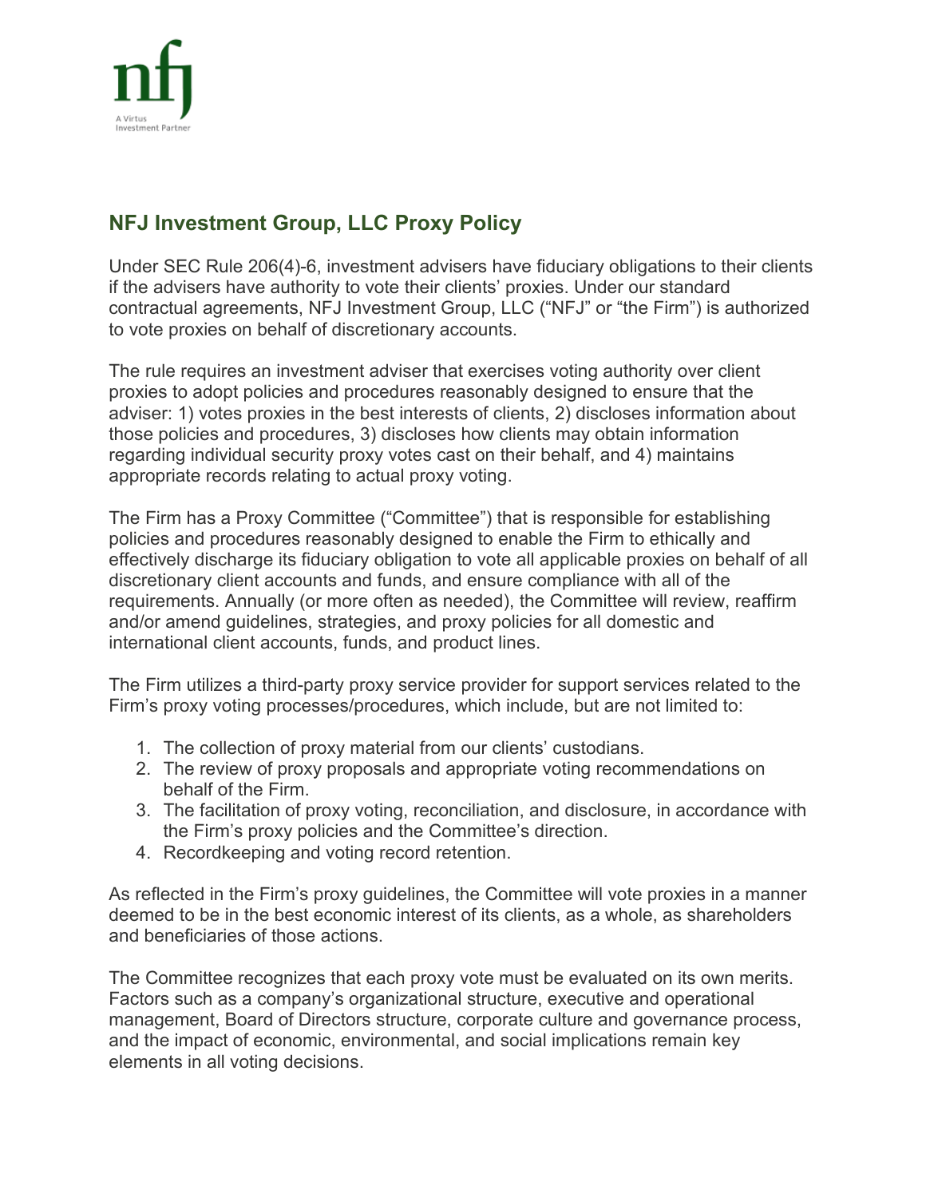# NFJ Investment Group, LLC Proxy Policy

Under SEC Rule 206(4)-6, investment advisers have fiduciary obligations to their clients if the advisers have authority to vote their clients' proxies. Under our standard contractual agreements, NFJ Investment Group, LLC ("NFJ" or "the Firm") is authorized to vote proxies on behalf of discretionary accounts.

The rule requires an investment adviser that exercises voting authority over client proxies to adopt policies and procedures reasonably designed to ensure that the adviser: 1) votes proxies in the best interests of clients, 2) discloses information about those policies and procedures, 3) discloses how clients may obtain information regarding individual security proxy votes cast on their behalf, and 4) maintains appropriate records relating to actual proxy voting.

The Firm has a Proxy Committee ("Committee") that is responsible for establishing policies and procedures reasonably designed to enable the Firm to ethically and effectively discharge its fiduciary obligation to vote all applicable proxies on behalf of all discretionary client accounts and funds, and ensure compliance with all of the requirements. Annually (or more often as needed), the Committee will review, reaffirm and/or amend guidelines, strategies, and proxy policies for all domestic and international client accounts, funds, and product lines.

The Firm utilizes a third-party proxy service provider for support services related to the Firm's proxy voting processes/procedures, which include, but are not limited to:

1. The collection of proxy material from our clients' custodians.
2. The review of proxy proposals and appropriate voting recommendations on behalf of the Firm.
3. The facilitation of proxy voting, reconciliation, and disclosure, in accordance with the Firm's proxy policies and the Committee's direction.
4. Recordkeeping and voting record retention.

As reflected in the Firm's proxy guidelines, the Committee will vote proxies in a manner deemed to be in the best economic interest of its clients, as a whole, as shareholders and beneficiaries of those actions.

The Committee recognizes that each proxy vote must be evaluated on its own merits. Factors such as a company's organizational structure, executive and operational management, Board of Directors structure, corporate culture and governance process, and the impact of economic, environmental, and social implications remain key elements in all voting decisions.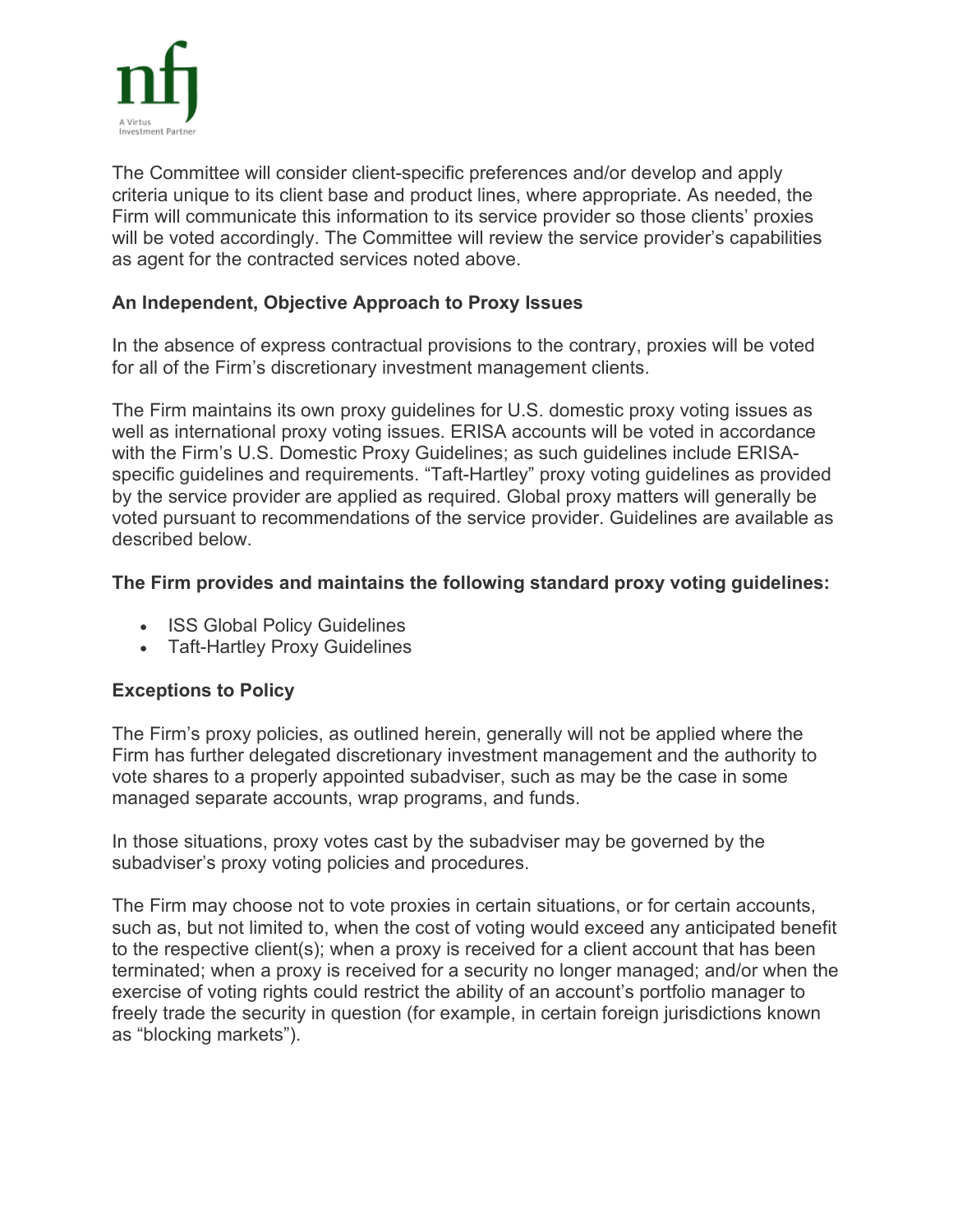The Committee will consider client-specific preferences and/or develop and apply criteria unique to its client base and product lines, where appropriate. As needed, the Firm will communicate this information to its service provider so those clients' proxies will be voted accordingly. The Committee will review the service provider's capabilities as agent for the contracted services noted above.

**An Independent, Objective Approach to Proxy Issues**

In the absence of express contractual provisions to the contrary, proxies will be voted for all of the Firm's discretionary investment management clients.

The Firm maintains its own proxy guidelines for U.S. domestic proxy voting issues as well as international proxy voting issues. ERISA accounts will be voted in accordance with the Firm's U.S. Domestic Proxy Guidelines; as such guidelines include ERISA-specific guidelines and requirements. "Taft-Hartley" proxy voting guidelines as provided by the service provider are applied as required. Global proxy matters will generally be voted pursuant to recommendations of the service provider. Guidelines are available as described below.

**The Firm provides and maintains the following standard proxy voting guidelines:**

- ISS Global Policy Guidelines
- Taft-Hartley Proxy Guidelines

**Exceptions to Policy**

The Firm's proxy policies, as outlined herein, generally will not be applied where the Firm has further delegated discretionary investment management and the authority to vote shares to a properly appointed subadviser, such as may be the case in some managed separate accounts, wrap programs, and funds.

In those situations, proxy votes cast by the subadviser may be governed by the subadviser's proxy voting policies and procedures.

The Firm may choose not to vote proxies in certain situations, or for certain accounts, such as, but not limited to, when the cost of voting would exceed any anticipated benefit to the respective client(s); when a proxy is received for a client account that has been terminated; when a proxy is received for a security no longer managed; and/or when the exercise of voting rights could restrict the ability of an account's portfolio manager to freely trade the security in question (for example, in certain foreign jurisdictions known as "blocking markets").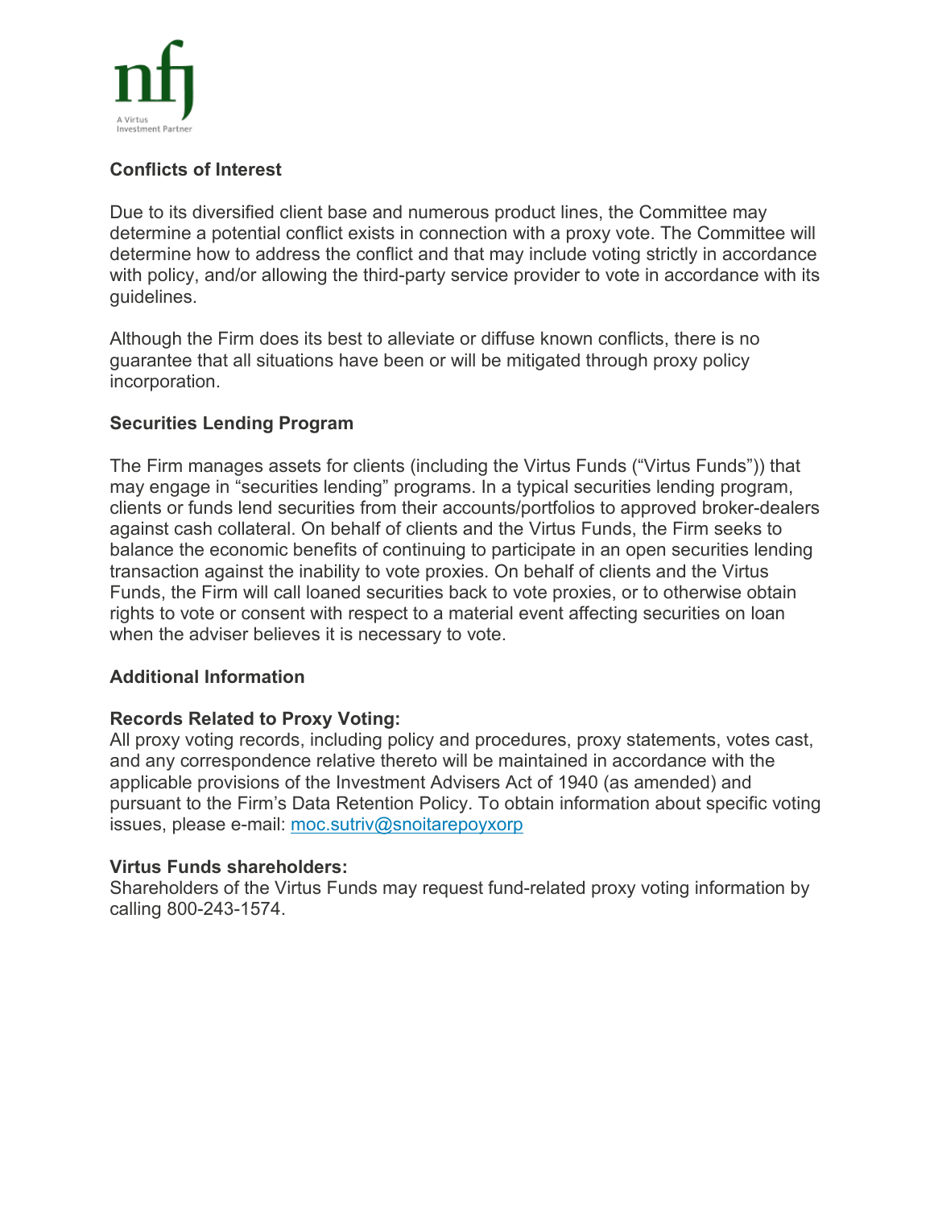## Conflicts of Interest

Due to its diversified client base and numerous product lines, the Committee may determine a potential conflict exists in connection with a proxy vote. The Committee will determine how to address the conflict and that may include voting strictly in accordance with policy, and/or allowing the third-party service provider to vote in accordance with its guidelines.

Although the Firm does its best to alleviate or diffuse known conflicts, there is no guarantee that all situations have been or will be mitigated through proxy policy incorporation.

## Securities Lending Program

The Firm manages assets for clients (including the Virtus Funds ("Virtus Funds")) that may engage in "securities lending" programs. In a typical securities lending program, clients or funds lend securities from their accounts/portfolios to approved broker-dealers against cash collateral. On behalf of clients and the Virtus Funds, the Firm seeks to balance the economic benefits of continuing to participate in an open securities lending transaction against the inability to vote proxies. On behalf of clients and the Virtus Funds, the Firm will call loaned securities back to vote proxies, or to otherwise obtain rights to vote or consent with respect to a material event affecting securities on loan when the adviser believes it is necessary to vote.

## Additional Information

**Records Related to Proxy Voting:**
All proxy voting records, including policy and procedures, proxy statements, votes cast, and any correspondence relative thereto will be maintained in accordance with the applicable provisions of the Investment Advisers Act of 1940 (as amended) and pursuant to the Firm's Data Retention Policy. To obtain information about specific voting issues, please e-mail: moc.sutriv@snoitarepoyxorp

**Virtus Funds shareholders:**
Shareholders of the Virtus Funds may request fund-related proxy voting information by calling 800-243-1574.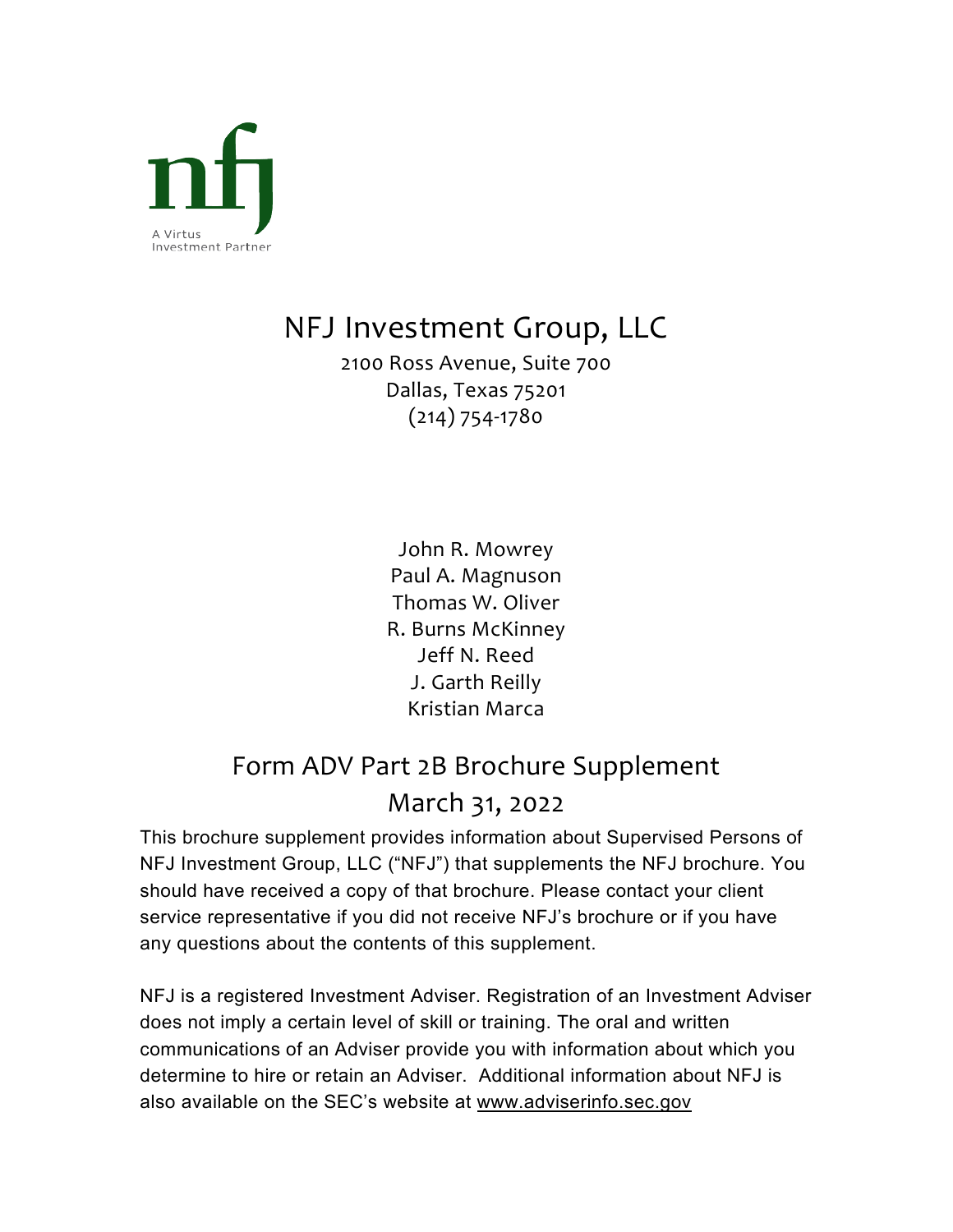nfj

A Virtus Investment Partner

# NFJ Investment Group, LLC

2100 Ross Avenue, Suite 700
Dallas, Texas 75201
(214) 754-1780

John R. Mowrey
Paul A. Magnuson
Thomas W. Oliver
R. Burns McKinney
Jeff N. Reed
J. Garth Reilly
Kristian Marca

## Form ADV Part 2B Brochure Supplement

## March 31, 2022

This brochure supplement provides information about Supervised Persons of NFJ Investment Group, LLC ("NFJ") that supplements the NFJ brochure. You should have received a copy of that brochure. Please contact your client service representative if you did not receive NFJ's brochure or if you have any questions about the contents of this supplement.

NFJ is a registered Investment Adviser. Registration of an Investment Adviser does not imply a certain level of skill or training. The oral and written communications of an Adviser provide you with information about which you determine to hire or retain an Adviser. Additional information about NFJ is also available on the SEC's website at www.adviserinfo.sec.gov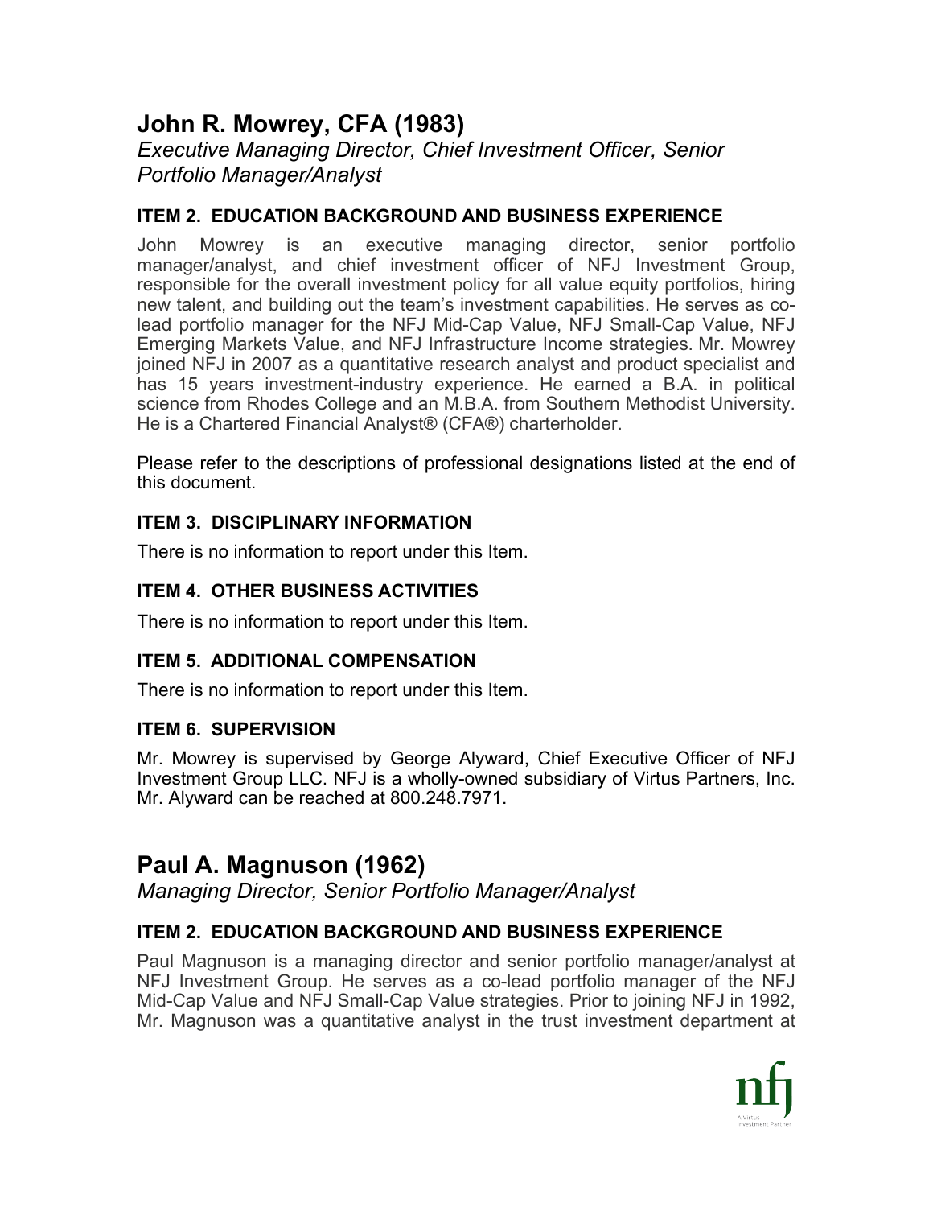## John R. Mowrey, CFA (1983)

*Executive Managing Director, Chief Investment Officer, Senior Portfolio Manager/Analyst*

### ITEM 2. EDUCATION BACKGROUND AND BUSINESS EXPERIENCE

John Mowrey is an executive managing director, senior portfolio manager/analyst, and chief investment officer of NFJ Investment Group, responsible for the overall investment policy for all value equity portfolios, hiring new talent, and building out the team's investment capabilities. He serves as co-lead portfolio manager for the NFJ Mid-Cap Value, NFJ Small-Cap Value, NFJ Emerging Markets Value, and NFJ Infrastructure Income strategies. Mr. Mowrey joined NFJ in 2007 as a quantitative research analyst and product specialist and has 15 years investment-industry experience. He earned a B.A. in political science from Rhodes College and an M.B.A. from Southern Methodist University. He is a Chartered Financial Analyst® (CFA®) charterholder.

Please refer to the descriptions of professional designations listed at the end of this document.

### ITEM 3. DISCIPLINARY INFORMATION

There is no information to report under this Item.

### ITEM 4. OTHER BUSINESS ACTIVITIES

There is no information to report under this Item.

### ITEM 5. ADDITIONAL COMPENSATION

There is no information to report under this Item.

### ITEM 6. SUPERVISION

Mr. Mowrey is supervised by George Alyward, Chief Executive Officer of NFJ Investment Group LLC. NFJ is a wholly-owned subsidiary of Virtus Partners, Inc. Mr. Alyward can be reached at 800.248.7971.

## Paul A. Magnuson (1962)

*Managing Director, Senior Portfolio Manager/Analyst*

### ITEM 2. EDUCATION BACKGROUND AND BUSINESS EXPERIENCE

Paul Magnuson is a managing director and senior portfolio manager/analyst at NFJ Investment Group. He serves as a co-lead portfolio manager of the NFJ Mid-Cap Value and NFJ Small-Cap Value strategies. Prior to joining NFJ in 1992, Mr. Magnuson was a quantitative analyst in the trust investment department at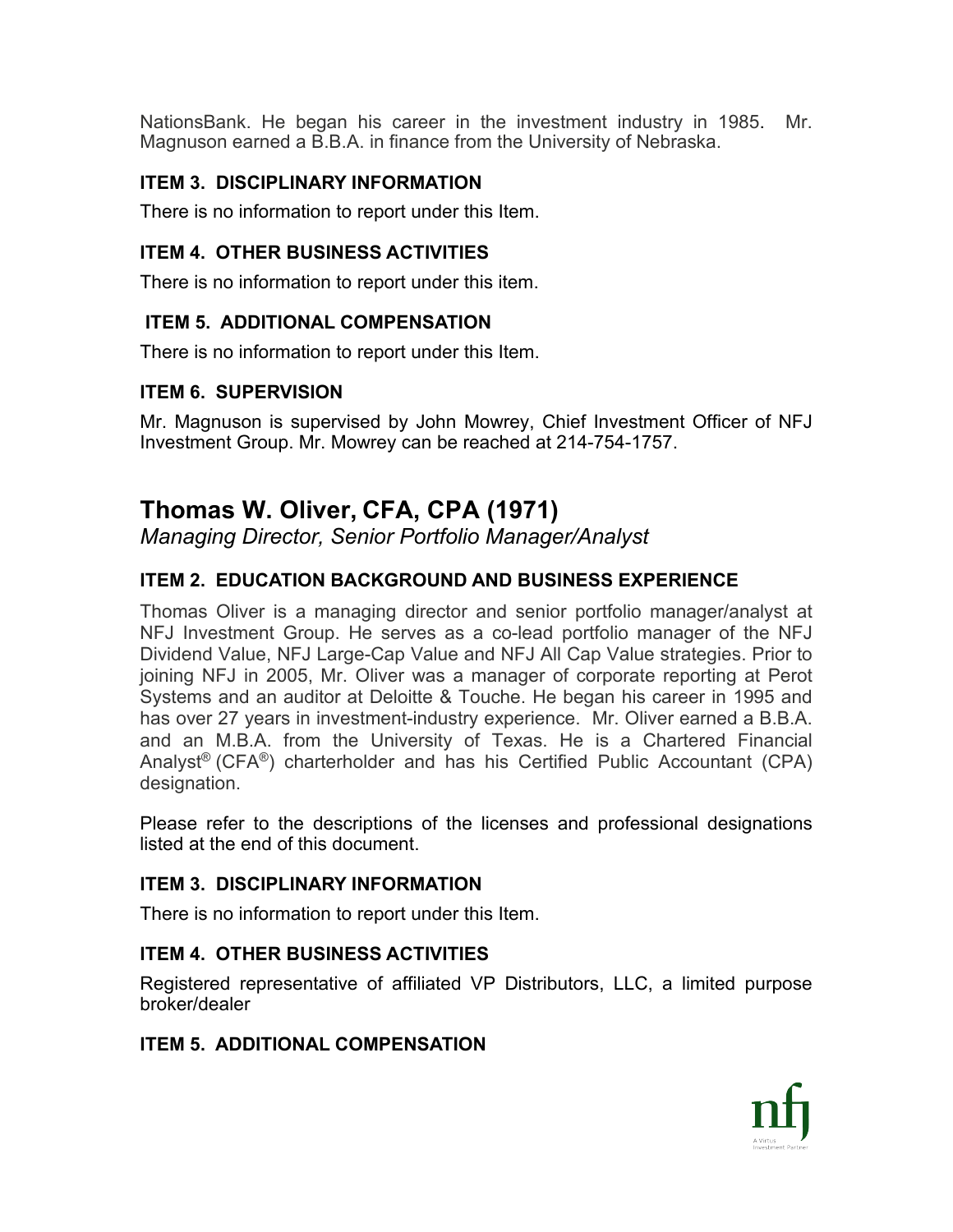NationsBank. He began his career in the investment industry in 1985. Mr. Magnuson earned a B.B.A. in finance from the University of Nebraska.

### ITEM 3. DISCIPLINARY INFORMATION

There is no information to report under this Item.

### ITEM 4. OTHER BUSINESS ACTIVITIES

There is no information to report under this item.

### ITEM 5. ADDITIONAL COMPENSATION

There is no information to report under this Item.

### ITEM 6. SUPERVISION

Mr. Magnuson is supervised by John Mowrey, Chief Investment Officer of NFJ Investment Group. Mr. Mowrey can be reached at 214-754-1757.

## Thomas W. Oliver, CFA, CPA (1971)

*Managing Director, Senior Portfolio Manager/Analyst*

### ITEM 2. EDUCATION BACKGROUND AND BUSINESS EXPERIENCE

Thomas Oliver is a managing director and senior portfolio manager/analyst at NFJ Investment Group. He serves as a co-lead portfolio manager of the NFJ Dividend Value, NFJ Large-Cap Value and NFJ All Cap Value strategies. Prior to joining NFJ in 2005, Mr. Oliver was a manager of corporate reporting at Perot Systems and an auditor at Deloitte & Touche. He began his career in 1995 and has over 27 years in investment-industry experience. Mr. Oliver earned a B.B.A. and an M.B.A. from the University of Texas. He is a Chartered Financial Analyst® (CFA®) charterholder and has his Certified Public Accountant (CPA) designation.

Please refer to the descriptions of the licenses and professional designations listed at the end of this document.

### ITEM 3. DISCIPLINARY INFORMATION

There is no information to report under this Item.

### ITEM 4. OTHER BUSINESS ACTIVITIES

Registered representative of affiliated VP Distributors, LLC, a limited purpose broker/dealer

### ITEM 5. ADDITIONAL COMPENSATION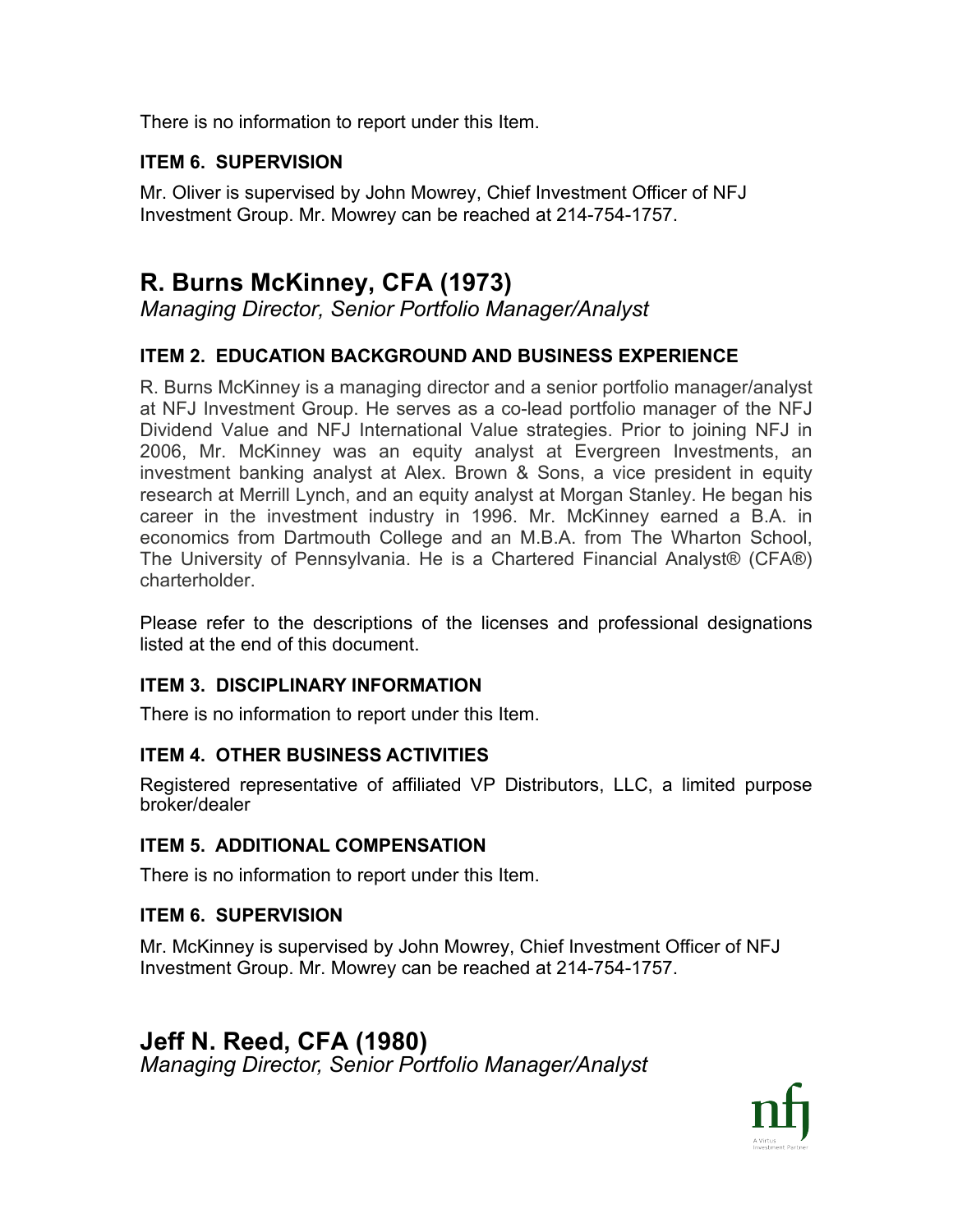There is no information to report under this Item.

### ITEM 6. SUPERVISION

Mr. Oliver is supervised by John Mowrey, Chief Investment Officer of NFJ Investment Group. Mr. Mowrey can be reached at 214-754-1757.

## R. Burns McKinney, CFA (1973)

*Managing Director, Senior Portfolio Manager/Analyst*

### ITEM 2. EDUCATION BACKGROUND AND BUSINESS EXPERIENCE

R. Burns McKinney is a managing director and a senior portfolio manager/analyst at NFJ Investment Group. He serves as a co-lead portfolio manager of the NFJ Dividend Value and NFJ International Value strategies. Prior to joining NFJ in 2006, Mr. McKinney was an equity analyst at Evergreen Investments, an investment banking analyst at Alex. Brown & Sons, a vice president in equity research at Merrill Lynch, and an equity analyst at Morgan Stanley. He began his career in the investment industry in 1996. Mr. McKinney earned a B.A. in economics from Dartmouth College and an M.B.A. from The Wharton School, The University of Pennsylvania. He is a Chartered Financial Analyst® (CFA®) charterholder.

Please refer to the descriptions of the licenses and professional designations listed at the end of this document.

### ITEM 3. DISCIPLINARY INFORMATION

There is no information to report under this Item.

### ITEM 4. OTHER BUSINESS ACTIVITIES

Registered representative of affiliated VP Distributors, LLC, a limited purpose broker/dealer

### ITEM 5. ADDITIONAL COMPENSATION

There is no information to report under this Item.

### ITEM 6. SUPERVISION

Mr. McKinney is supervised by John Mowrey, Chief Investment Officer of NFJ Investment Group. Mr. Mowrey can be reached at 214-754-1757.

## Jeff N. Reed, CFA (1980)

*Managing Director, Senior Portfolio Manager/Analyst*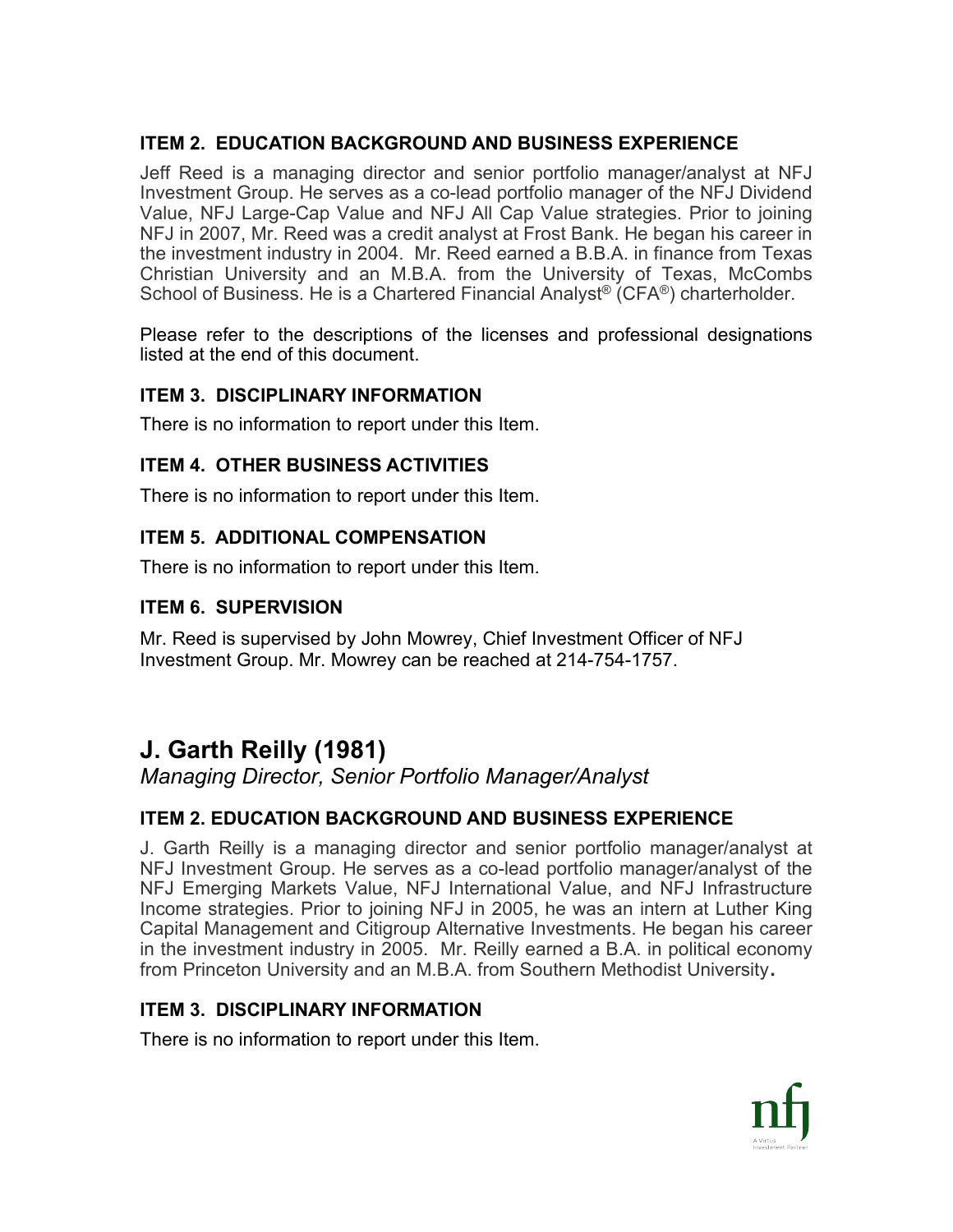### ITEM 2. EDUCATION BACKGROUND AND BUSINESS EXPERIENCE

Jeff Reed is a managing director and senior portfolio manager/analyst at NFJ Investment Group. He serves as a co-lead portfolio manager of the NFJ Dividend Value, NFJ Large-Cap Value and NFJ All Cap Value strategies. Prior to joining NFJ in 2007, Mr. Reed was a credit analyst at Frost Bank. He began his career in the investment industry in 2004. Mr. Reed earned a B.B.A. in finance from Texas Christian University and an M.B.A. from the University of Texas, McCombs School of Business. He is a Chartered Financial Analyst® (CFA®) charterholder.

Please refer to the descriptions of the licenses and professional designations listed at the end of this document.

### ITEM 3. DISCIPLINARY INFORMATION

There is no information to report under this Item.

### ITEM 4. OTHER BUSINESS ACTIVITIES

There is no information to report under this Item.

### ITEM 5. ADDITIONAL COMPENSATION

There is no information to report under this Item.

### ITEM 6. SUPERVISION

Mr. Reed is supervised by John Mowrey, Chief Investment Officer of NFJ Investment Group. Mr. Mowrey can be reached at 214-754-1757.

## J. Garth Reilly (1981)

*Managing Director, Senior Portfolio Manager/Analyst*

### ITEM 2. EDUCATION BACKGROUND AND BUSINESS EXPERIENCE

J. Garth Reilly is a managing director and senior portfolio manager/analyst at NFJ Investment Group. He serves as a co-lead portfolio manager/analyst of the NFJ Emerging Markets Value, NFJ International Value, and NFJ Infrastructure Income strategies. Prior to joining NFJ in 2005, he was an intern at Luther King Capital Management and Citigroup Alternative Investments. He began his career in the investment industry in 2005. Mr. Reilly earned a B.A. in political economy from Princeton University and an M.B.A. from Southern Methodist University.

### ITEM 3. DISCIPLINARY INFORMATION

There is no information to report under this Item.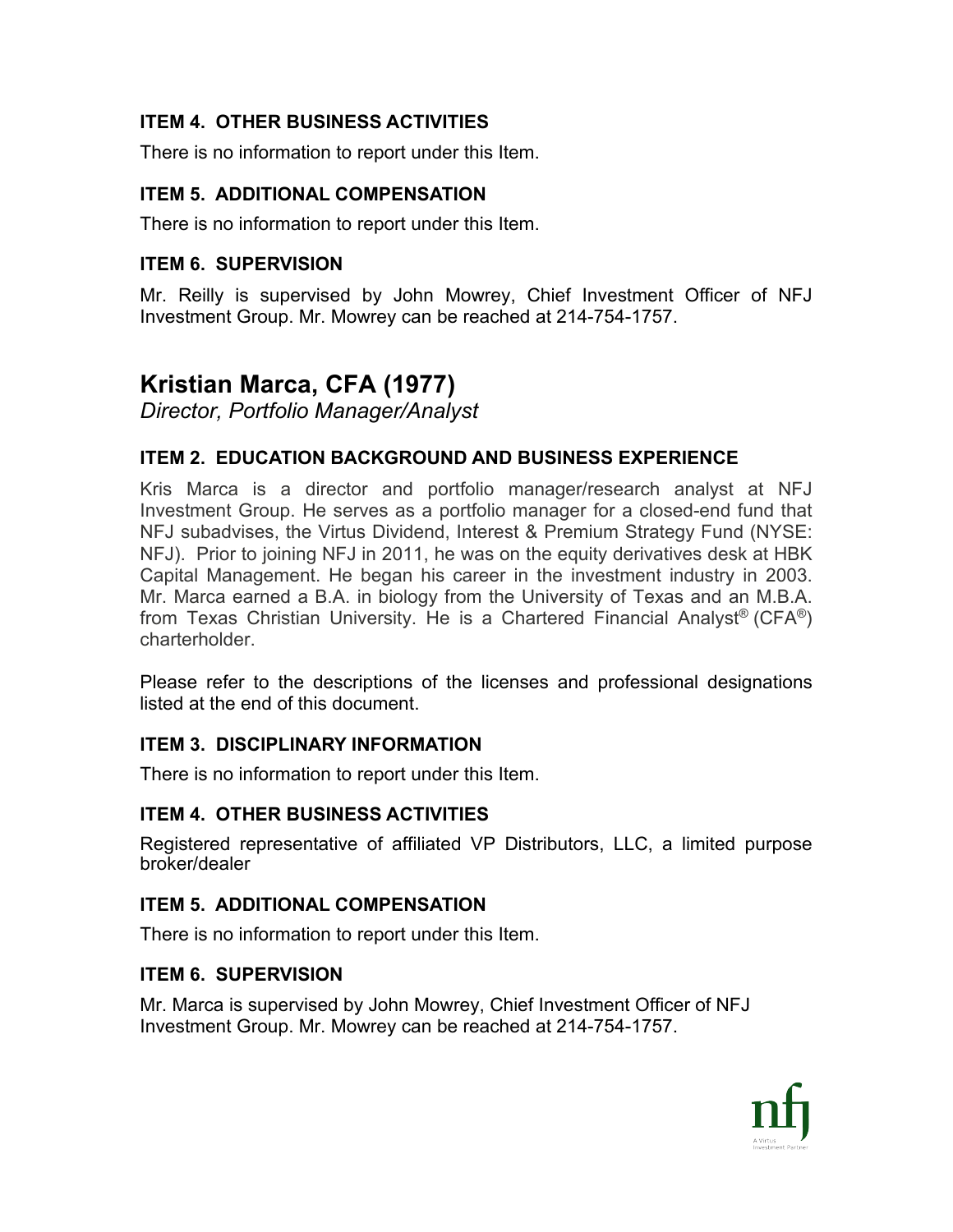### ITEM 4. OTHER BUSINESS ACTIVITIES

There is no information to report under this Item.

### ITEM 5. ADDITIONAL COMPENSATION

There is no information to report under this Item.

### ITEM 6. SUPERVISION

Mr. Reilly is supervised by John Mowrey, Chief Investment Officer of NFJ Investment Group. Mr. Mowrey can be reached at 214-754-1757.

## Kristian Marca, CFA (1977)

*Director, Portfolio Manager/Analyst*

### ITEM 2. EDUCATION BACKGROUND AND BUSINESS EXPERIENCE

Kris Marca is a director and portfolio manager/research analyst at NFJ Investment Group. He serves as a portfolio manager for a closed-end fund that NFJ subadvises, the Virtus Dividend, Interest & Premium Strategy Fund (NYSE: NFJ). Prior to joining NFJ in 2011, he was on the equity derivatives desk at HBK Capital Management. He began his career in the investment industry in 2003. Mr. Marca earned a B.A. in biology from the University of Texas and an M.B.A. from Texas Christian University. He is a Chartered Financial Analyst® (CFA®) charterholder.

Please refer to the descriptions of the licenses and professional designations listed at the end of this document.

### ITEM 3. DISCIPLINARY INFORMATION

There is no information to report under this Item.

### ITEM 4. OTHER BUSINESS ACTIVITIES

Registered representative of affiliated VP Distributors, LLC, a limited purpose broker/dealer

### ITEM 5. ADDITIONAL COMPENSATION

There is no information to report under this Item.

### ITEM 6. SUPERVISION

Mr. Marca is supervised by John Mowrey, Chief Investment Officer of NFJ Investment Group. Mr. Mowrey can be reached at 214-754-1757.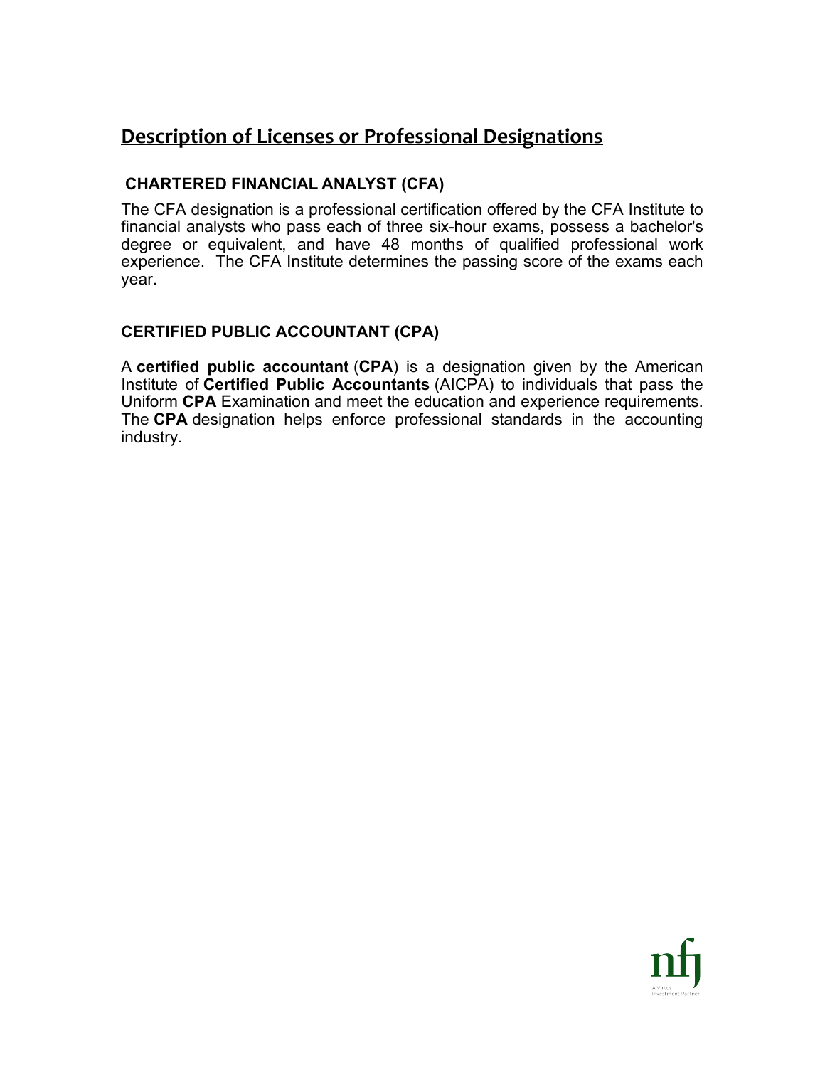## Description of Licenses or Professional Designations

### CHARTERED FINANCIAL ANALYST (CFA)

The CFA designation is a professional certification offered by the CFA Institute to financial analysts who pass each of three six-hour exams, possess a bachelor's degree or equivalent, and have 48 months of qualified professional work experience. The CFA Institute determines the passing score of the exams each year.

### CERTIFIED PUBLIC ACCOUNTANT (CPA)

A **certified public accountant** (**CPA**) is a designation given by the American Institute of **Certified Public Accountants** (AICPA) to individuals that pass the Uniform **CPA** Examination and meet the education and experience requirements. The **CPA** designation helps enforce professional standards in the accounting industry.